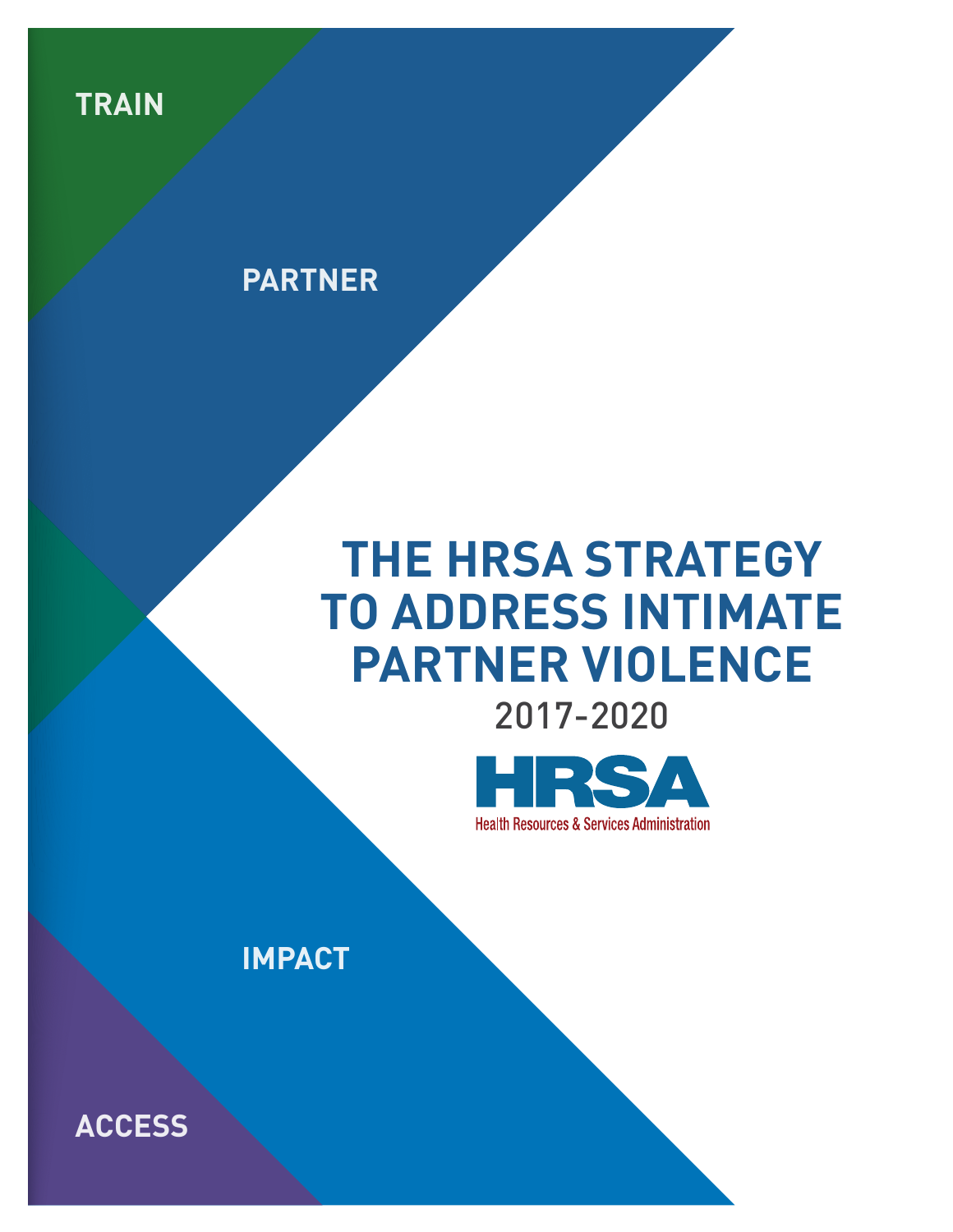TRAIN

PARTNER

# THE HRSA STRATEGY TO ADDRESS INTIMATE PARTNER VIOLENCE

2017-2020

HRSA

Health Resources & Services Administration

IMPACT

ACCESS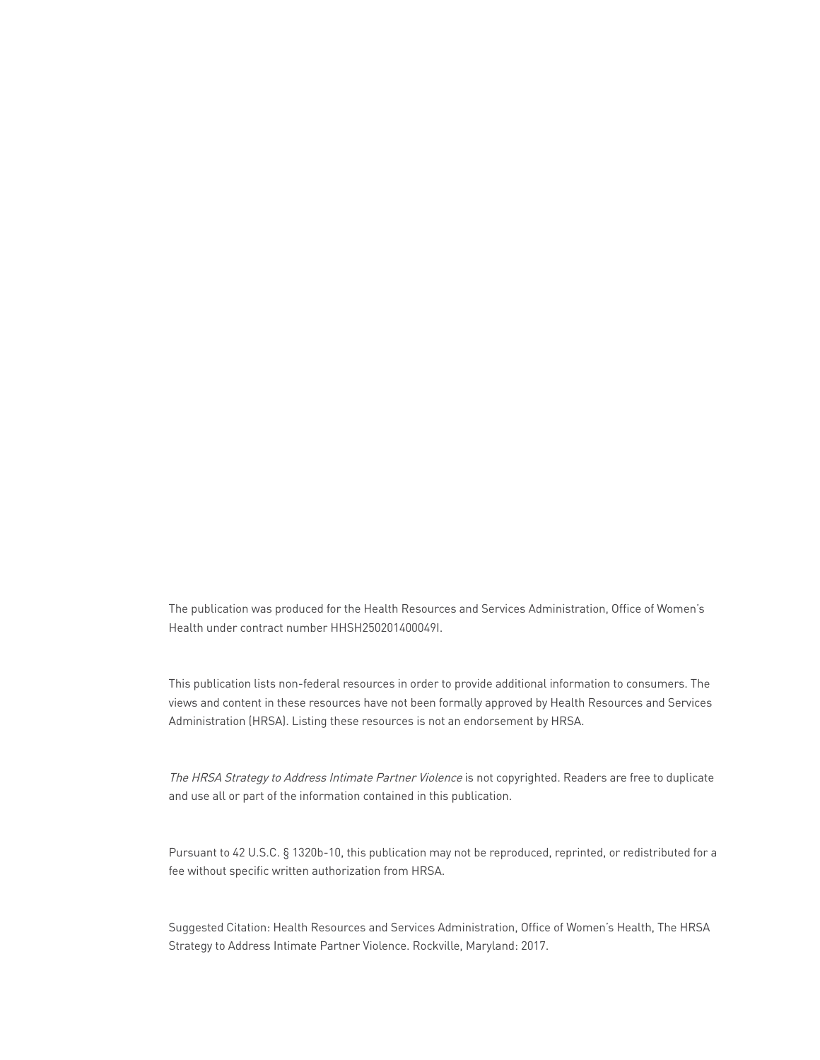The publication was produced for the Health Resources and Services Administration, Office of Women's Health under contract number HHSH250201400049I.

This publication lists non-federal resources in order to provide additional information to consumers. The views and content in these resources have not been formally approved by Health Resources and Services Administration (HRSA). Listing these resources is not an endorsement by HRSA.

*The HRSA Strategy to Address Intimate Partner Violence* is not copyrighted. Readers are free to duplicate and use all or part of the information contained in this publication.

Pursuant to 42 U.S.C. § 1320b-10, this publication may not be reproduced, reprinted, or redistributed for a fee without specific written authorization from HRSA.

Suggested Citation: Health Resources and Services Administration, Office of Women's Health, The HRSA Strategy to Address Intimate Partner Violence. Rockville, Maryland: 2017.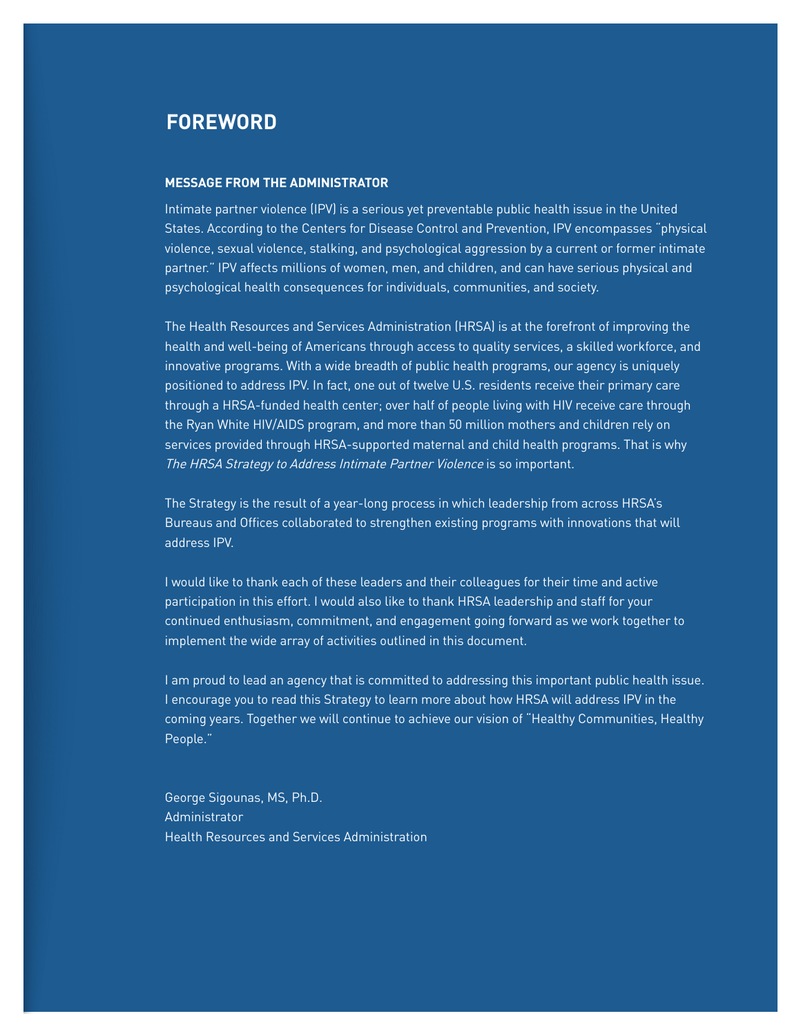# FOREWORD

## MESSAGE FROM THE ADMINISTRATOR

Intimate partner violence (IPV) is a serious yet preventable public health issue in the United States. According to the Centers for Disease Control and Prevention, IPV encompasses "physical violence, sexual violence, stalking, and psychological aggression by a current or former intimate partner." IPV affects millions of women, men, and children, and can have serious physical and psychological health consequences for individuals, communities, and society.

The Health Resources and Services Administration (HRSA) is at the forefront of improving the health and well-being of Americans through access to quality services, a skilled workforce, and innovative programs. With a wide breadth of public health programs, our agency is uniquely positioned to address IPV. In fact, one out of twelve U.S. residents receive their primary care through a HRSA-funded health center; over half of people living with HIV receive care through the Ryan White HIV/AIDS program, and more than 50 million mothers and children rely on services provided through HRSA-supported maternal and child health programs. That is why *The HRSA Strategy to Address Intimate Partner Violence* is so important.

The Strategy is the result of a year-long process in which leadership from across HRSA's Bureaus and Offices collaborated to strengthen existing programs with innovations that will address IPV.

I would like to thank each of these leaders and their colleagues for their time and active participation in this effort. I would also like to thank HRSA leadership and staff for your continued enthusiasm, commitment, and engagement going forward as we work together to implement the wide array of activities outlined in this document.

I am proud to lead an agency that is committed to addressing this important public health issue. I encourage you to read this Strategy to learn more about how HRSA will address IPV in the coming years. Together we will continue to achieve our vision of "Healthy Communities, Healthy People."

George Sigounas, MS, Ph.D.
Administrator
Health Resources and Services Administration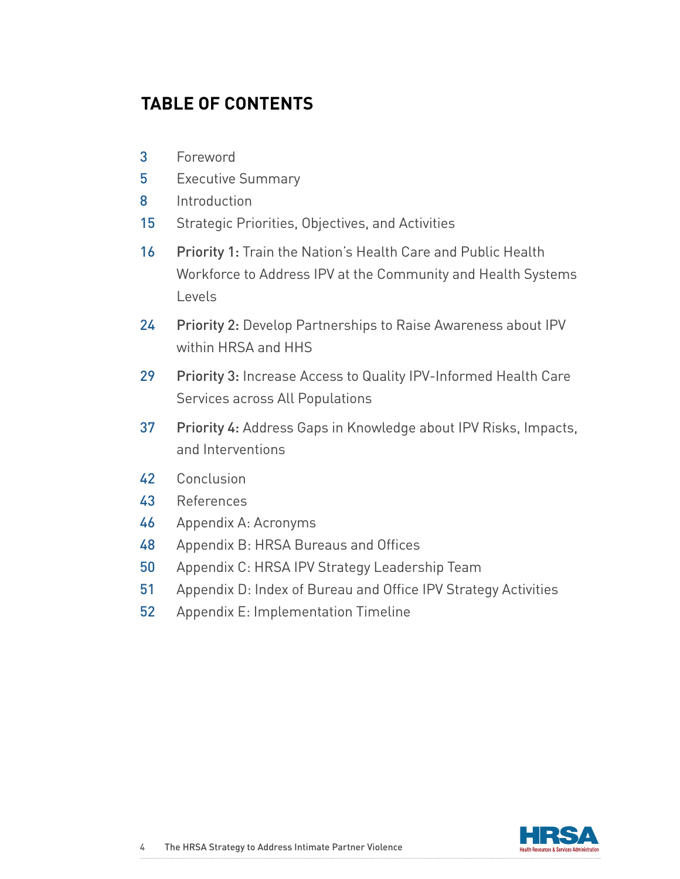# TABLE OF CONTENTS

| | |
|---|---|
| 3 | Foreword |
| 5 | Executive Summary |
| 8 | Introduction |
| 15 | Strategic Priorities, Objectives, and Activities |
| 16 | **Priority 1:** Train the Nation's Health Care and Public Health Workforce to Address IPV at the Community and Health Systems Levels |
| 24 | **Priority 2:** Develop Partnerships to Raise Awareness about IPV within HRSA and HHS |
| 29 | **Priority 3:** Increase Access to Quality IPV-Informed Health Care Services across All Populations |
| 37 | **Priority 4:** Address Gaps in Knowledge about IPV Risks, Impacts, and Interventions |
| 42 | Conclusion |
| 43 | References |
| 46 | Appendix A: Acronyms |
| 48 | Appendix B: HRSA Bureaus and Offices |
| 50 | Appendix C: HRSA IPV Strategy Leadership Team |
| 51 | Appendix D: Index of Bureau and Office IPV Strategy Activities |
| 52 | Appendix E: Implementation Timeline |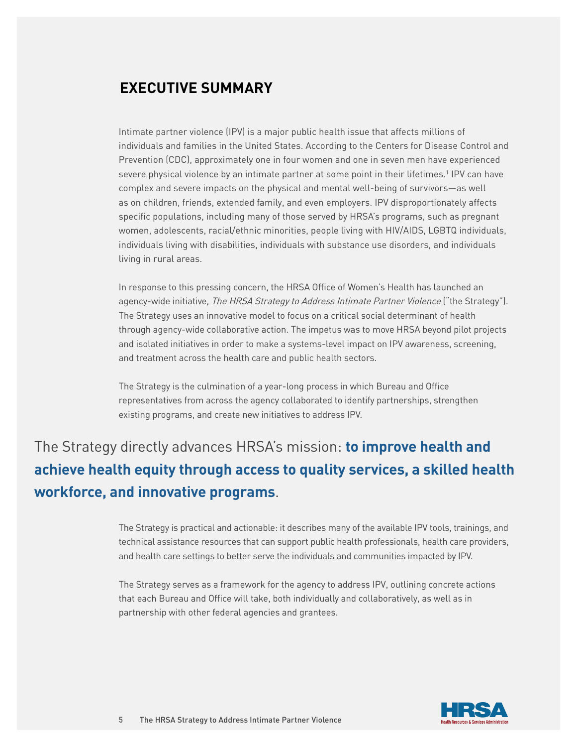## EXECUTIVE SUMMARY

Intimate partner violence (IPV) is a major public health issue that affects millions of individuals and families in the United States. According to the Centers for Disease Control and Prevention (CDC), approximately one in four women and one in seven men have experienced severe physical violence by an intimate partner at some point in their lifetimes.[1] IPV can have complex and severe impacts on the physical and mental well-being of survivors—as well as on children, friends, extended family, and even employers. IPV disproportionately affects specific populations, including many of those served by HRSA's programs, such as pregnant women, adolescents, racial/ethnic minorities, people living with HIV/AIDS, LGBTQ individuals, individuals living with disabilities, individuals with substance use disorders, and individuals living in rural areas.

In response to this pressing concern, the HRSA Office of Women's Health has launched an agency-wide initiative, *The HRSA Strategy to Address Intimate Partner Violence* ("the Strategy"). The Strategy uses an innovative model to focus on a critical social determinant of health through agency-wide collaborative action. The impetus was to move HRSA beyond pilot projects and isolated initiatives in order to make a systems-level impact on IPV awareness, screening, and treatment across the health care and public health sectors.

The Strategy is the culmination of a year-long process in which Bureau and Office representatives from across the agency collaborated to identify partnerships, strengthen existing programs, and create new initiatives to address IPV.

The Strategy directly advances HRSA's mission: **to improve health and achieve health equity through access to quality services, a skilled health workforce, and innovative programs**.

The Strategy is practical and actionable: it describes many of the available IPV tools, trainings, and technical assistance resources that can support public health professionals, health care providers, and health care settings to better serve the individuals and communities impacted by IPV.

The Strategy serves as a framework for the agency to address IPV, outlining concrete actions that each Bureau and Office will take, both individually and collaboratively, as well as in partnership with other federal agencies and grantees.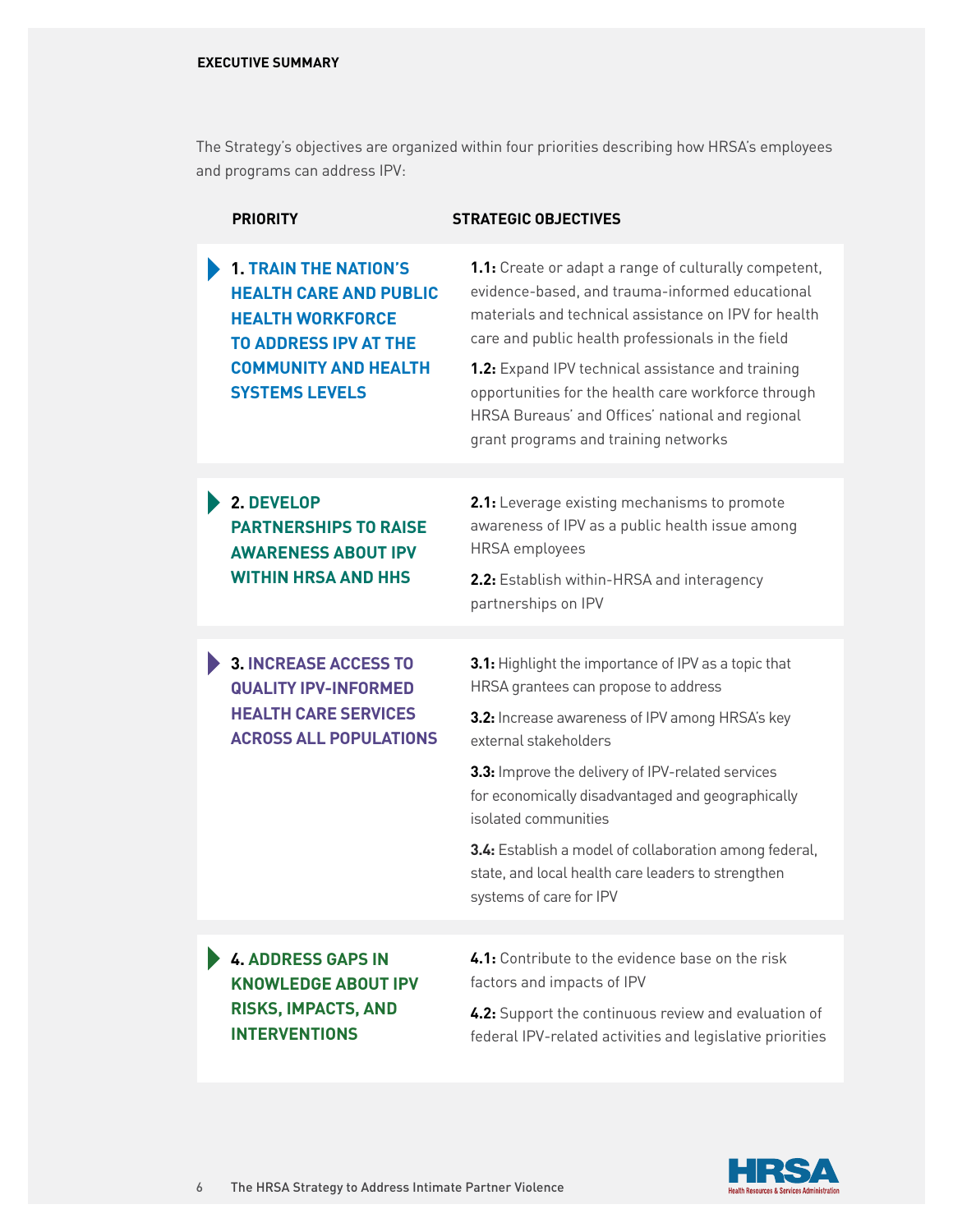**EXECUTIVE SUMMARY**

The Strategy's objectives are organized within four priorities describing how HRSA's employees and programs can address IPV:

| PRIORITY | STRATEGIC OBJECTIVES |
|---|---|
| **1. TRAIN THE NATION'S HEALTH CARE AND PUBLIC HEALTH WORKFORCE TO ADDRESS IPV AT THE COMMUNITY AND HEALTH SYSTEMS LEVELS** | **1.1:** Create or adapt a range of culturally competent, evidence-based, and trauma-informed educational materials and technical assistance on IPV for health care and public health professionals in the field<br><br>**1.2:** Expand IPV technical assistance and training opportunities for the health care workforce through HRSA Bureaus' and Offices' national and regional grant programs and training networks |
| **2. DEVELOP PARTNERSHIPS TO RAISE AWARENESS ABOUT IPV WITHIN HRSA AND HHS** | **2.1:** Leverage existing mechanisms to promote awareness of IPV as a public health issue among HRSA employees<br><br>**2.2:** Establish within-HRSA and interagency partnerships on IPV |
| **3. INCREASE ACCESS TO QUALITY IPV-INFORMED HEALTH CARE SERVICES ACROSS ALL POPULATIONS** | **3.1:** Highlight the importance of IPV as a topic that HRSA grantees can propose to address<br><br>**3.2:** Increase awareness of IPV among HRSA's key external stakeholders<br><br>**3.3:** Improve the delivery of IPV-related services for economically disadvantaged and geographically isolated communities<br><br>**3.4:** Establish a model of collaboration among federal, state, and local health care leaders to strengthen systems of care for IPV |
| **4. ADDRESS GAPS IN KNOWLEDGE ABOUT IPV RISKS, IMPACTS, AND INTERVENTIONS** | **4.1:** Contribute to the evidence base on the risk factors and impacts of IPV<br><br>**4.2:** Support the continuous review and evaluation of federal IPV-related activities and legislative priorities |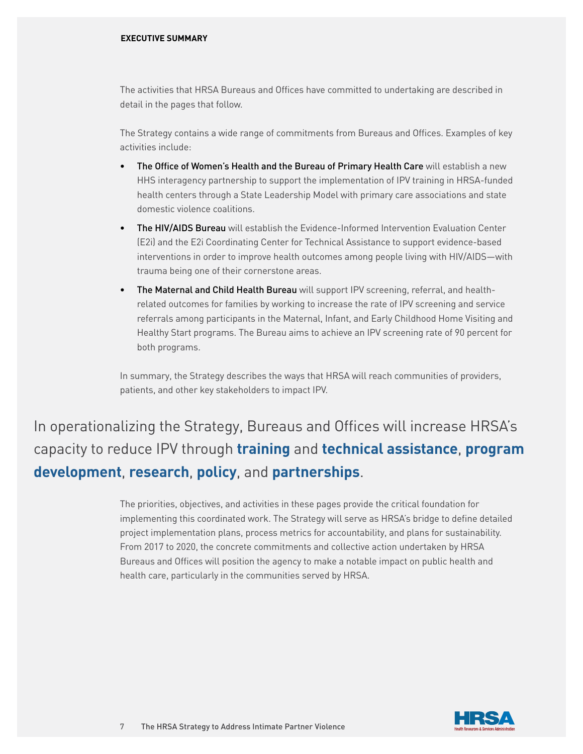The activities that HRSA Bureaus and Offices have committed to undertaking are described in detail in the pages that follow.

The Strategy contains a wide range of commitments from Bureaus and Offices. Examples of key activities include:

- **The Office of Women's Health and the Bureau of Primary Health Care** will establish a new HHS interagency partnership to support the implementation of IPV training in HRSA-funded health centers through a State Leadership Model with primary care associations and state domestic violence coalitions.
- **The HIV/AIDS Bureau** will establish the Evidence-Informed Intervention Evaluation Center (E2i) and the E2i Coordinating Center for Technical Assistance to support evidence-based interventions in order to improve health outcomes among people living with HIV/AIDS—with trauma being one of their cornerstone areas.
- **The Maternal and Child Health Bureau** will support IPV screening, referral, and health-related outcomes for families by working to increase the rate of IPV screening and service referrals among participants in the Maternal, Infant, and Early Childhood Home Visiting and Healthy Start programs. The Bureau aims to achieve an IPV screening rate of 90 percent for both programs.

In summary, the Strategy describes the ways that HRSA will reach communities of providers, patients, and other key stakeholders to impact IPV.

In operationalizing the Strategy, Bureaus and Offices will increase HRSA's capacity to reduce IPV through **training** and **technical assistance**, **program development**, **research**, **policy**, and **partnerships**.

The priorities, objectives, and activities in these pages provide the critical foundation for implementing this coordinated work. The Strategy will serve as HRSA's bridge to define detailed project implementation plans, process metrics for accountability, and plans for sustainability. From 2017 to 2020, the concrete commitments and collective action undertaken by HRSA Bureaus and Offices will position the agency to make a notable impact on public health and health care, particularly in the communities served by HRSA.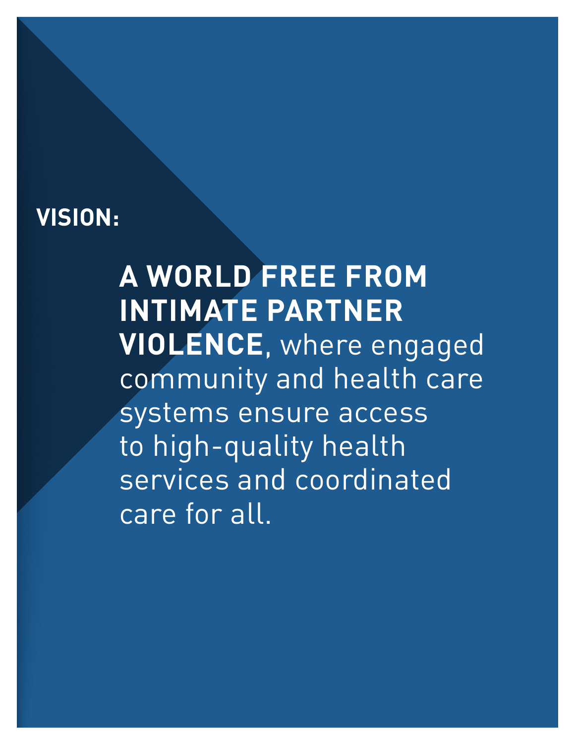**VISION:**

**A WORLD FREE FROM INTIMATE PARTNER VIOLENCE**, where engaged community and health care systems ensure access to high-quality health services and coordinated care for all.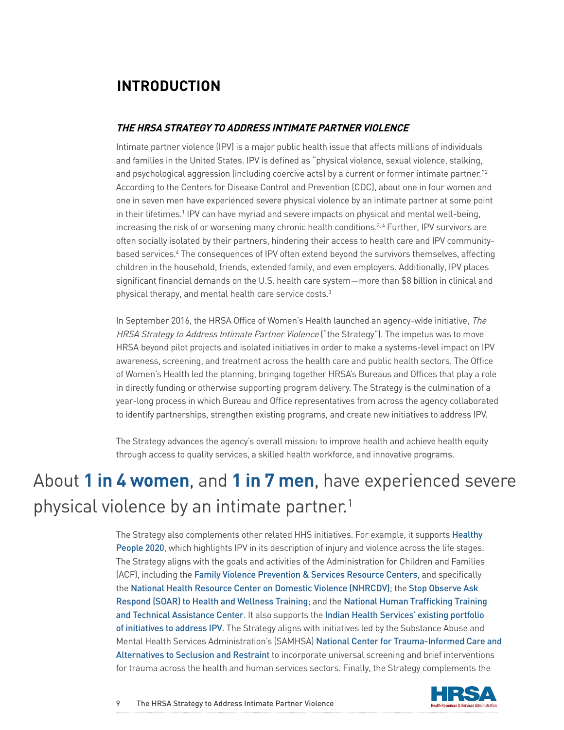# INTRODUCTION

### *THE HRSA STRATEGY TO ADDRESS INTIMATE PARTNER VIOLENCE*

Intimate partner violence (IPV) is a major public health issue that affects millions of individuals and families in the United States. IPV is defined as "physical violence, sexual violence, stalking, and psychological aggression (including coercive acts) by a current or former intimate partner."[2] According to the Centers for Disease Control and Prevention (CDC), about one in four women and one in seven men have experienced severe physical violence by an intimate partner at some point in their lifetimes.[1] IPV can have myriad and severe impacts on physical and mental well-being, increasing the risk of or worsening many chronic health conditions.[3,4] Further, IPV survivors are often socially isolated by their partners, hindering their access to health care and IPV community-based services.[4] The consequences of IPV often extend beyond the survivors themselves, affecting children in the household, friends, extended family, and even employers. Additionally, IPV places significant financial demands on the U.S. health care system—more than $8 billion in clinical and physical therapy, and mental health care service costs.[3]

In September 2016, the HRSA Office of Women's Health launched an agency-wide initiative, *The HRSA Strategy to Address Intimate Partner Violence* ("the Strategy"). The impetus was to move HRSA beyond pilot projects and isolated initiatives in order to make a systems-level impact on IPV awareness, screening, and treatment across the health care and public health sectors. The Office of Women's Health led the planning, bringing together HRSA's Bureaus and Offices that play a role in directly funding or otherwise supporting program delivery. The Strategy is the culmination of a year-long process in which Bureau and Office representatives from across the agency collaborated to identify partnerships, strengthen existing programs, and create new initiatives to address IPV.

The Strategy advances the agency's overall mission: to improve health and achieve health equity through access to quality services, a skilled health workforce, and innovative programs.

About **1 in 4 women**, and **1 in 7 men**, have experienced severe physical violence by an intimate partner.[1]

The Strategy also complements other related HHS initiatives. For example, it supports Healthy People 2020, which highlights IPV in its description of injury and violence across the life stages. The Strategy aligns with the goals and activities of the Administration for Children and Families (ACF), including the Family Violence Prevention & Services Resource Centers, and specifically the National Health Resource Center on Domestic Violence (NHRCDV); the Stop Observe Ask Respond (SOAR) to Health and Wellness Training; and the National Human Trafficking Training and Technical Assistance Center. It also supports the Indian Health Services' existing portfolio of initiatives to address IPV. The Strategy aligns with initiatives led by the Substance Abuse and Mental Health Services Administration's (SAMHSA) National Center for Trauma-Informed Care and Alternatives to Seclusion and Restraint to incorporate universal screening and brief interventions for trauma across the health and human services sectors. Finally, the Strategy complements the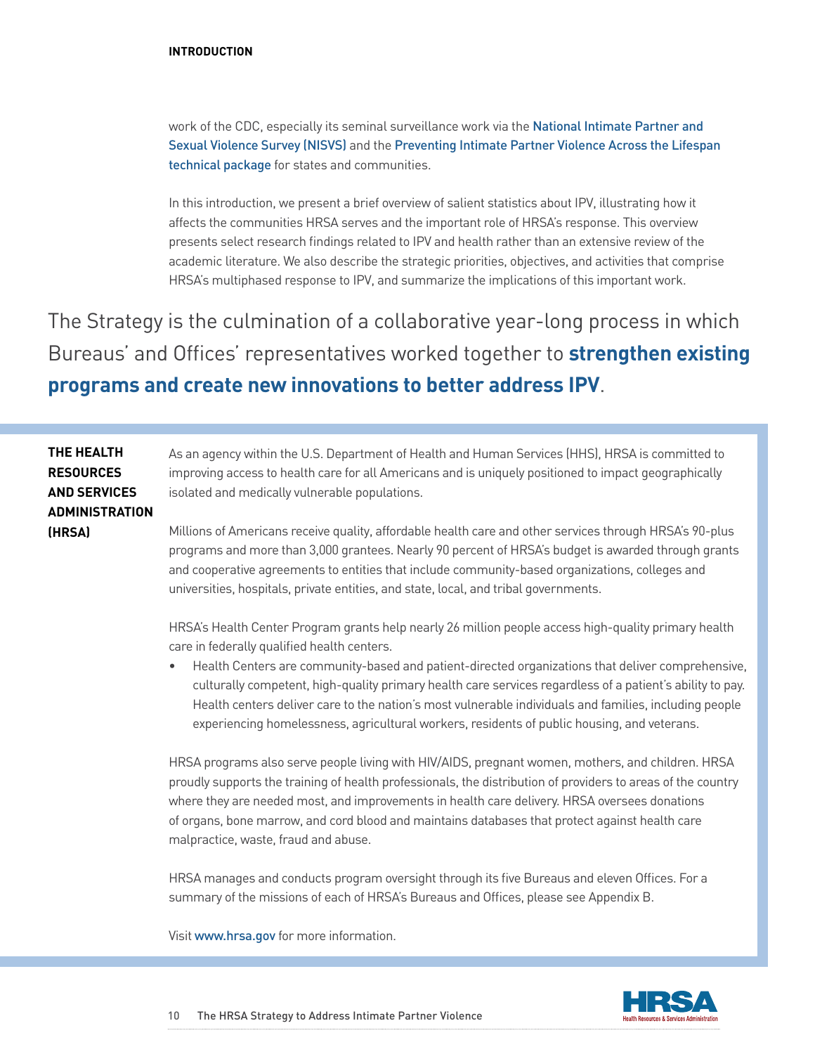work of the CDC, especially its seminal surveillance work via the National Intimate Partner and Sexual Violence Survey (NISVS) and the Preventing Intimate Partner Violence Across the Lifespan technical package for states and communities.

In this introduction, we present a brief overview of salient statistics about IPV, illustrating how it affects the communities HRSA serves and the important role of HRSA's response. This overview presents select research findings related to IPV and health rather than an extensive review of the academic literature. We also describe the strategic priorities, objectives, and activities that comprise HRSA's multiphased response to IPV, and summarize the implications of this important work.

The Strategy is the culmination of a collaborative year-long process in which Bureaus' and Offices' representatives worked together to **strengthen existing programs and create new innovations to better address IPV**.

**THE HEALTH RESOURCES AND SERVICES ADMINISTRATION (HRSA)**

As an agency within the U.S. Department of Health and Human Services (HHS), HRSA is committed to improving access to health care for all Americans and is uniquely positioned to impact geographically isolated and medically vulnerable populations.

Millions of Americans receive quality, affordable health care and other services through HRSA's 90-plus programs and more than 3,000 grantees. Nearly 90 percent of HRSA's budget is awarded through grants and cooperative agreements to entities that include community-based organizations, colleges and universities, hospitals, private entities, and state, local, and tribal governments.

HRSA's Health Center Program grants help nearly 26 million people access high-quality primary health care in federally qualified health centers.

- Health Centers are community-based and patient-directed organizations that deliver comprehensive, culturally competent, high-quality primary health care services regardless of a patient's ability to pay. Health centers deliver care to the nation's most vulnerable individuals and families, including people experiencing homelessness, agricultural workers, residents of public housing, and veterans.

HRSA programs also serve people living with HIV/AIDS, pregnant women, mothers, and children. HRSA proudly supports the training of health professionals, the distribution of providers to areas of the country where they are needed most, and improvements in health care delivery. HRSA oversees donations of organs, bone marrow, and cord blood and maintains databases that protect against health care malpractice, waste, fraud and abuse.

HRSA manages and conducts program oversight through its five Bureaus and eleven Offices. For a summary of the missions of each of HRSA's Bureaus and Offices, please see Appendix B.

Visit www.hrsa.gov for more information.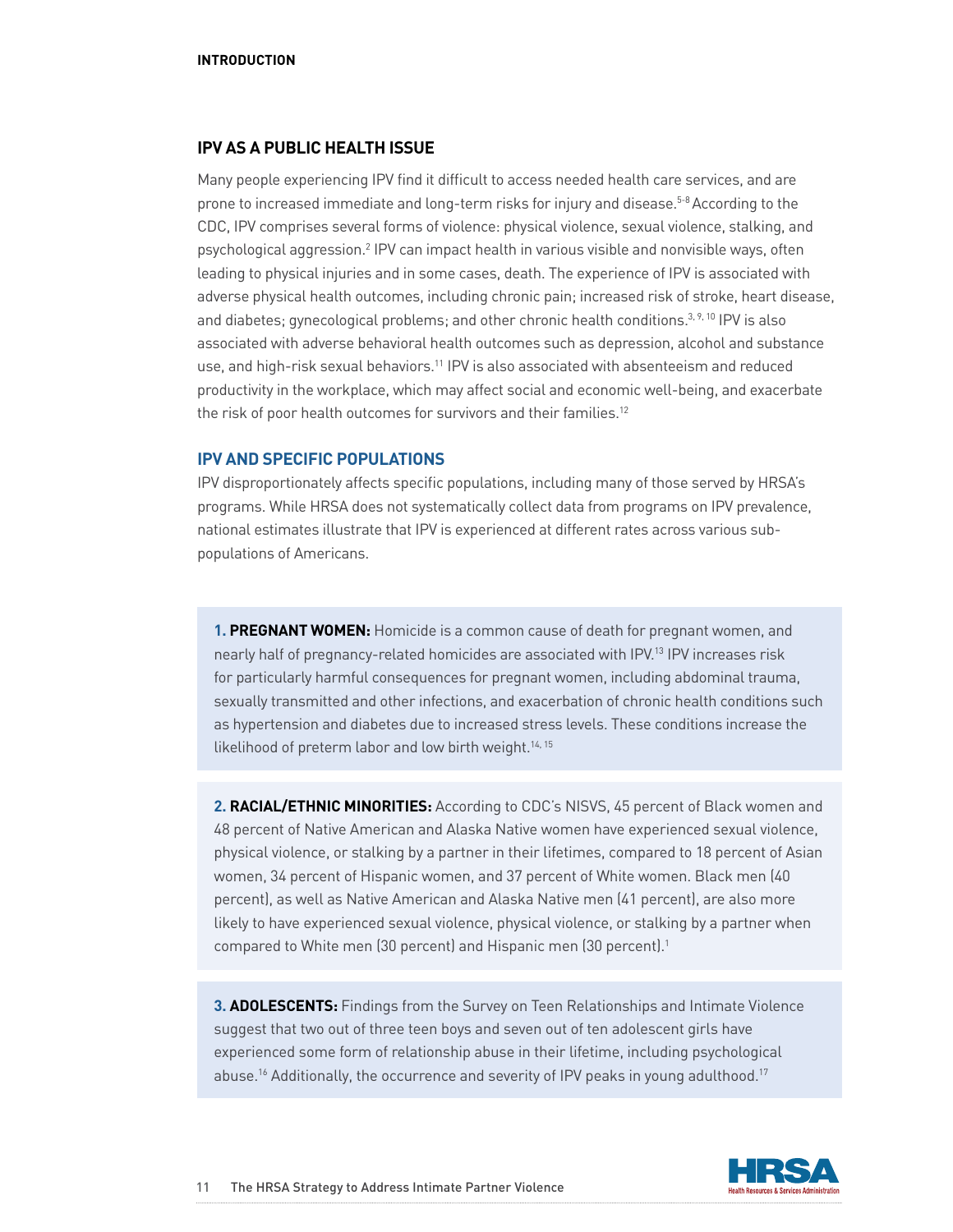## IPV AS A PUBLIC HEALTH ISSUE

Many people experiencing IPV find it difficult to access needed health care services, and are prone to increased immediate and long-term risks for injury and disease.[5-8] According to the CDC, IPV comprises several forms of violence: physical violence, sexual violence, stalking, and psychological aggression.[2] IPV can impact health in various visible and nonvisible ways, often leading to physical injuries and in some cases, death. The experience of IPV is associated with adverse physical health outcomes, including chronic pain; increased risk of stroke, heart disease, and diabetes; gynecological problems; and other chronic health conditions.[3, 9, 10] IPV is also associated with adverse behavioral health outcomes such as depression, alcohol and substance use, and high-risk sexual behaviors.[11] IPV is also associated with absenteeism and reduced productivity in the workplace, which may affect social and economic well-being, and exacerbate the risk of poor health outcomes for survivors and their families.[12]

### IPV AND SPECIFIC POPULATIONS

IPV disproportionately affects specific populations, including many of those served by HRSA's programs. While HRSA does not systematically collect data from programs on IPV prevalence, national estimates illustrate that IPV is experienced at different rates across various sub-populations of Americans.

**1. PREGNANT WOMEN:** Homicide is a common cause of death for pregnant women, and nearly half of pregnancy-related homicides are associated with IPV.[13] IPV increases risk for particularly harmful consequences for pregnant women, including abdominal trauma, sexually transmitted and other infections, and exacerbation of chronic health conditions such as hypertension and diabetes due to increased stress levels. These conditions increase the likelihood of preterm labor and low birth weight.[14, 15]

**2. RACIAL/ETHNIC MINORITIES:** According to CDC's NISVS, 45 percent of Black women and 48 percent of Native American and Alaska Native women have experienced sexual violence, physical violence, or stalking by a partner in their lifetimes, compared to 18 percent of Asian women, 34 percent of Hispanic women, and 37 percent of White women. Black men (40 percent), as well as Native American and Alaska Native men (41 percent), are also more likely to have experienced sexual violence, physical violence, or stalking by a partner when compared to White men (30 percent) and Hispanic men (30 percent).[1]

**3. ADOLESCENTS:** Findings from the Survey on Teen Relationships and Intimate Violence suggest that two out of three teen boys and seven out of ten adolescent girls have experienced some form of relationship abuse in their lifetime, including psychological abuse.[16] Additionally, the occurrence and severity of IPV peaks in young adulthood.[17]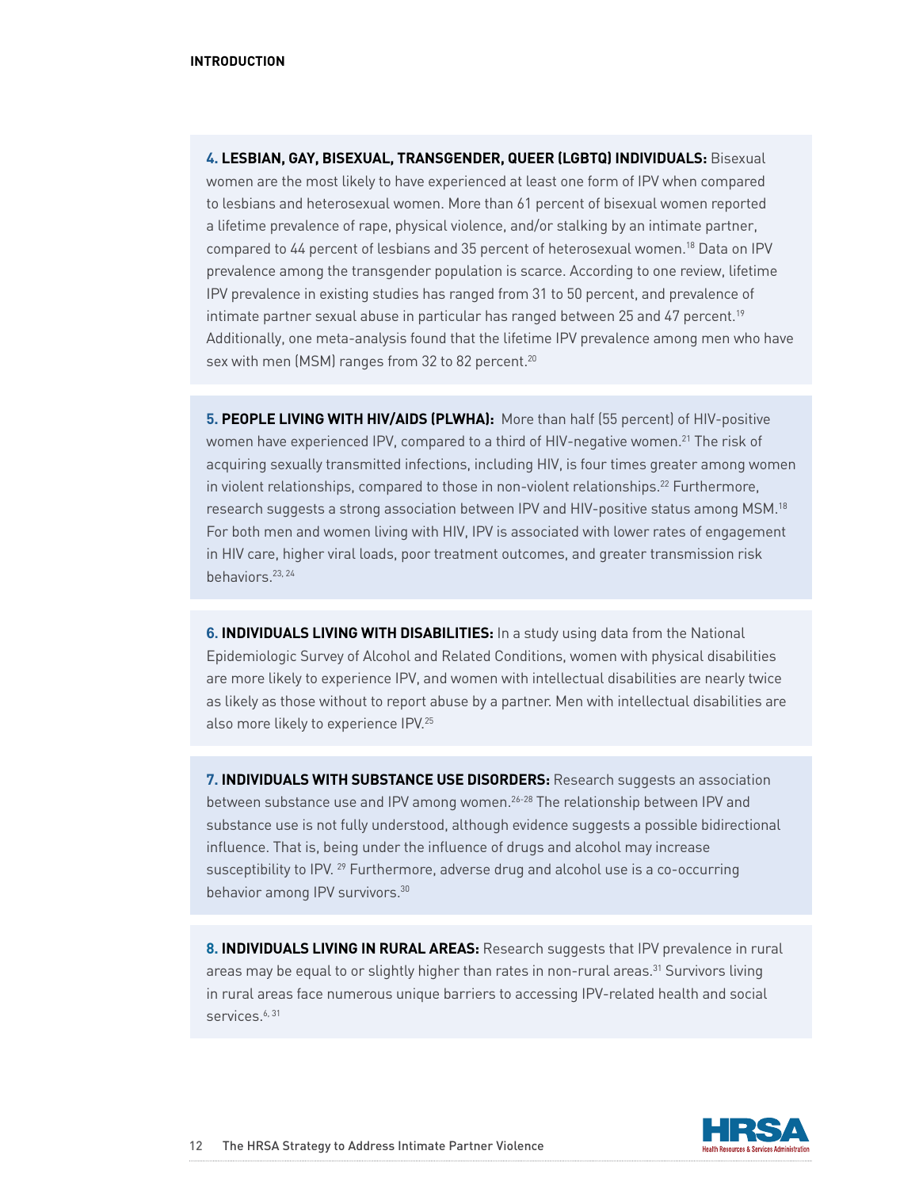**4. LESBIAN, GAY, BISEXUAL, TRANSGENDER, QUEER (LGBTQ) INDIVIDUALS:** Bisexual women are the most likely to have experienced at least one form of IPV when compared to lesbians and heterosexual women. More than 61 percent of bisexual women reported a lifetime prevalence of rape, physical violence, and/or stalking by an intimate partner, compared to 44 percent of lesbians and 35 percent of heterosexual women.[18] Data on IPV prevalence among the transgender population is scarce. According to one review, lifetime IPV prevalence in existing studies has ranged from 31 to 50 percent, and prevalence of intimate partner sexual abuse in particular has ranged between 25 and 47 percent.[19] Additionally, one meta-analysis found that the lifetime IPV prevalence among men who have sex with men (MSM) ranges from 32 to 82 percent.[20]

**5. PEOPLE LIVING WITH HIV/AIDS (PLWHA):** More than half (55 percent) of HIV-positive women have experienced IPV, compared to a third of HIV-negative women.[21] The risk of acquiring sexually transmitted infections, including HIV, is four times greater among women in violent relationships, compared to those in non-violent relationships.[22] Furthermore, research suggests a strong association between IPV and HIV-positive status among MSM.[18] For both men and women living with HIV, IPV is associated with lower rates of engagement in HIV care, higher viral loads, poor treatment outcomes, and greater transmission risk behaviors.[23, 24]

**6. INDIVIDUALS LIVING WITH DISABILITIES:** In a study using data from the National Epidemiologic Survey of Alcohol and Related Conditions, women with physical disabilities are more likely to experience IPV, and women with intellectual disabilities are nearly twice as likely as those without to report abuse by a partner. Men with intellectual disabilities are also more likely to experience IPV.[25]

**7. INDIVIDUALS WITH SUBSTANCE USE DISORDERS:** Research suggests an association between substance use and IPV among women.[26-28] The relationship between IPV and substance use is not fully understood, although evidence suggests a possible bidirectional influence. That is, being under the influence of drugs and alcohol may increase susceptibility to IPV.[29] Furthermore, adverse drug and alcohol use is a co-occurring behavior among IPV survivors.[30]

**8. INDIVIDUALS LIVING IN RURAL AREAS:** Research suggests that IPV prevalence in rural areas may be equal to or slightly higher than rates in non-rural areas.[31] Survivors living in rural areas face numerous unique barriers to accessing IPV-related health and social services.[6, 31]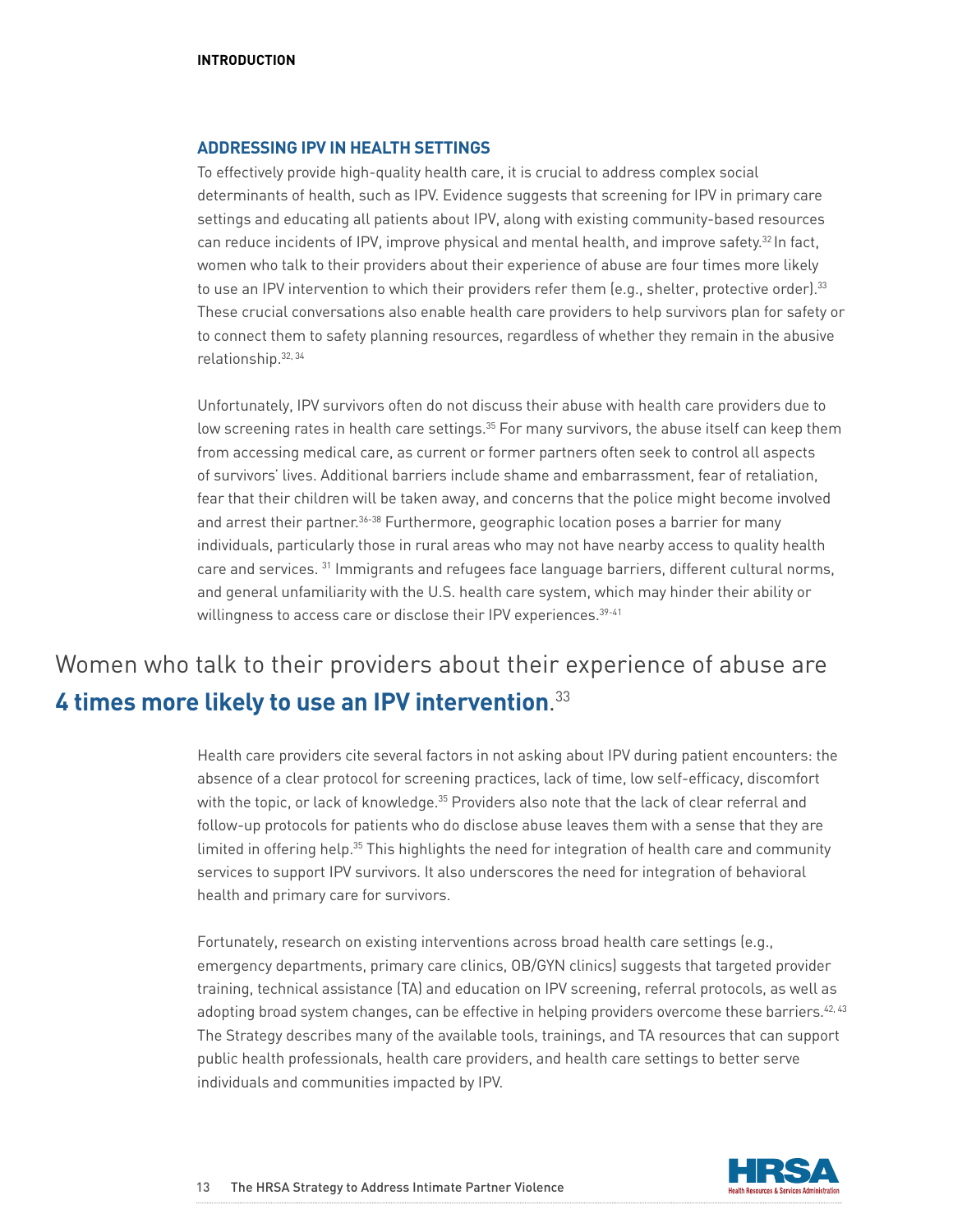## ADDRESSING IPV IN HEALTH SETTINGS

To effectively provide high-quality health care, it is crucial to address complex social determinants of health, such as IPV. Evidence suggests that screening for IPV in primary care settings and educating all patients about IPV, along with existing community-based resources can reduce incidents of IPV, improve physical and mental health, and improve safety.[32] In fact, women who talk to their providers about their experience of abuse are four times more likely to use an IPV intervention to which their providers refer them (e.g., shelter, protective order).[33] These crucial conversations also enable health care providers to help survivors plan for safety or to connect them to safety planning resources, regardless of whether they remain in the abusive relationship.[32, 34]

Unfortunately, IPV survivors often do not discuss their abuse with health care providers due to low screening rates in health care settings.[35] For many survivors, the abuse itself can keep them from accessing medical care, as current or former partners often seek to control all aspects of survivors' lives. Additional barriers include shame and embarrassment, fear of retaliation, fear that their children will be taken away, and concerns that the police might become involved and arrest their partner.[36-38] Furthermore, geographic location poses a barrier for many individuals, particularly those in rural areas who may not have nearby access to quality health care and services.[31] Immigrants and refugees face language barriers, different cultural norms, and general unfamiliarity with the U.S. health care system, which may hinder their ability or willingness to access care or disclose their IPV experiences.[39-41]

Women who talk to their providers about their experience of abuse are **4 times more likely to use an IPV intervention**.[33]

Health care providers cite several factors in not asking about IPV during patient encounters: the absence of a clear protocol for screening practices, lack of time, low self-efficacy, discomfort with the topic, or lack of knowledge.[35] Providers also note that the lack of clear referral and follow-up protocols for patients who do disclose abuse leaves them with a sense that they are limited in offering help.[35] This highlights the need for integration of health care and community services to support IPV survivors. It also underscores the need for integration of behavioral health and primary care for survivors.

Fortunately, research on existing interventions across broad health care settings (e.g., emergency departments, primary care clinics, OB/GYN clinics) suggests that targeted provider training, technical assistance (TA) and education on IPV screening, referral protocols, as well as adopting broad system changes, can be effective in helping providers overcome these barriers.[42, 43] The Strategy describes many of the available tools, trainings, and TA resources that can support public health professionals, health care providers, and health care settings to better serve individuals and communities impacted by IPV.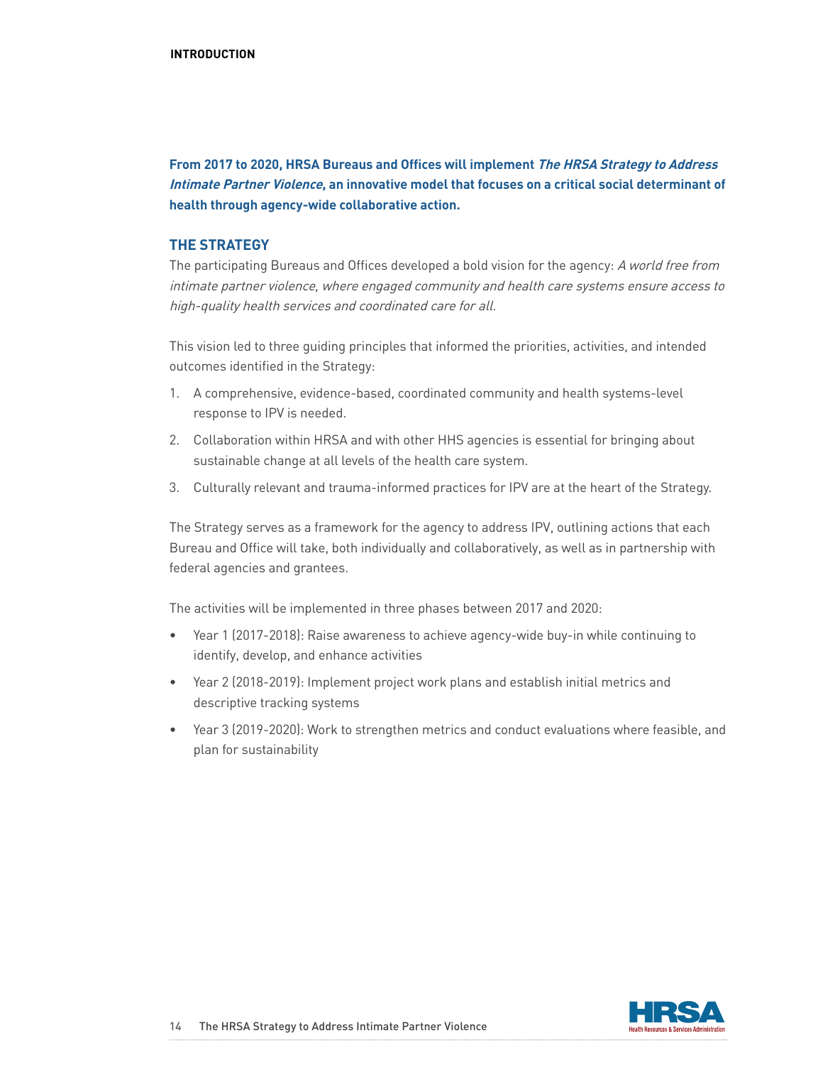**From 2017 to 2020, HRSA Bureaus and Offices will implement *The HRSA Strategy to Address Intimate Partner Violence*, an innovative model that focuses on a critical social determinant of health through agency-wide collaborative action.**

## THE STRATEGY

The participating Bureaus and Offices developed a bold vision for the agency: *A world free from intimate partner violence, where engaged community and health care systems ensure access to high-quality health services and coordinated care for all.*

This vision led to three guiding principles that informed the priorities, activities, and intended outcomes identified in the Strategy:

1. A comprehensive, evidence-based, coordinated community and health systems-level response to IPV is needed.
2. Collaboration within HRSA and with other HHS agencies is essential for bringing about sustainable change at all levels of the health care system.
3. Culturally relevant and trauma-informed practices for IPV are at the heart of the Strategy.

The Strategy serves as a framework for the agency to address IPV, outlining actions that each Bureau and Office will take, both individually and collaboratively, as well as in partnership with federal agencies and grantees.

The activities will be implemented in three phases between 2017 and 2020:

- Year 1 (2017-2018): Raise awareness to achieve agency-wide buy-in while continuing to identify, develop, and enhance activities
- Year 2 (2018-2019): Implement project work plans and establish initial metrics and descriptive tracking systems
- Year 3 (2019-2020): Work to strengthen metrics and conduct evaluations where feasible, and plan for sustainability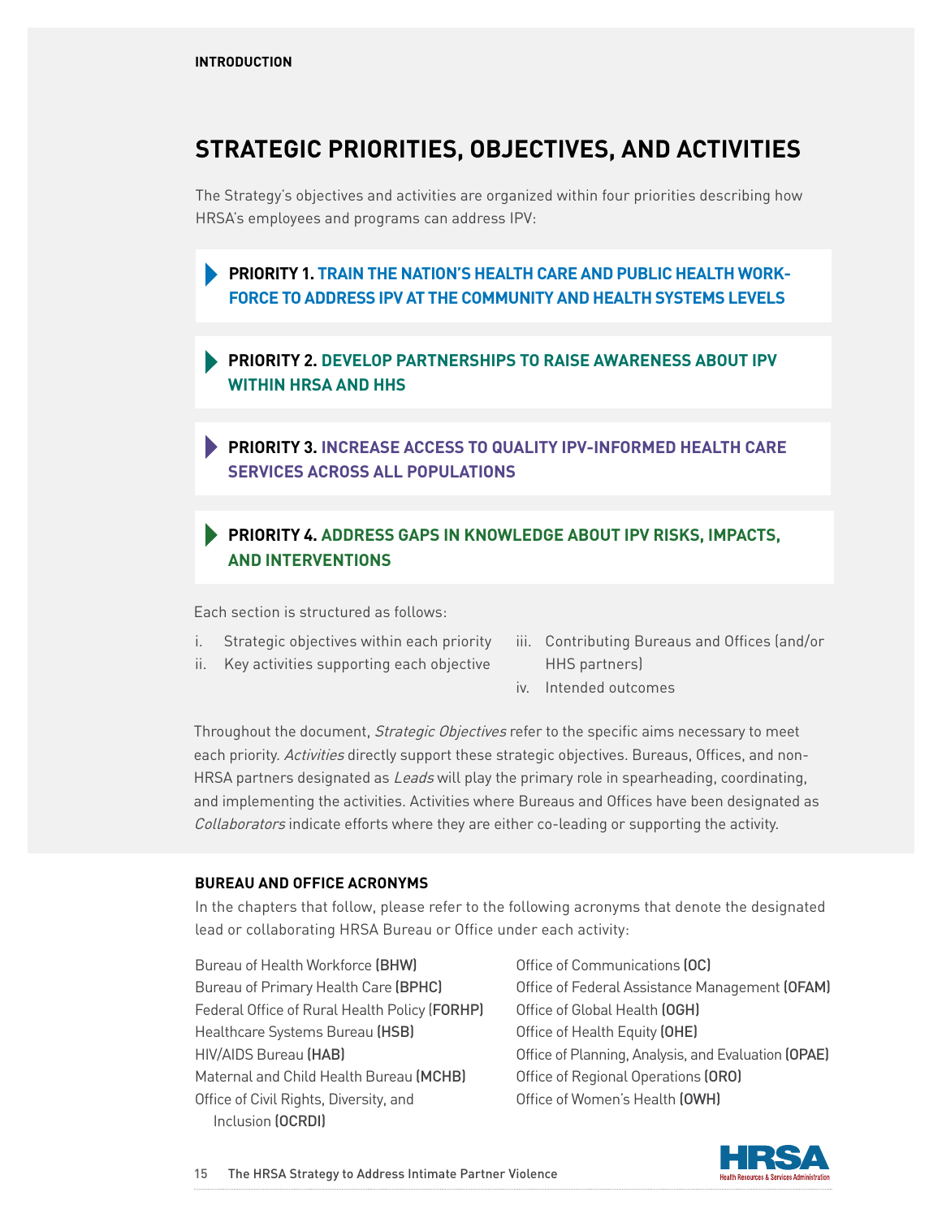INTRODUCTION

# STRATEGIC PRIORITIES, OBJECTIVES, AND ACTIVITIES

The Strategy's objectives and activities are organized within four priorities describing how HRSA's employees and programs can address IPV:

**PRIORITY 1. TRAIN THE NATION'S HEALTH CARE AND PUBLIC HEALTH WORKFORCE TO ADDRESS IPV AT THE COMMUNITY AND HEALTH SYSTEMS LEVELS**

**PRIORITY 2. DEVELOP PARTNERSHIPS TO RAISE AWARENESS ABOUT IPV WITHIN HRSA AND HHS**

**PRIORITY 3. INCREASE ACCESS TO QUALITY IPV-INFORMED HEALTH CARE SERVICES ACROSS ALL POPULATIONS**

**PRIORITY 4. ADDRESS GAPS IN KNOWLEDGE ABOUT IPV RISKS, IMPACTS, AND INTERVENTIONS**

Each section is structured as follows:

i. Strategic objectives within each priority
ii. Key activities supporting each objective
iii. Contributing Bureaus and Offices (and/or HHS partners)
iv. Intended outcomes

Throughout the document, *Strategic Objectives* refer to the specific aims necessary to meet each priority. *Activities* directly support these strategic objectives. Bureaus, Offices, and non-HRSA partners designated as *Leads* will play the primary role in spearheading, coordinating, and implementing the activities. Activities where Bureaus and Offices have been designated as *Collaborators* indicate efforts where they are either co-leading or supporting the activity.

## BUREAU AND OFFICE ACRONYMS

In the chapters that follow, please refer to the following acronyms that denote the designated lead or collaborating HRSA Bureau or Office under each activity:

Bureau of Health Workforce **(BHW)**
Bureau of Primary Health Care **(BPHC)**
Federal Office of Rural Health Policy **(FORHP)**
Healthcare Systems Bureau **(HSB)**
HIV/AIDS Bureau **(HAB)**
Maternal and Child Health Bureau **(MCHB)**
Office of Civil Rights, Diversity, and Inclusion **(OCRDI)**
Office of Communications **(OC)**
Office of Federal Assistance Management **(OFAM)**
Office of Global Health **(OGH)**
Office of Health Equity **(OHE)**
Office of Planning, Analysis, and Evaluation **(OPAE)**
Office of Regional Operations **(ORO)**
Office of Women's Health **(OWH)**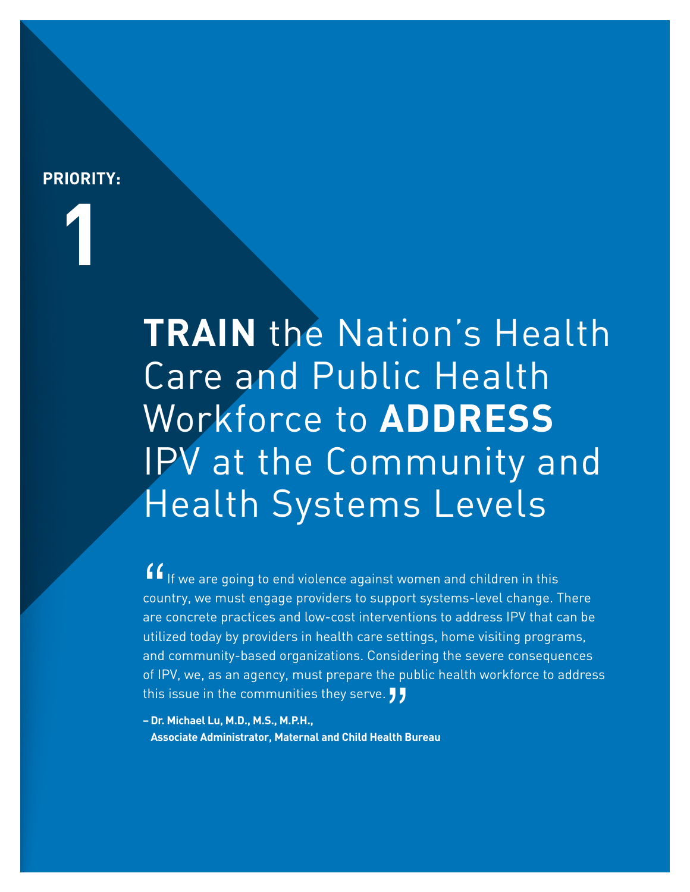**PRIORITY:**

**1**

# **TRAIN** the Nation's Health Care and Public Health Workforce to **ADDRESS** IPV at the Community and Health Systems Levels

"If we are going to end violence against women and children in this country, we must engage providers to support systems-level change. There are concrete practices and low-cost interventions to address IPV that can be utilized today by providers in health care settings, home visiting programs, and community-based organizations. Considering the severe consequences of IPV, we, as an agency, must prepare the public health workforce to address this issue in the communities they serve."

**– Dr. Michael Lu, M.D., M.S., M.P.H.,**
**Associate Administrator, Maternal and Child Health Bureau**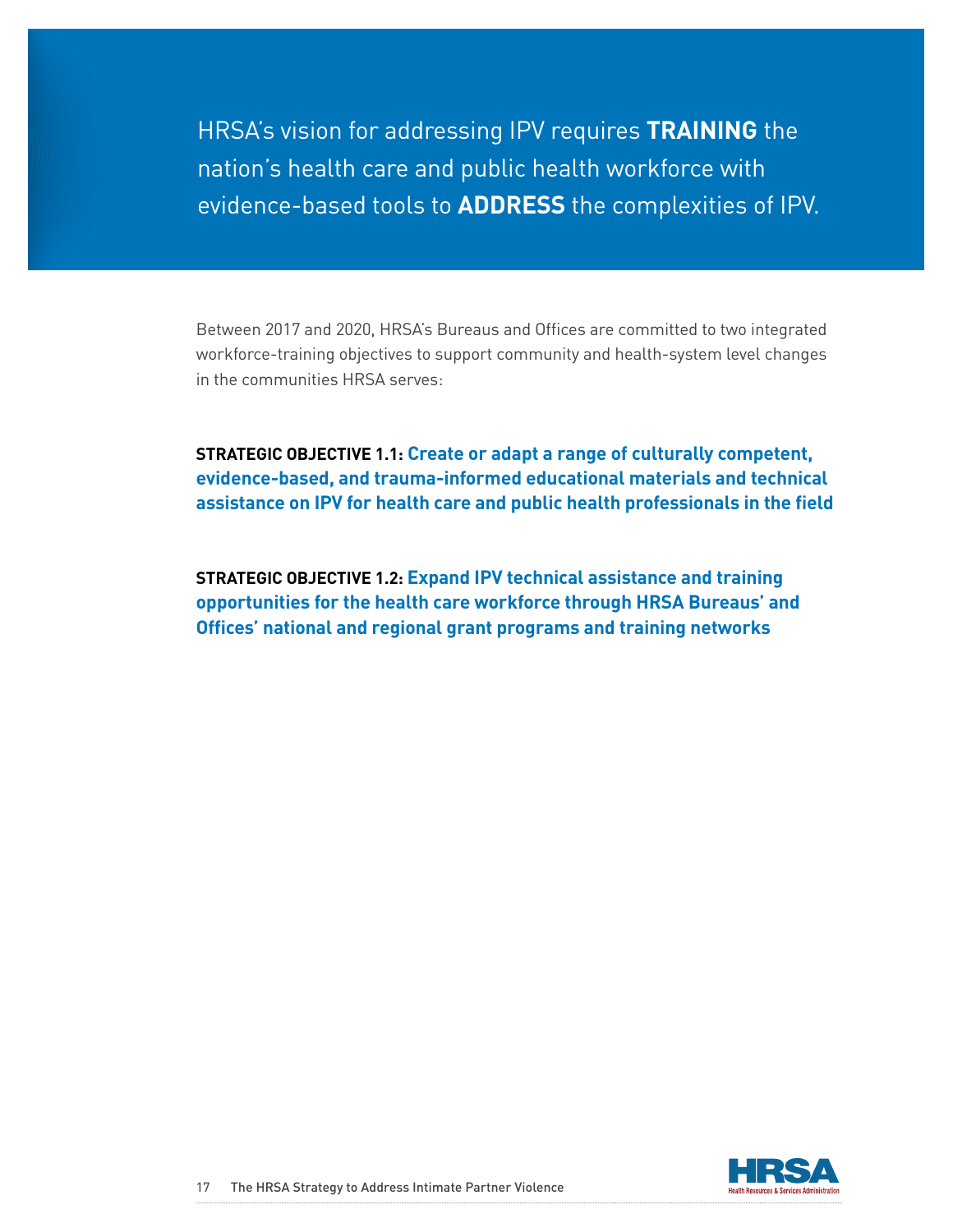HRSA's vision for addressing IPV requires **TRAINING** the nation's health care and public health workforce with evidence-based tools to **ADDRESS** the complexities of IPV.

Between 2017 and 2020, HRSA's Bureaus and Offices are committed to two integrated workforce-training objectives to support community and health-system level changes in the communities HRSA serves:

**STRATEGIC OBJECTIVE 1.1: Create or adapt a range of culturally competent, evidence-based, and trauma-informed educational materials and technical assistance on IPV for health care and public health professionals in the field**

**STRATEGIC OBJECTIVE 1.2: Expand IPV technical assistance and training opportunities for the health care workforce through HRSA Bureaus' and Offices' national and regional grant programs and training networks**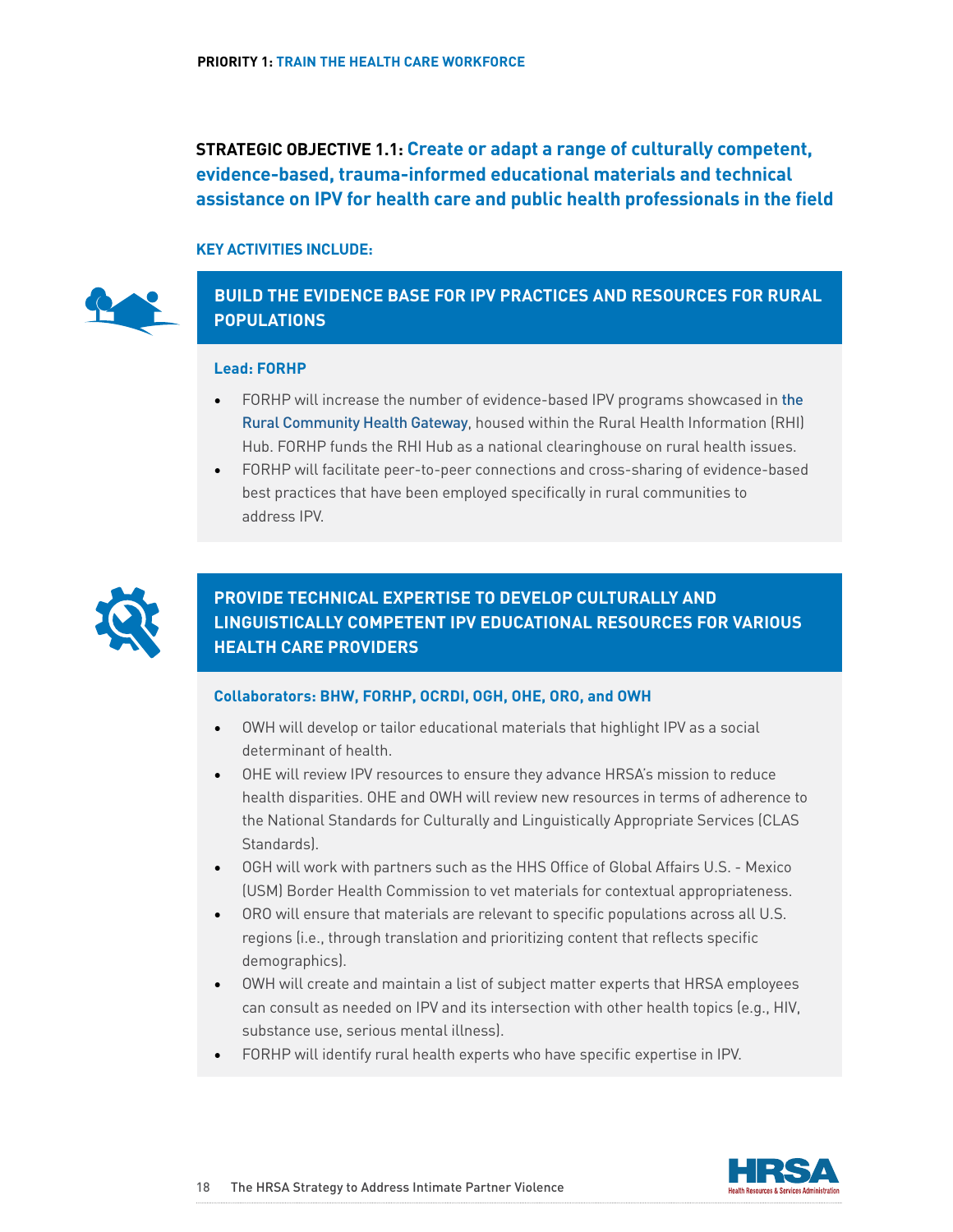## STRATEGIC OBJECTIVE 1.1: Create or adapt a range of culturally competent, evidence-based, trauma-informed educational materials and technical assistance on IPV for health care and public health professionals in the field

### KEY ACTIVITIES INCLUDE:

#### BUILD THE EVIDENCE BASE FOR IPV PRACTICES AND RESOURCES FOR RURAL POPULATIONS

**Lead: FORHP**

- FORHP will increase the number of evidence-based IPV programs showcased in the Rural Community Health Gateway, housed within the Rural Health Information (RHI) Hub. FORHP funds the RHI Hub as a national clearinghouse on rural health issues.
- FORHP will facilitate peer-to-peer connections and cross-sharing of evidence-based best practices that have been employed specifically in rural communities to address IPV.

#### PROVIDE TECHNICAL EXPERTISE TO DEVELOP CULTURALLY AND LINGUISTICALLY COMPETENT IPV EDUCATIONAL RESOURCES FOR VARIOUS HEALTH CARE PROVIDERS

**Collaborators: BHW, FORHP, OCRDI, OGH, OHE, ORO, and OWH**

- OWH will develop or tailor educational materials that highlight IPV as a social determinant of health.
- OHE will review IPV resources to ensure they advance HRSA's mission to reduce health disparities. OHE and OWH will review new resources in terms of adherence to the National Standards for Culturally and Linguistically Appropriate Services (CLAS Standards).
- OGH will work with partners such as the HHS Office of Global Affairs U.S. - Mexico (USM) Border Health Commission to vet materials for contextual appropriateness.
- ORO will ensure that materials are relevant to specific populations across all U.S. regions (i.e., through translation and prioritizing content that reflects specific demographics).
- OWH will create and maintain a list of subject matter experts that HRSA employees can consult as needed on IPV and its intersection with other health topics (e.g., HIV, substance use, serious mental illness).
- FORHP will identify rural health experts who have specific expertise in IPV.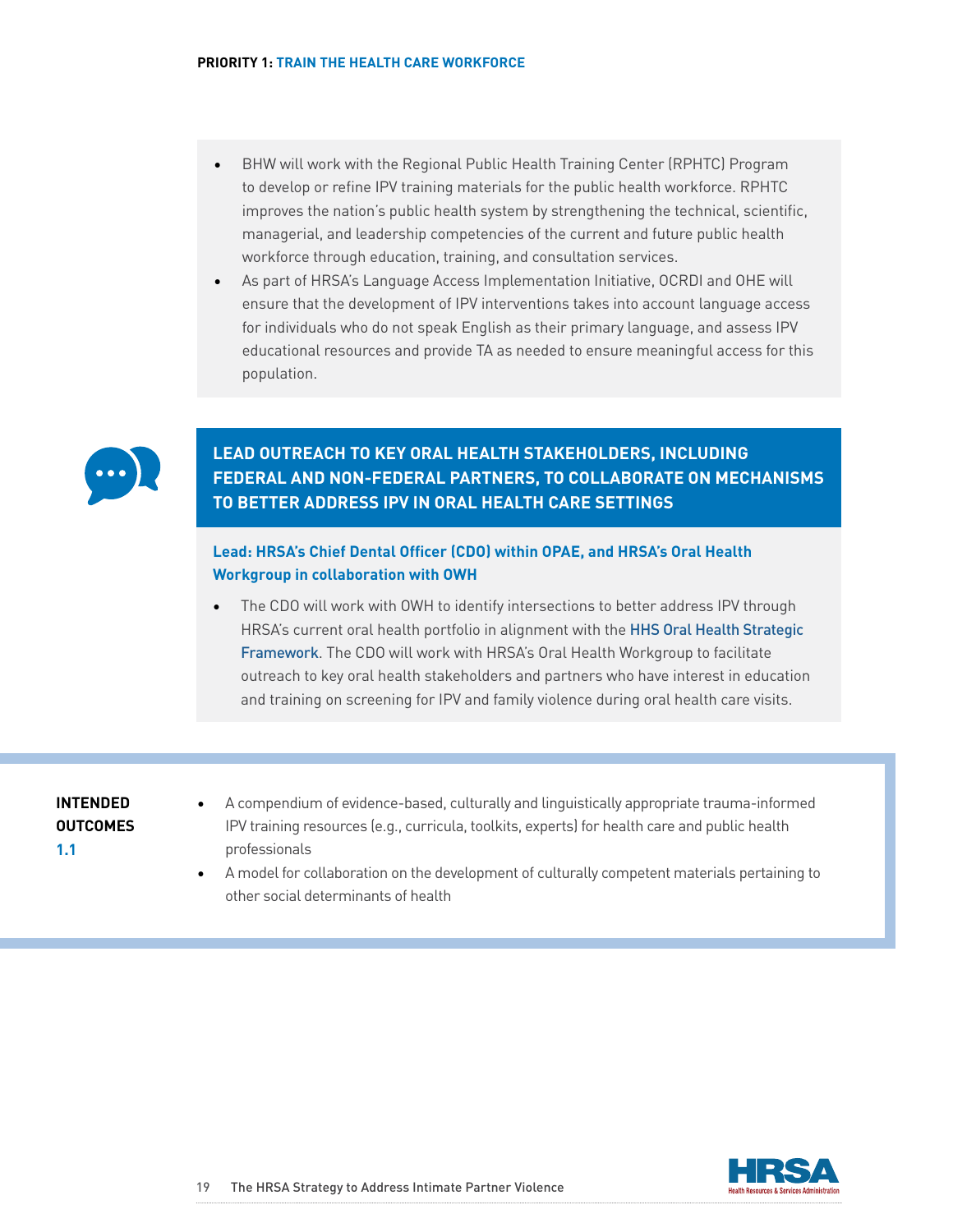- BHW will work with the Regional Public Health Training Center (RPHTC) Program to develop or refine IPV training materials for the public health workforce. RPHTC improves the nation's public health system by strengthening the technical, scientific, managerial, and leadership competencies of the current and future public health workforce through education, training, and consultation services.
- As part of HRSA's Language Access Implementation Initiative, OCRDI and OHE will ensure that the development of IPV interventions takes into account language access for individuals who do not speak English as their primary language, and assess IPV educational resources and provide TA as needed to ensure meaningful access for this population.

## LEAD OUTREACH TO KEY ORAL HEALTH STAKEHOLDERS, INCLUDING FEDERAL AND NON-FEDERAL PARTNERS, TO COLLABORATE ON MECHANISMS TO BETTER ADDRESS IPV IN ORAL HEALTH CARE SETTINGS

**Lead: HRSA's Chief Dental Officer (CDO) within OPAE, and HRSA's Oral Health Workgroup in collaboration with OWH**

- The CDO will work with OWH to identify intersections to better address IPV through HRSA's current oral health portfolio in alignment with the HHS Oral Health Strategic Framework. The CDO will work with HRSA's Oral Health Workgroup to facilitate outreach to key oral health stakeholders and partners who have interest in education and training on screening for IPV and family violence during oral health care visits.

**INTENDED OUTCOMES 1.1**

- A compendium of evidence-based, culturally and linguistically appropriate trauma-informed IPV training resources (e.g., curricula, toolkits, experts) for health care and public health professionals
- A model for collaboration on the development of culturally competent materials pertaining to other social determinants of health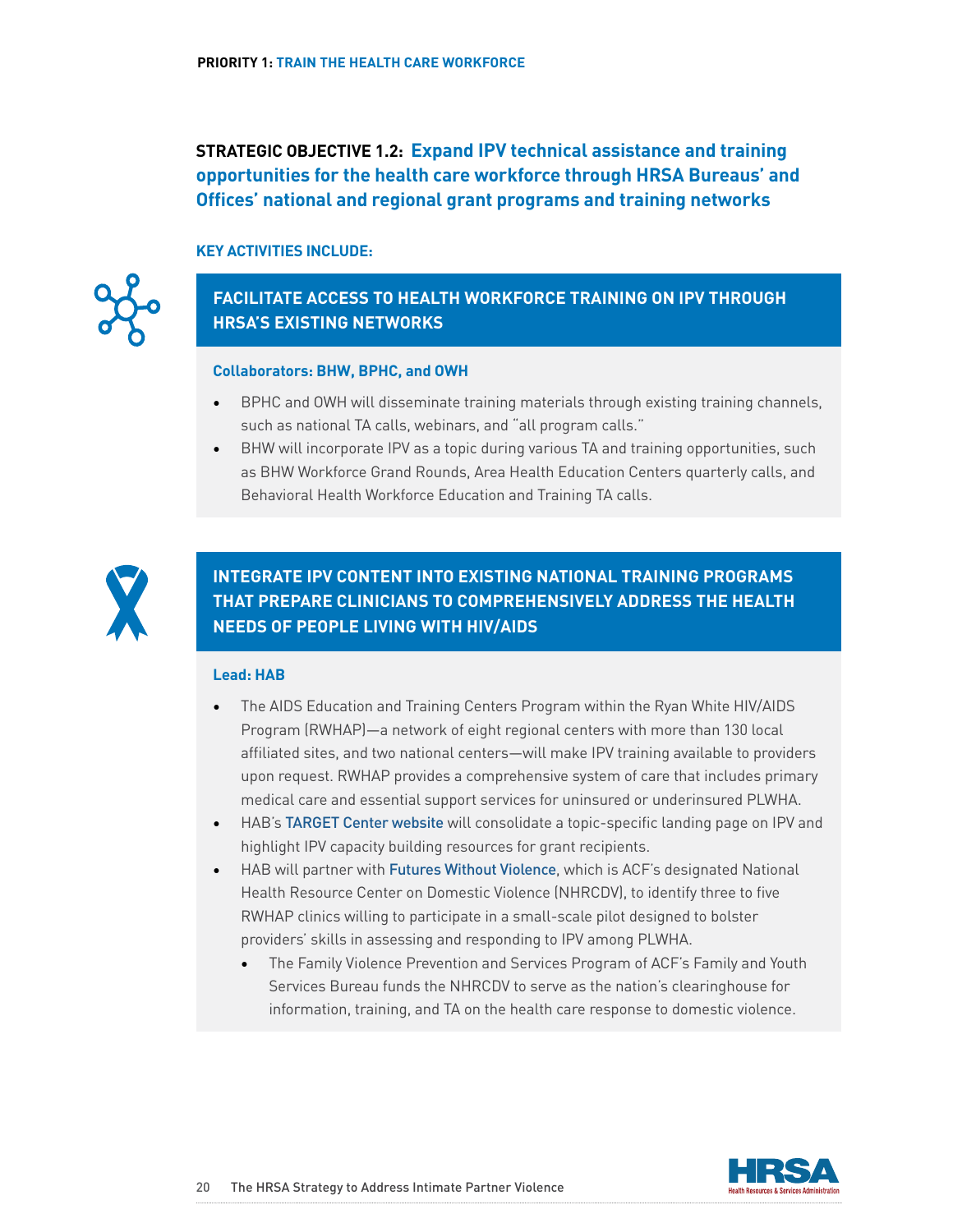**PRIORITY 1: TRAIN THE HEALTH CARE WORKFORCE**

## STRATEGIC OBJECTIVE 1.2: Expand IPV technical assistance and training opportunities for the health care workforce through HRSA Bureaus' and Offices' national and regional grant programs and training networks

### KEY ACTIVITIES INCLUDE:

### FACILITATE ACCESS TO HEALTH WORKFORCE TRAINING ON IPV THROUGH HRSA'S EXISTING NETWORKS

**Collaborators: BHW, BPHC, and OWH**

- BPHC and OWH will disseminate training materials through existing training channels, such as national TA calls, webinars, and "all program calls."
- BHW will incorporate IPV as a topic during various TA and training opportunities, such as BHW Workforce Grand Rounds, Area Health Education Centers quarterly calls, and Behavioral Health Workforce Education and Training TA calls.

### INTEGRATE IPV CONTENT INTO EXISTING NATIONAL TRAINING PROGRAMS THAT PREPARE CLINICIANS TO COMPREHENSIVELY ADDRESS THE HEALTH NEEDS OF PEOPLE LIVING WITH HIV/AIDS

**Lead: HAB**

- The AIDS Education and Training Centers Program within the Ryan White HIV/AIDS Program (RWHAP)—a network of eight regional centers with more than 130 local affiliated sites, and two national centers—will make IPV training available to providers upon request. RWHAP provides a comprehensive system of care that includes primary medical care and essential support services for uninsured or underinsured PLWHA.
- HAB's TARGET Center website will consolidate a topic-specific landing page on IPV and highlight IPV capacity building resources for grant recipients.
- HAB will partner with Futures Without Violence, which is ACF's designated National Health Resource Center on Domestic Violence (NHRCDV), to identify three to five RWHAP clinics willing to participate in a small-scale pilot designed to bolster providers' skills in assessing and responding to IPV among PLWHA.
  - The Family Violence Prevention and Services Program of ACF's Family and Youth Services Bureau funds the NHRCDV to serve as the nation's clearinghouse for information, training, and TA on the health care response to domestic violence.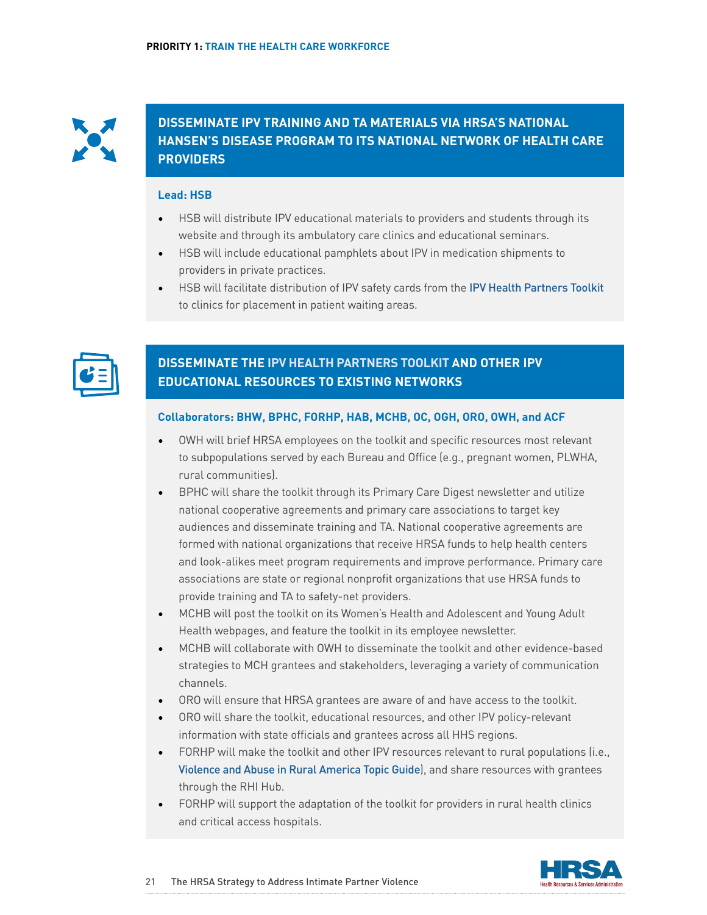## DISSEMINATE IPV TRAINING AND TA MATERIALS VIA HRSA'S NATIONAL HANSEN'S DISEASE PROGRAM TO ITS NATIONAL NETWORK OF HEALTH CARE PROVIDERS

**Lead: HSB**

- HSB will distribute IPV educational materials to providers and students through its website and through its ambulatory care clinics and educational seminars.
- HSB will include educational pamphlets about IPV in medication shipments to providers in private practices.
- HSB will facilitate distribution of IPV safety cards from the IPV Health Partners Toolkit to clinics for placement in patient waiting areas.

## DISSEMINATE THE IPV HEALTH PARTNERS TOOLKIT AND OTHER IPV EDUCATIONAL RESOURCES TO EXISTING NETWORKS

**Collaborators: BHW, BPHC, FORHP, HAB, MCHB, OC, OGH, ORO, OWH, and ACF**

- OWH will brief HRSA employees on the toolkit and specific resources most relevant to subpopulations served by each Bureau and Office (e.g., pregnant women, PLWHA, rural communities).
- BPHC will share the toolkit through its Primary Care Digest newsletter and utilize national cooperative agreements and primary care associations to target key audiences and disseminate training and TA. National cooperative agreements are formed with national organizations that receive HRSA funds to help health centers and look-alikes meet program requirements and improve performance. Primary care associations are state or regional nonprofit organizations that use HRSA funds to provide training and TA to safety-net providers.
- MCHB will post the toolkit on its Women's Health and Adolescent and Young Adult Health webpages, and feature the toolkit in its employee newsletter.
- MCHB will collaborate with OWH to disseminate the toolkit and other evidence-based strategies to MCH grantees and stakeholders, leveraging a variety of communication channels.
- ORO will ensure that HRSA grantees are aware of and have access to the toolkit.
- ORO will share the toolkit, educational resources, and other IPV policy-relevant information with state officials and grantees across all HHS regions.
- FORHP will make the toolkit and other IPV resources relevant to rural populations (i.e., Violence and Abuse in Rural America Topic Guide), and share resources with grantees through the RHI Hub.
- FORHP will support the adaptation of the toolkit for providers in rural health clinics and critical access hospitals.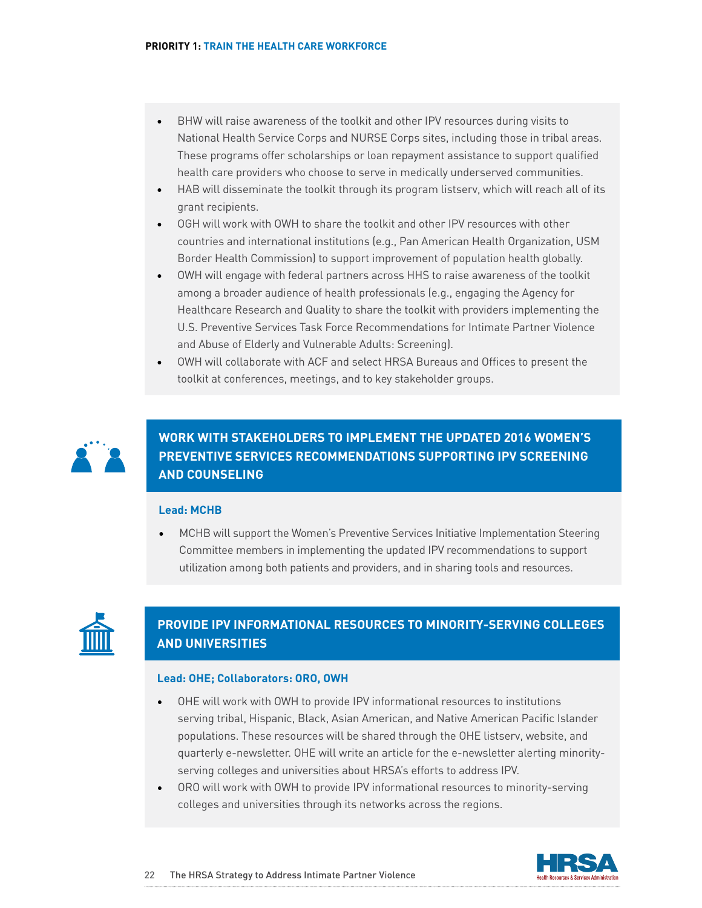- BHW will raise awareness of the toolkit and other IPV resources during visits to National Health Service Corps and NURSE Corps sites, including those in tribal areas. These programs offer scholarships or loan repayment assistance to support qualified health care providers who choose to serve in medically underserved communities.
- HAB will disseminate the toolkit through its program listserv, which will reach all of its grant recipients.
- OGH will work with OWH to share the toolkit and other IPV resources with other countries and international institutions (e.g., Pan American Health Organization, USM Border Health Commission) to support improvement of population health globally.
- OWH will engage with federal partners across HHS to raise awareness of the toolkit among a broader audience of health professionals (e.g., engaging the Agency for Healthcare Research and Quality to share the toolkit with providers implementing the U.S. Preventive Services Task Force Recommendations for Intimate Partner Violence and Abuse of Elderly and Vulnerable Adults: Screening).
- OWH will collaborate with ACF and select HRSA Bureaus and Offices to present the toolkit at conferences, meetings, and to key stakeholder groups.

## WORK WITH STAKEHOLDERS TO IMPLEMENT THE UPDATED 2016 WOMEN'S PREVENTIVE SERVICES RECOMMENDATIONS SUPPORTING IPV SCREENING AND COUNSELING

**Lead: MCHB**

- MCHB will support the Women's Preventive Services Initiative Implementation Steering Committee members in implementing the updated IPV recommendations to support utilization among both patients and providers, and in sharing tools and resources.

## PROVIDE IPV INFORMATIONAL RESOURCES TO MINORITY-SERVING COLLEGES AND UNIVERSITIES

**Lead: OHE; Collaborators: ORO, OWH**

- OHE will work with OWH to provide IPV informational resources to institutions serving tribal, Hispanic, Black, Asian American, and Native American Pacific Islander populations. These resources will be shared through the OHE listserv, website, and quarterly e-newsletter. OHE will write an article for the e-newsletter alerting minority-serving colleges and universities about HRSA's efforts to address IPV.
- ORO will work with OWH to provide IPV informational resources to minority-serving colleges and universities through its networks across the regions.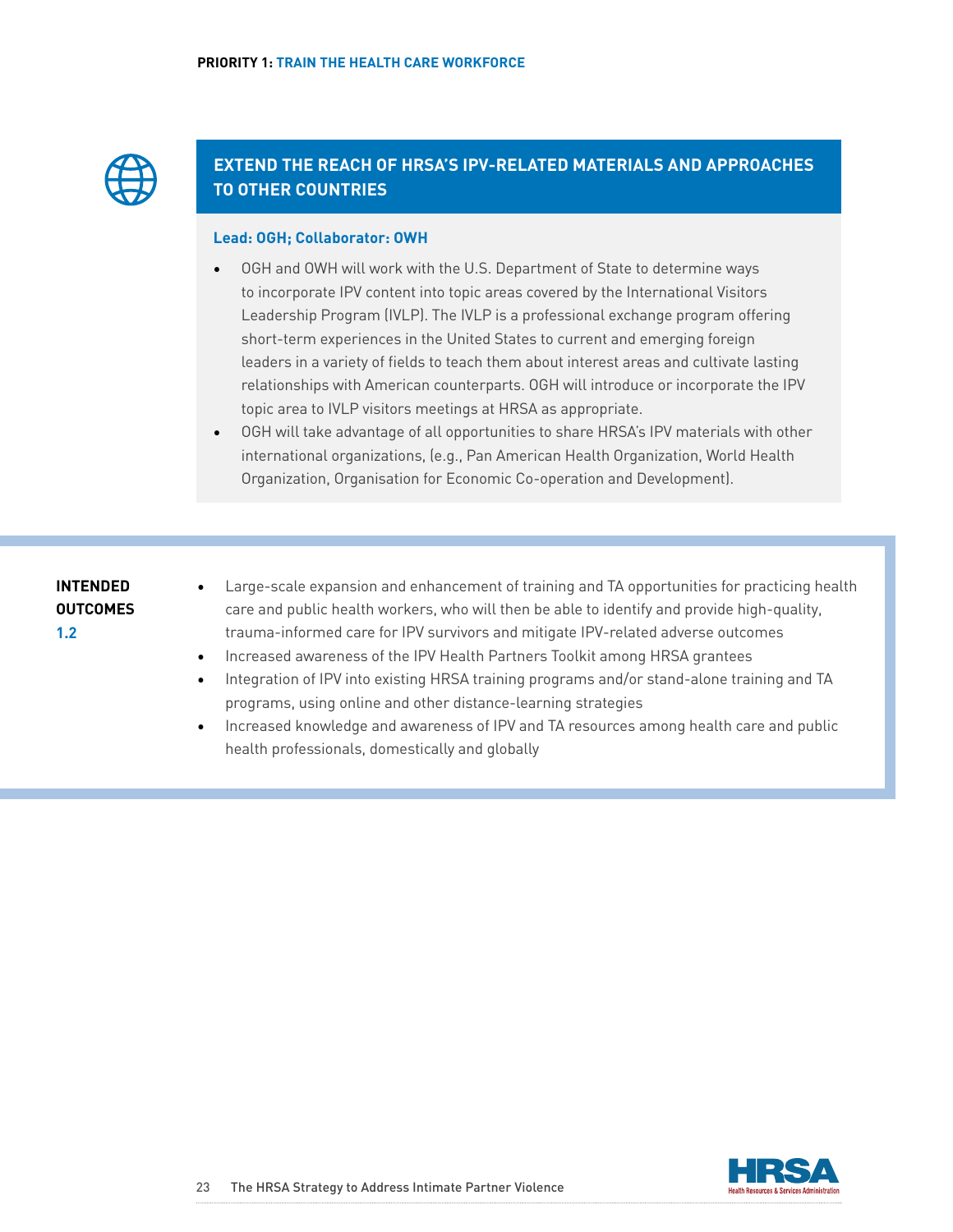## EXTEND THE REACH OF HRSA'S IPV-RELATED MATERIALS AND APPROACHES TO OTHER COUNTRIES

**Lead: OGH; Collaborator: OWH**

- OGH and OWH will work with the U.S. Department of State to determine ways to incorporate IPV content into topic areas covered by the International Visitors Leadership Program (IVLP). The IVLP is a professional exchange program offering short-term experiences in the United States to current and emerging foreign leaders in a variety of fields to teach them about interest areas and cultivate lasting relationships with American counterparts. OGH will introduce or incorporate the IPV topic area to IVLP visitors meetings at HRSA as appropriate.
- OGH will take advantage of all opportunities to share HRSA's IPV materials with other international organizations, (e.g., Pan American Health Organization, World Health Organization, Organisation for Economic Co-operation and Development).

**INTENDED OUTCOMES 1.2**

- Large-scale expansion and enhancement of training and TA opportunities for practicing health care and public health workers, who will then be able to identify and provide high-quality, trauma-informed care for IPV survivors and mitigate IPV-related adverse outcomes
- Increased awareness of the IPV Health Partners Toolkit among HRSA grantees
- Integration of IPV into existing HRSA training programs and/or stand-alone training and TA programs, using online and other distance-learning strategies
- Increased knowledge and awareness of IPV and TA resources among health care and public health professionals, domestically and globally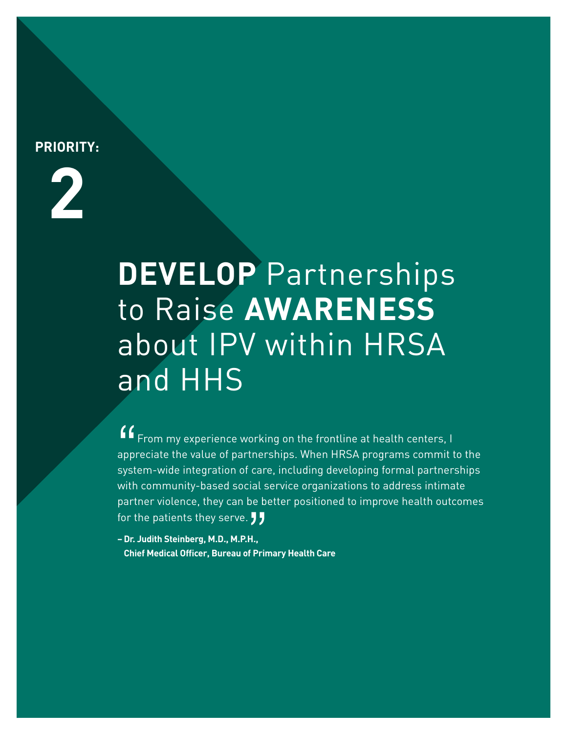**PRIORITY:**

# 2

# **DEVELOP** Partnerships to Raise **AWARENESS** about IPV within HRSA and HHS

> "From my experience working on the frontline at health centers, I appreciate the value of partnerships. When HRSA programs commit to the system-wide integration of care, including developing formal partnerships with community-based social service organizations to address intimate partner violence, they can be better positioned to improve health outcomes for the patients they serve."

**– Dr. Judith Steinberg, M.D., M.P.H.,**
**Chief Medical Officer, Bureau of Primary Health Care**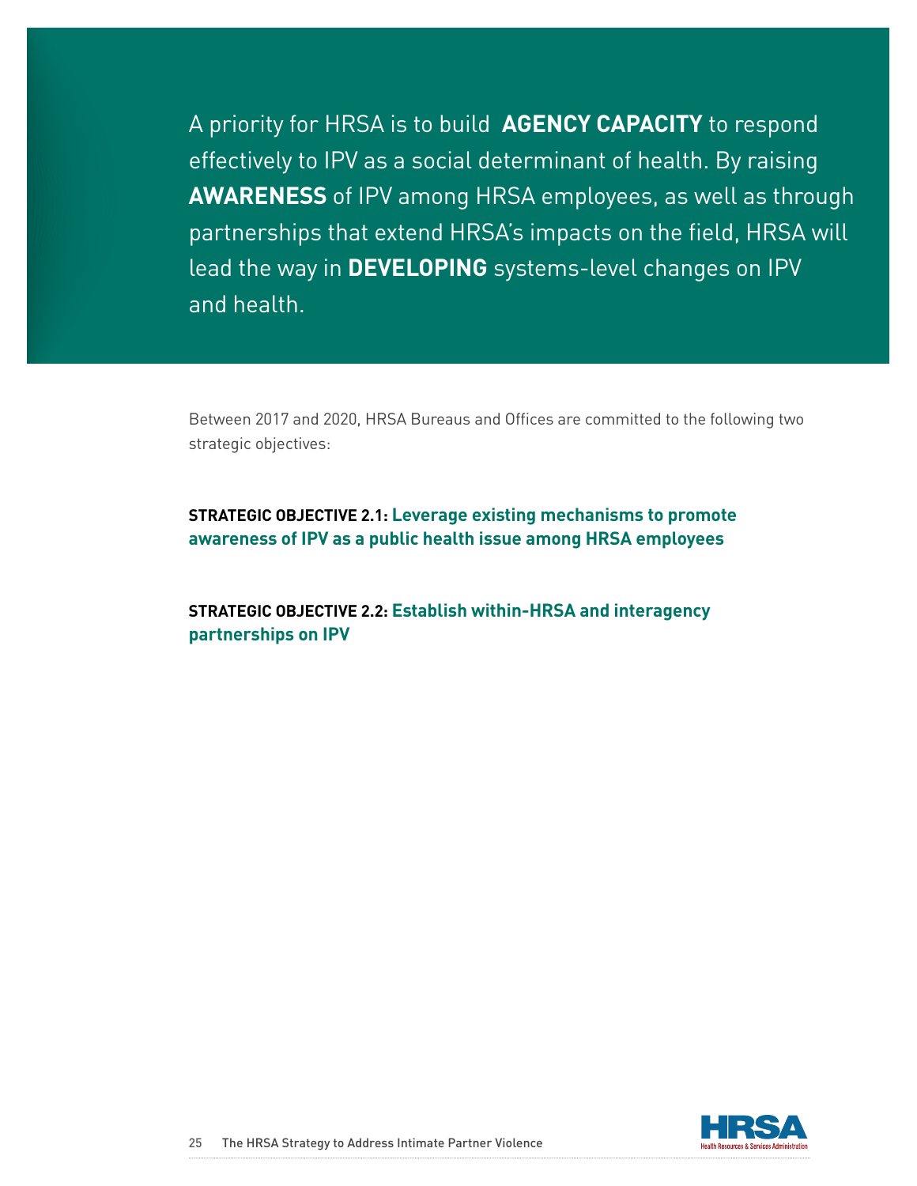A priority for HRSA is to build **AGENCY CAPACITY** to respond effectively to IPV as a social determinant of health. By raising **AWARENESS** of IPV among HRSA employees, as well as through partnerships that extend HRSA's impacts on the field, HRSA will lead the way in **DEVELOPING** systems-level changes on IPV and health.

Between 2017 and 2020, HRSA Bureaus and Offices are committed to the following two strategic objectives:

**STRATEGIC OBJECTIVE 2.1: Leverage existing mechanisms to promote awareness of IPV as a public health issue among HRSA employees**

**STRATEGIC OBJECTIVE 2.2: Establish within-HRSA and interagency partnerships on IPV**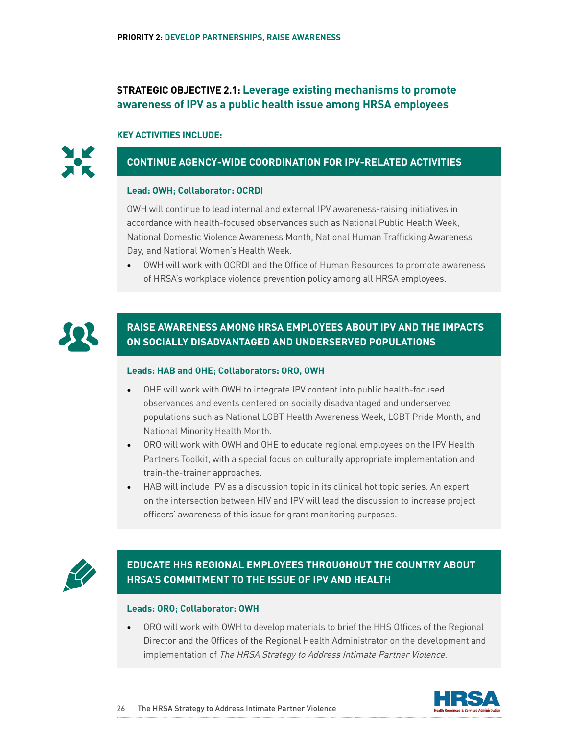**PRIORITY 2: DEVELOP PARTNERSHIPS, RAISE AWARENESS**

## STRATEGIC OBJECTIVE 2.1: Leverage existing mechanisms to promote awareness of IPV as a public health issue among HRSA employees

**KEY ACTIVITIES INCLUDE:**

### CONTINUE AGENCY-WIDE COORDINATION FOR IPV-RELATED ACTIVITIES

**Lead: OWH; Collaborator: OCRDI**

OWH will continue to lead internal and external IPV awareness-raising initiatives in accordance with health-focused observances such as National Public Health Week, National Domestic Violence Awareness Month, National Human Trafficking Awareness Day, and National Women's Health Week.

- OWH will work with OCRDI and the Office of Human Resources to promote awareness of HRSA's workplace violence prevention policy among all HRSA employees.

### RAISE AWARENESS AMONG HRSA EMPLOYEES ABOUT IPV AND THE IMPACTS ON SOCIALLY DISADVANTAGED AND UNDERSERVED POPULATIONS

**Leads: HAB and OHE; Collaborators: ORO, OWH**

- OHE will work with OWH to integrate IPV content into public health-focused observances and events centered on socially disadvantaged and underserved populations such as National LGBT Health Awareness Week, LGBT Pride Month, and National Minority Health Month.
- ORO will work with OWH and OHE to educate regional employees on the IPV Health Partners Toolkit, with a special focus on culturally appropriate implementation and train-the-trainer approaches.
- HAB will include IPV as a discussion topic in its clinical hot topic series. An expert on the intersection between HIV and IPV will lead the discussion to increase project officers' awareness of this issue for grant monitoring purposes.

### EDUCATE HHS REGIONAL EMPLOYEES THROUGHOUT THE COUNTRY ABOUT HRSA'S COMMITMENT TO THE ISSUE OF IPV AND HEALTH

**Leads: ORO; Collaborator: OWH**

- ORO will work with OWH to develop materials to brief the HHS Offices of the Regional Director and the Offices of the Regional Health Administrator on the development and implementation of *The HRSA Strategy to Address Intimate Partner Violence*.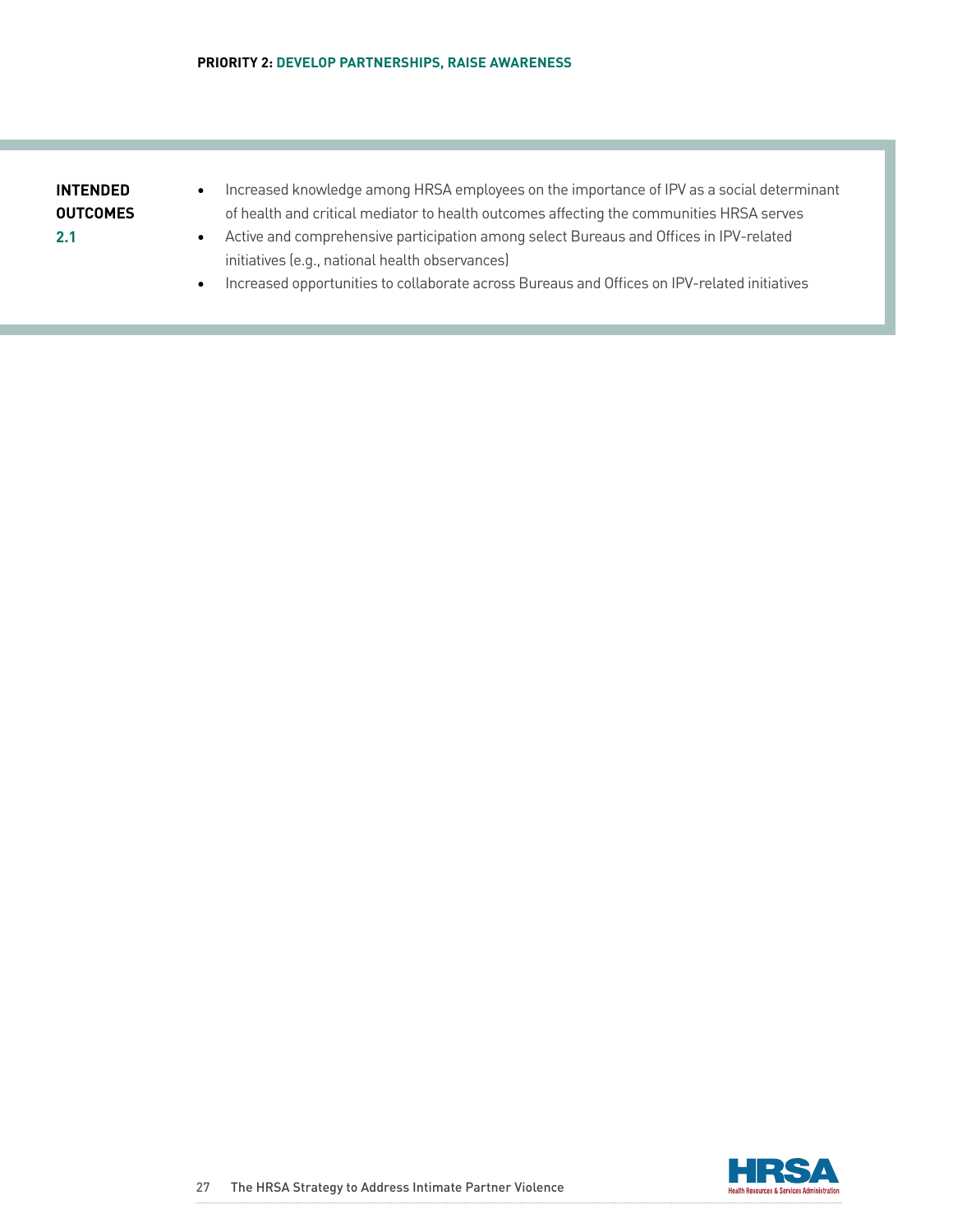**INTENDED OUTCOMES 2.1**

- Increased knowledge among HRSA employees on the importance of IPV as a social determinant of health and critical mediator to health outcomes affecting the communities HRSA serves
- Active and comprehensive participation among select Bureaus and Offices in IPV-related initiatives (e.g., national health observances)
- Increased opportunities to collaborate across Bureaus and Offices on IPV-related initiatives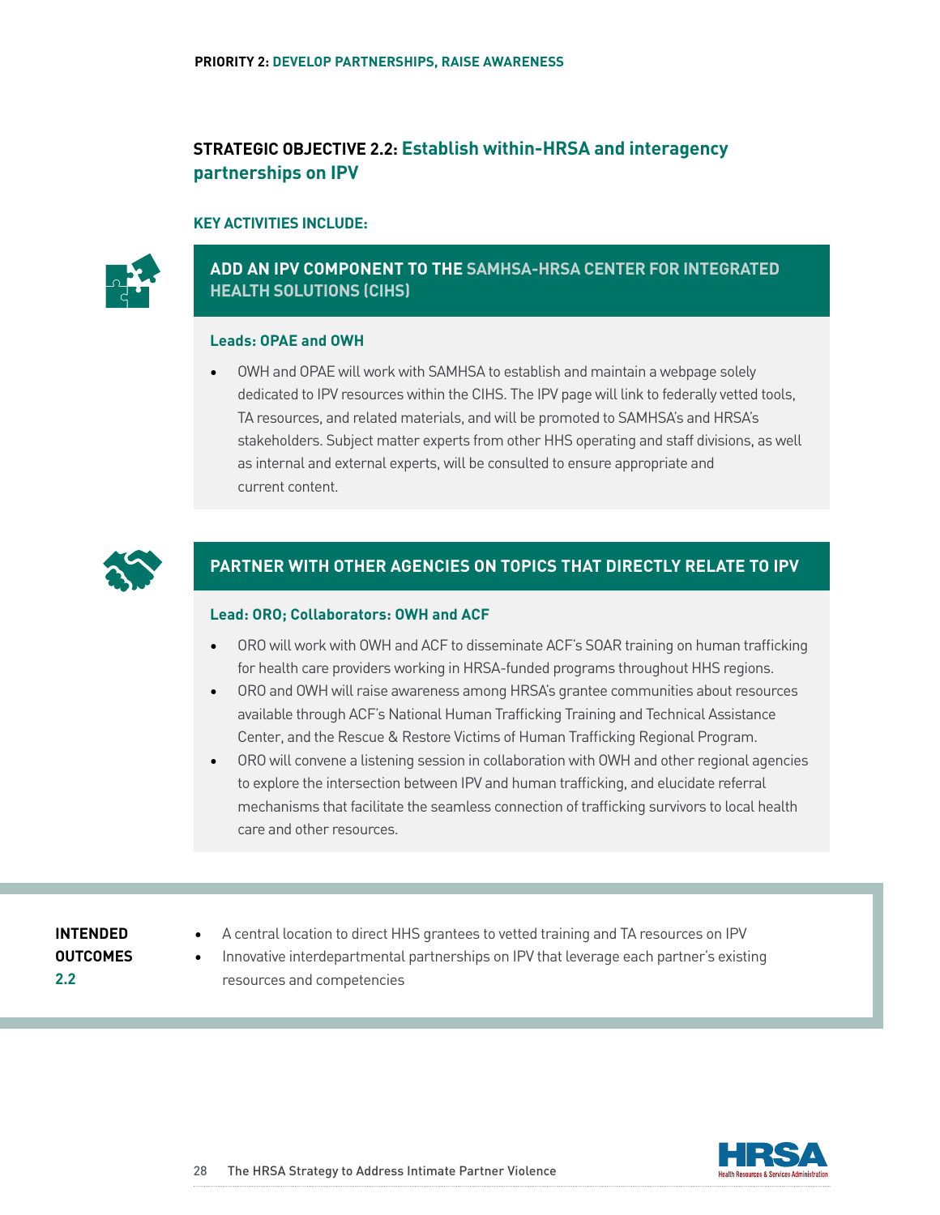## STRATEGIC OBJECTIVE 2.2: Establish within-HRSA and interagency partnerships on IPV

### KEY ACTIVITIES INCLUDE:

#### ADD AN IPV COMPONENT TO THE SAMHSA-HRSA CENTER FOR INTEGRATED HEALTH SOLUTIONS (CIHS)

**Leads: OPAE and OWH**

- OWH and OPAE will work with SAMHSA to establish and maintain a webpage solely dedicated to IPV resources within the CIHS. The IPV page will link to federally vetted tools, TA resources, and related materials, and will be promoted to SAMHSA's and HRSA's stakeholders. Subject matter experts from other HHS operating and staff divisions, as well as internal and external experts, will be consulted to ensure appropriate and current content.

#### PARTNER WITH OTHER AGENCIES ON TOPICS THAT DIRECTLY RELATE TO IPV

**Lead: ORO; Collaborators: OWH and ACF**

- ORO will work with OWH and ACF to disseminate ACF's SOAR training on human trafficking for health care providers working in HRSA-funded programs throughout HHS regions.
- ORO and OWH will raise awareness among HRSA's grantee communities about resources available through ACF's National Human Trafficking Training and Technical Assistance Center, and the Rescue & Restore Victims of Human Trafficking Regional Program.
- ORO will convene a listening session in collaboration with OWH and other regional agencies to explore the intersection between IPV and human trafficking, and elucidate referral mechanisms that facilitate the seamless connection of trafficking survivors to local health care and other resources.

**INTENDED OUTCOMES 2.2**

- A central location to direct HHS grantees to vetted training and TA resources on IPV
- Innovative interdepartmental partnerships on IPV that leverage each partner's existing resources and competencies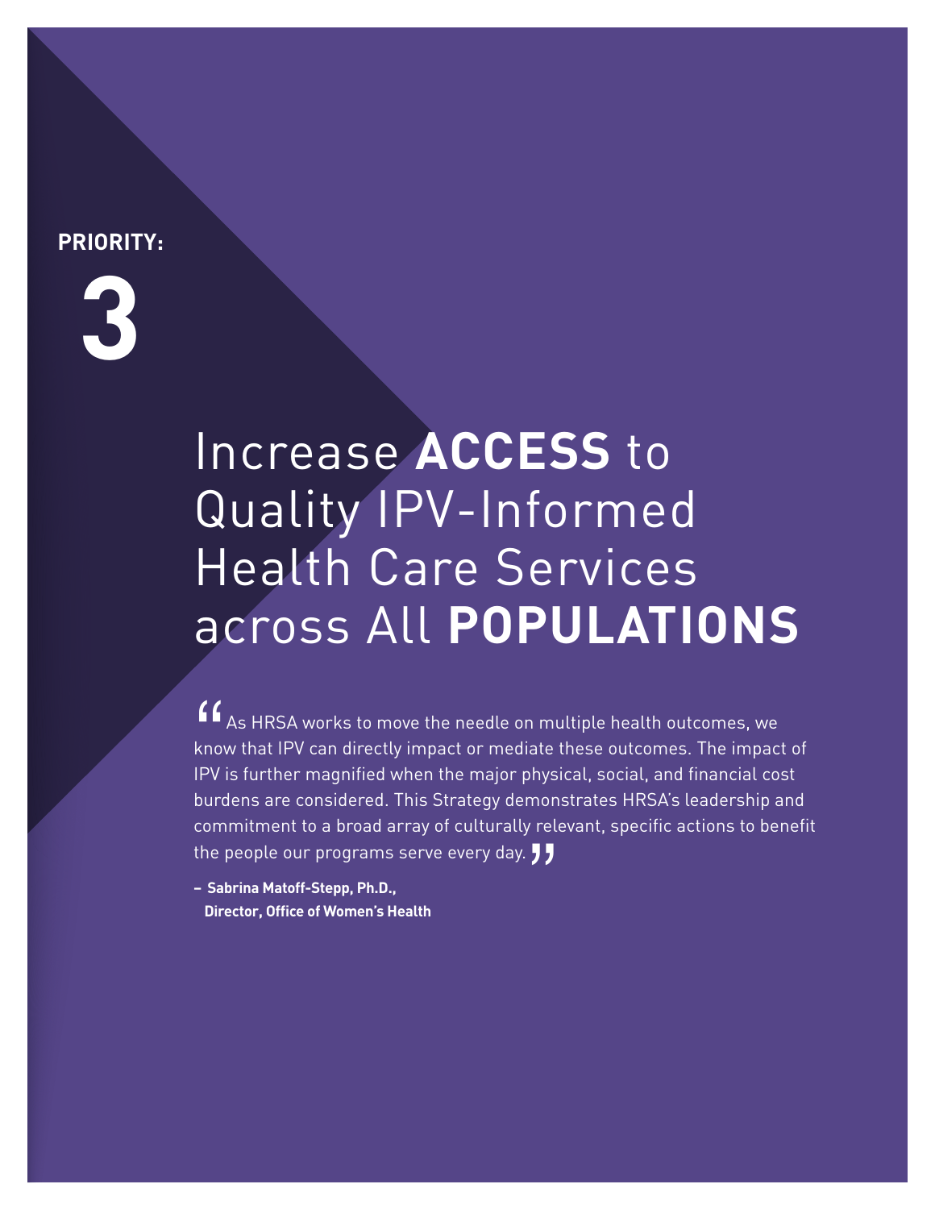**PRIORITY:**

**3**

# Increase **ACCESS** to Quality IPV-Informed Health Care Services across All **POPULATIONS**

"As HRSA works to move the needle on multiple health outcomes, we know that IPV can directly impact or mediate these outcomes. The impact of IPV is further magnified when the major physical, social, and financial cost burdens are considered. This Strategy demonstrates HRSA's leadership and commitment to a broad array of culturally relevant, specific actions to benefit the people our programs serve every day."

**– Sabrina Matoff-Stepp, Ph.D., Director, Office of Women's Health**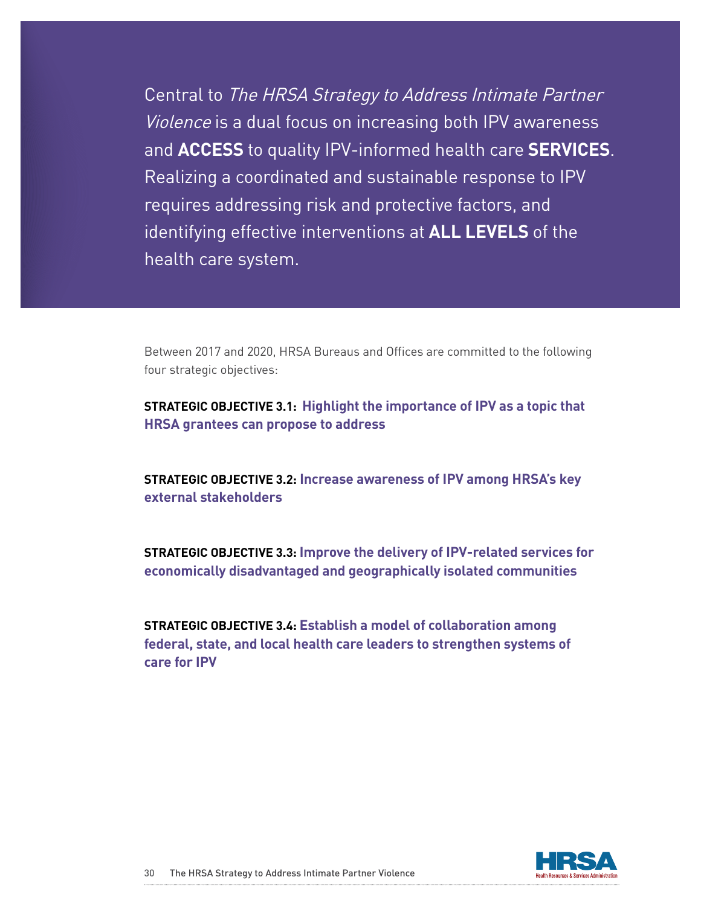Central to *The HRSA Strategy to Address Intimate Partner Violence* is a dual focus on increasing both IPV awareness and **ACCESS** to quality IPV-informed health care **SERVICES**. Realizing a coordinated and sustainable response to IPV requires addressing risk and protective factors, and identifying effective interventions at **ALL LEVELS** of the health care system.

Between 2017 and 2020, HRSA Bureaus and Offices are committed to the following four strategic objectives:

**STRATEGIC OBJECTIVE 3.1: Highlight the importance of IPV as a topic that HRSA grantees can propose to address**

**STRATEGIC OBJECTIVE 3.2: Increase awareness of IPV among HRSA's key external stakeholders**

**STRATEGIC OBJECTIVE 3.3: Improve the delivery of IPV-related services for economically disadvantaged and geographically isolated communities**

**STRATEGIC OBJECTIVE 3.4: Establish a model of collaboration among federal, state, and local health care leaders to strengthen systems of care for IPV**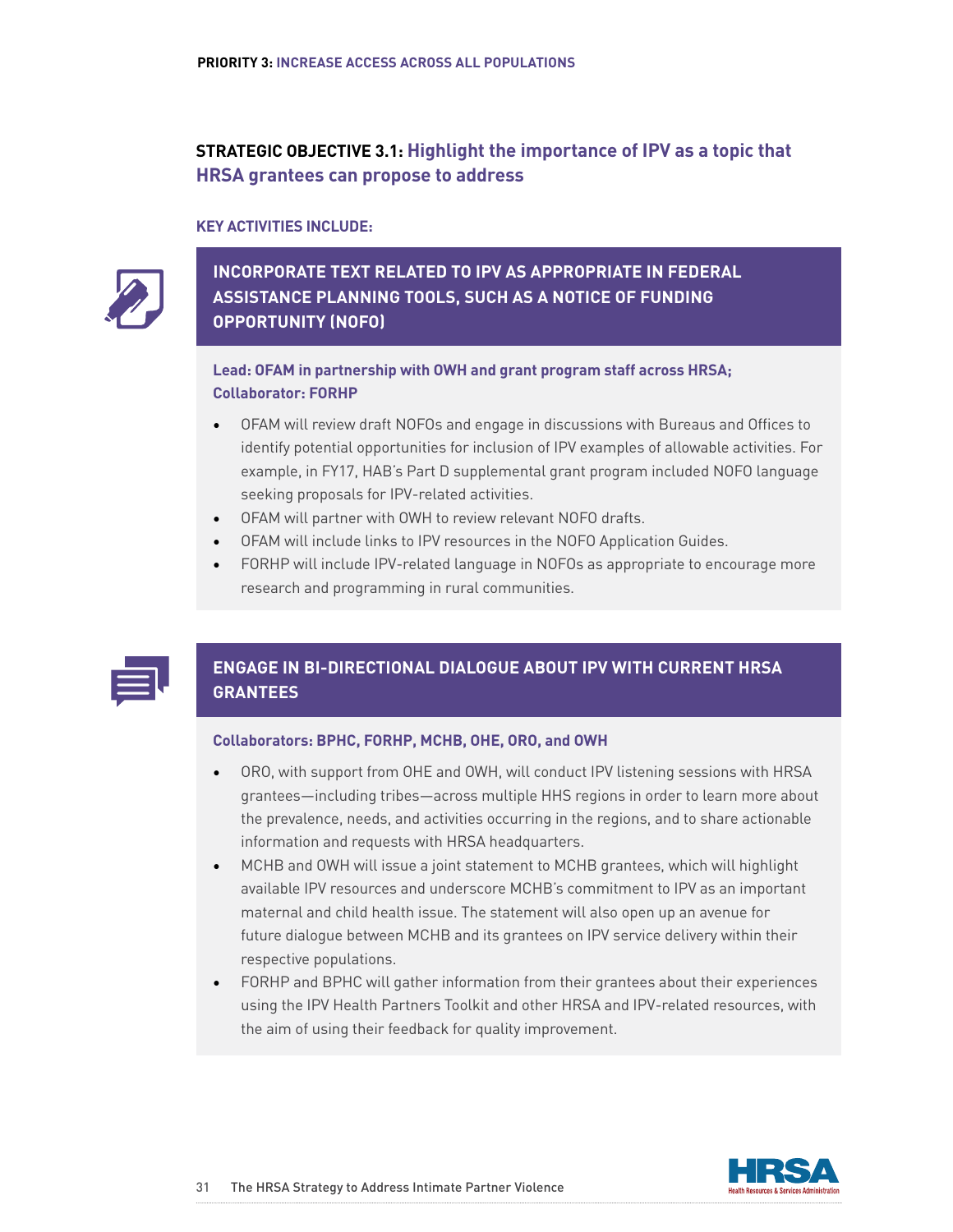## STRATEGIC OBJECTIVE 3.1: Highlight the importance of IPV as a topic that HRSA grantees can propose to address

**KEY ACTIVITIES INCLUDE:**

### INCORPORATE TEXT RELATED TO IPV AS APPROPRIATE IN FEDERAL ASSISTANCE PLANNING TOOLS, SUCH AS A NOTICE OF FUNDING OPPORTUNITY (NOFO)

**Lead: OFAM in partnership with OWH and grant program staff across HRSA; Collaborator: FORHP**

- OFAM will review draft NOFOs and engage in discussions with Bureaus and Offices to identify potential opportunities for inclusion of IPV examples of allowable activities. For example, in FY17, HAB's Part D supplemental grant program included NOFO language seeking proposals for IPV-related activities.
- OFAM will partner with OWH to review relevant NOFO drafts.
- OFAM will include links to IPV resources in the NOFO Application Guides.
- FORHP will include IPV-related language in NOFOs as appropriate to encourage more research and programming in rural communities.

### ENGAGE IN BI-DIRECTIONAL DIALOGUE ABOUT IPV WITH CURRENT HRSA GRANTEES

**Collaborators: BPHC, FORHP, MCHB, OHE, ORO, and OWH**

- ORO, with support from OHE and OWH, will conduct IPV listening sessions with HRSA grantees—including tribes—across multiple HHS regions in order to learn more about the prevalence, needs, and activities occurring in the regions, and to share actionable information and requests with HRSA headquarters.
- MCHB and OWH will issue a joint statement to MCHB grantees, which will highlight available IPV resources and underscore MCHB's commitment to IPV as an important maternal and child health issue. The statement will also open up an avenue for future dialogue between MCHB and its grantees on IPV service delivery within their respective populations.
- FORHP and BPHC will gather information from their grantees about their experiences using the IPV Health Partners Toolkit and other HRSA and IPV-related resources, with the aim of using their feedback for quality improvement.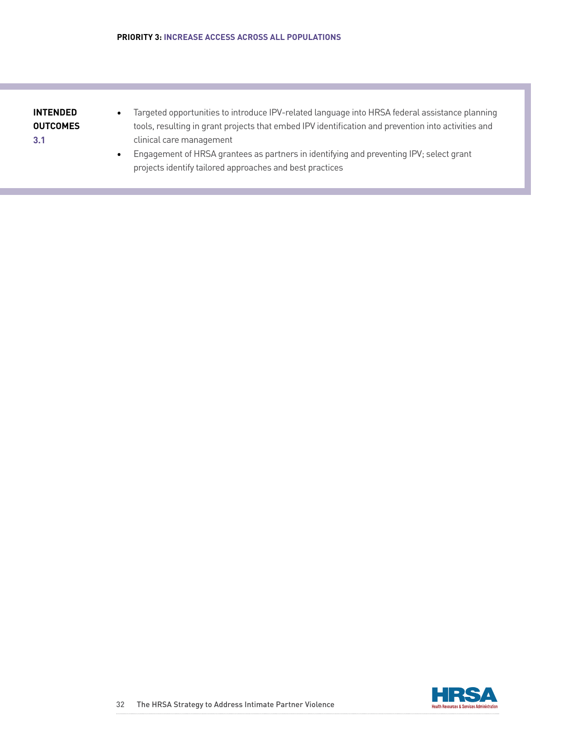**INTENDED OUTCOMES 3.1**

- Targeted opportunities to introduce IPV-related language into HRSA federal assistance planning tools, resulting in grant projects that embed IPV identification and prevention into activities and clinical care management
- Engagement of HRSA grantees as partners in identifying and preventing IPV; select grant projects identify tailored approaches and best practices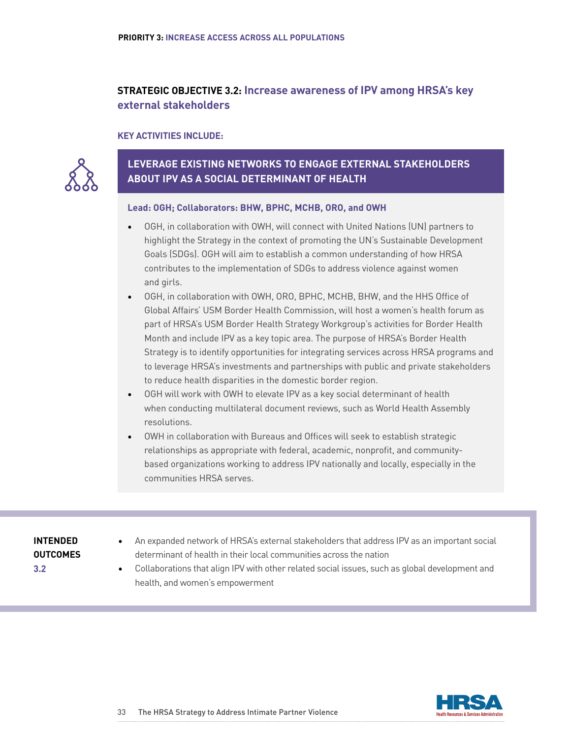**PRIORITY 3: INCREASE ACCESS ACROSS ALL POPULATIONS**

## STRATEGIC OBJECTIVE 3.2: Increase awareness of IPV among HRSA's key external stakeholders

**KEY ACTIVITIES INCLUDE:**

### LEVERAGE EXISTING NETWORKS TO ENGAGE EXTERNAL STAKEHOLDERS ABOUT IPV AS A SOCIAL DETERMINANT OF HEALTH

**Lead: OGH; Collaborators: BHW, BPHC, MCHB, ORO, and OWH**

- OGH, in collaboration with OWH, will connect with United Nations (UN) partners to highlight the Strategy in the context of promoting the UN's Sustainable Development Goals (SDGs). OGH will aim to establish a common understanding of how HRSA contributes to the implementation of SDGs to address violence against women and girls.
- OGH, in collaboration with OWH, ORO, BPHC, MCHB, BHW, and the HHS Office of Global Affairs' USM Border Health Commission, will host a women's health forum as part of HRSA's USM Border Health Strategy Workgroup's activities for Border Health Month and include IPV as a key topic area. The purpose of HRSA's Border Health Strategy is to identify opportunities for integrating services across HRSA programs and to leverage HRSA's investments and partnerships with public and private stakeholders to reduce health disparities in the domestic border region.
- OGH will work with OWH to elevate IPV as a key social determinant of health when conducting multilateral document reviews, such as World Health Assembly resolutions.
- OWH in collaboration with Bureaus and Offices will seek to establish strategic relationships as appropriate with federal, academic, nonprofit, and community-based organizations working to address IPV nationally and locally, especially in the communities HRSA serves.

**INTENDED OUTCOMES 3.2**

- An expanded network of HRSA's external stakeholders that address IPV as an important social determinant of health in their local communities across the nation
- Collaborations that align IPV with other related social issues, such as global development and health, and women's empowerment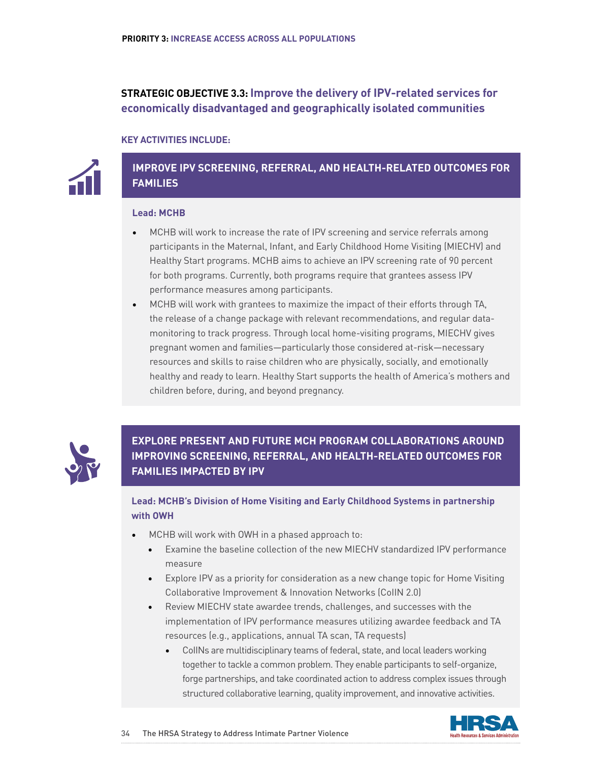**PRIORITY 3: INCREASE ACCESS ACROSS ALL POPULATIONS**

## STRATEGIC OBJECTIVE 3.3: Improve the delivery of IPV-related services for economically disadvantaged and geographically isolated communities

**KEY ACTIVITIES INCLUDE:**

### IMPROVE IPV SCREENING, REFERRAL, AND HEALTH-RELATED OUTCOMES FOR FAMILIES

**Lead: MCHB**

- MCHB will work to increase the rate of IPV screening and service referrals among participants in the Maternal, Infant, and Early Childhood Home Visiting (MIECHV) and Healthy Start programs. MCHB aims to achieve an IPV screening rate of 90 percent for both programs. Currently, both programs require that grantees assess IPV performance measures among participants.
- MCHB will work with grantees to maximize the impact of their efforts through TA, the release of a change package with relevant recommendations, and regular data-monitoring to track progress. Through local home-visiting programs, MIECHV gives pregnant women and families—particularly those considered at-risk—necessary resources and skills to raise children who are physically, socially, and emotionally healthy and ready to learn. Healthy Start supports the health of America's mothers and children before, during, and beyond pregnancy.

### EXPLORE PRESENT AND FUTURE MCH PROGRAM COLLABORATIONS AROUND IMPROVING SCREENING, REFERRAL, AND HEALTH-RELATED OUTCOMES FOR FAMILIES IMPACTED BY IPV

**Lead: MCHB's Division of Home Visiting and Early Childhood Systems in partnership with OWH**

- MCHB will work with OWH in a phased approach to:
  - Examine the baseline collection of the new MIECHV standardized IPV performance measure
  - Explore IPV as a priority for consideration as a new change topic for Home Visiting Collaborative Improvement & Innovation Networks (CoIIN 2.0)
  - Review MIECHV state awardee trends, challenges, and successes with the implementation of IPV performance measures utilizing awardee feedback and TA resources (e.g., applications, annual TA scan, TA requests)
    - CoIINs are multidisciplinary teams of federal, state, and local leaders working together to tackle a common problem. They enable participants to self-organize, forge partnerships, and take coordinated action to address complex issues through structured collaborative learning, quality improvement, and innovative activities.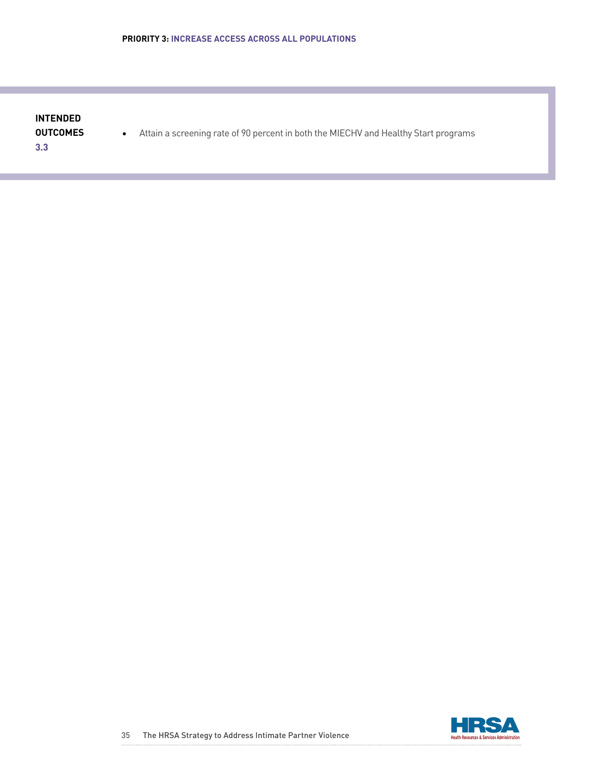**INTENDED OUTCOMES 3.3**

- Attain a screening rate of 90 percent in both the MIECHV and Healthy Start programs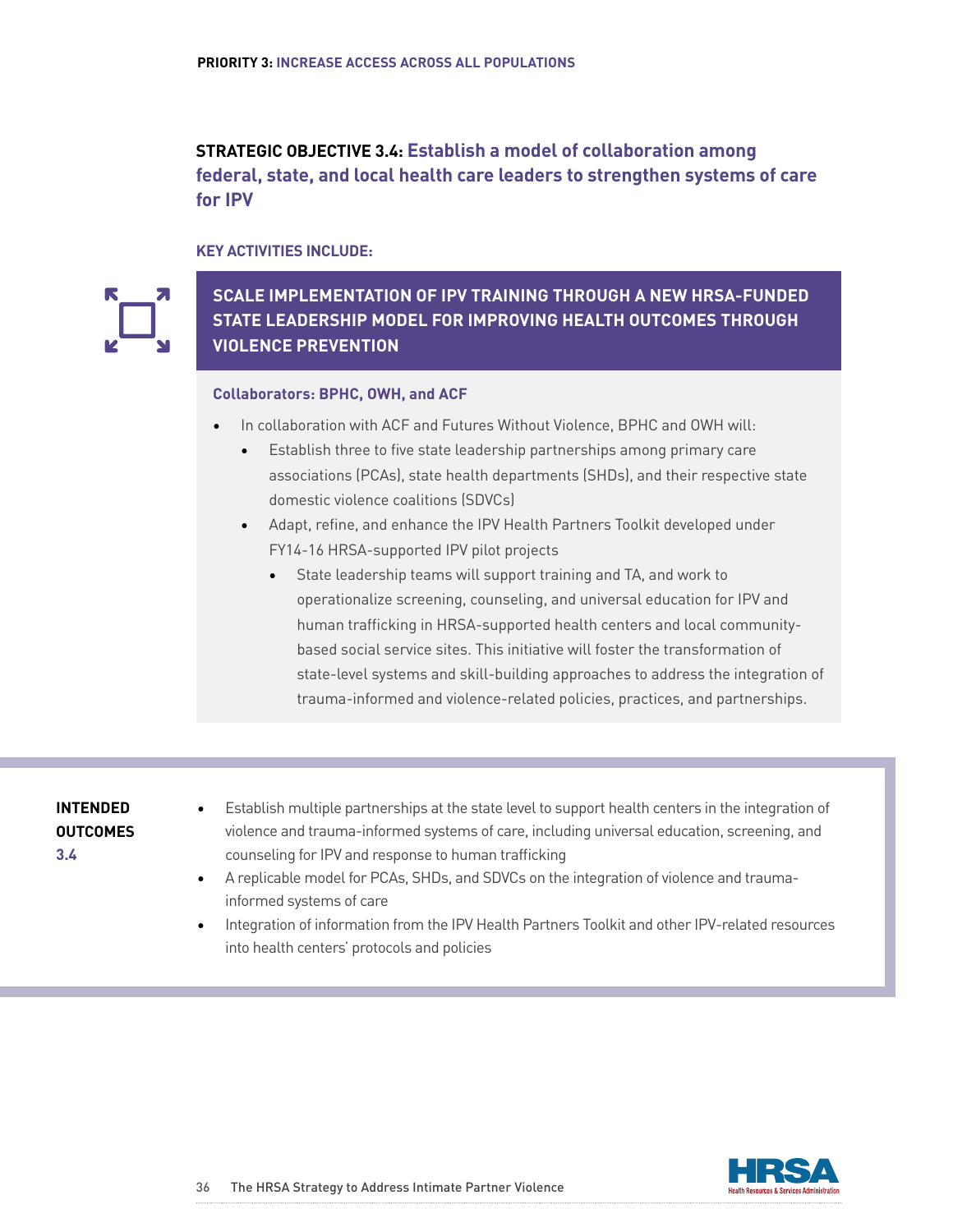**PRIORITY 3: INCREASE ACCESS ACROSS ALL POPULATIONS**

## STRATEGIC OBJECTIVE 3.4: Establish a model of collaboration among federal, state, and local health care leaders to strengthen systems of care for IPV

### KEY ACTIVITIES INCLUDE:

#### SCALE IMPLEMENTATION OF IPV TRAINING THROUGH A NEW HRSA-FUNDED STATE LEADERSHIP MODEL FOR IMPROVING HEALTH OUTCOMES THROUGH VIOLENCE PREVENTION

**Collaborators: BPHC, OWH, and ACF**

- In collaboration with ACF and Futures Without Violence, BPHC and OWH will:
  - Establish three to five state leadership partnerships among primary care associations (PCAs), state health departments (SHDs), and their respective state domestic violence coalitions (SDVCs)
  - Adapt, refine, and enhance the IPV Health Partners Toolkit developed under FY14-16 HRSA-supported IPV pilot projects
    - State leadership teams will support training and TA, and work to operationalize screening, counseling, and universal education for IPV and human trafficking in HRSA-supported health centers and local community-based social service sites. This initiative will foster the transformation of state-level systems and skill-building approaches to address the integration of trauma-informed and violence-related policies, practices, and partnerships.

**INTENDED OUTCOMES 3.4**

- Establish multiple partnerships at the state level to support health centers in the integration of violence and trauma-informed systems of care, including universal education, screening, and counseling for IPV and response to human trafficking
- A replicable model for PCAs, SHDs, and SDVCs on the integration of violence and trauma-informed systems of care
- Integration of information from the IPV Health Partners Toolkit and other IPV-related resources into health centers' protocols and policies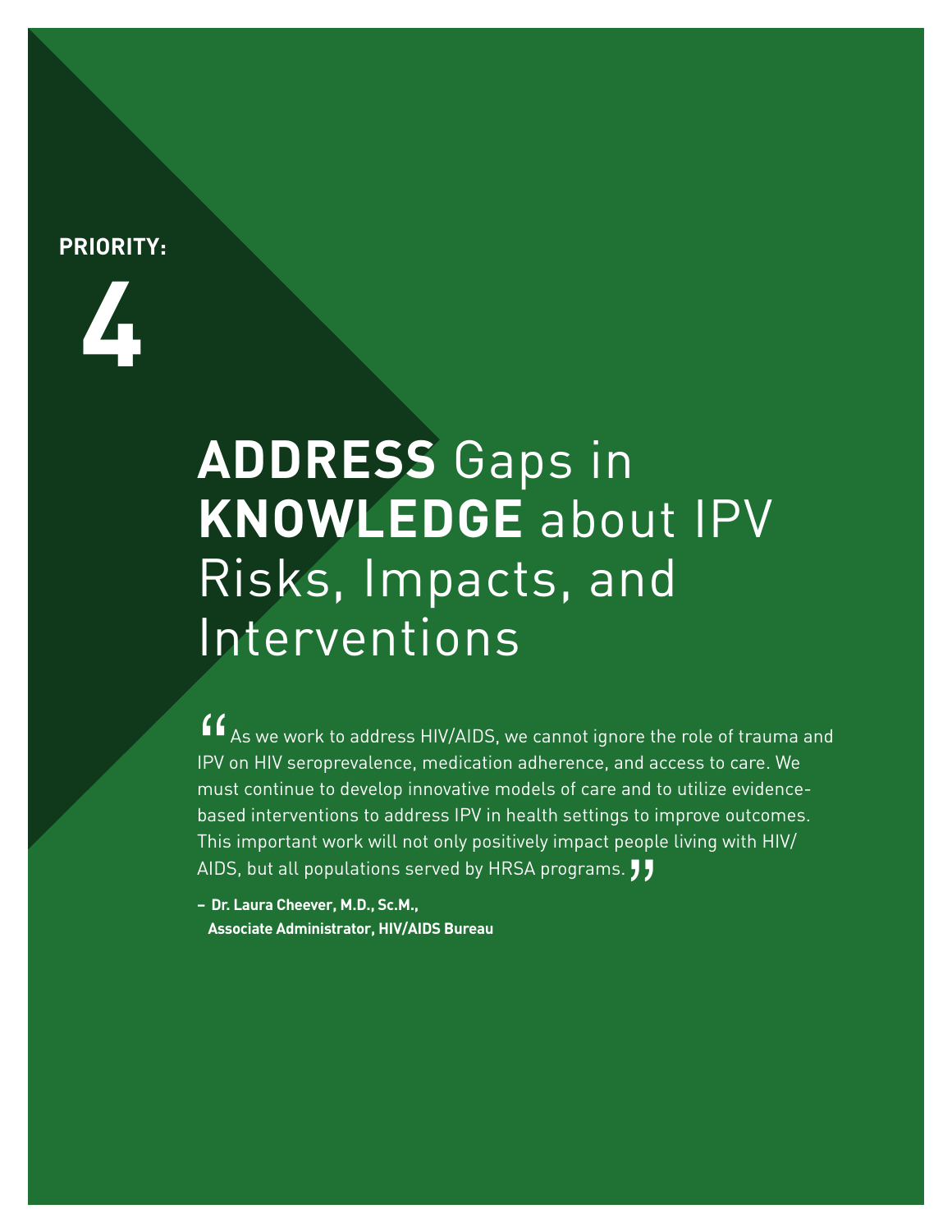**PRIORITY:**

**4**

# **ADDRESS** Gaps in **KNOWLEDGE** about IPV Risks, Impacts, and Interventions

"As we work to address HIV/AIDS, we cannot ignore the role of trauma and IPV on HIV seroprevalence, medication adherence, and access to care. We must continue to develop innovative models of care and to utilize evidence-based interventions to address IPV in health settings to improve outcomes. This important work will not only positively impact people living with HIV/AIDS, but all populations served by HRSA programs."

**– Dr. Laura Cheever, M.D., Sc.M., Associate Administrator, HIV/AIDS Bureau**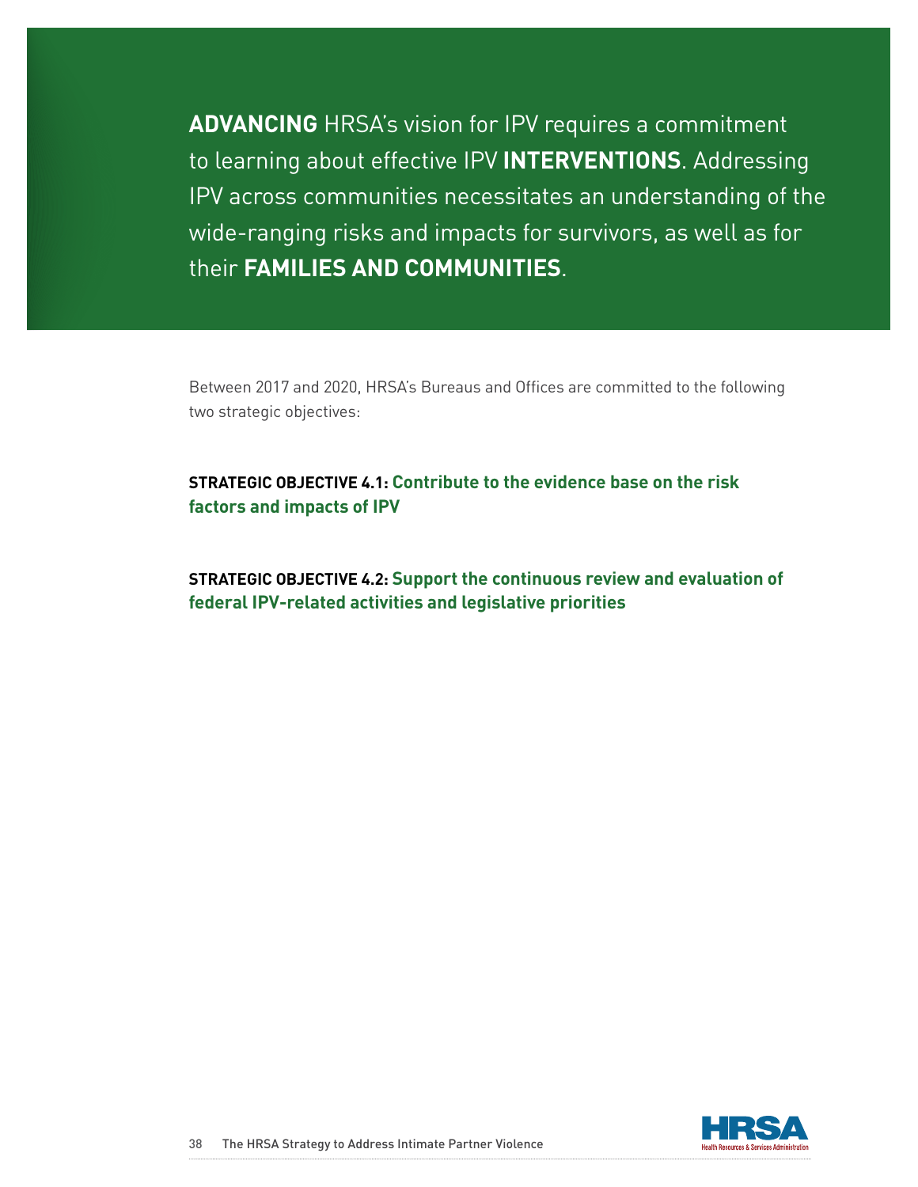**ADVANCING** HRSA's vision for IPV requires a commitment to learning about effective IPV **INTERVENTIONS**. Addressing IPV across communities necessitates an understanding of the wide-ranging risks and impacts for survivors, as well as for their **FAMILIES AND COMMUNITIES**.

Between 2017 and 2020, HRSA's Bureaus and Offices are committed to the following two strategic objectives:

**STRATEGIC OBJECTIVE 4.1: Contribute to the evidence base on the risk factors and impacts of IPV**

**STRATEGIC OBJECTIVE 4.2: Support the continuous review and evaluation of federal IPV-related activities and legislative priorities**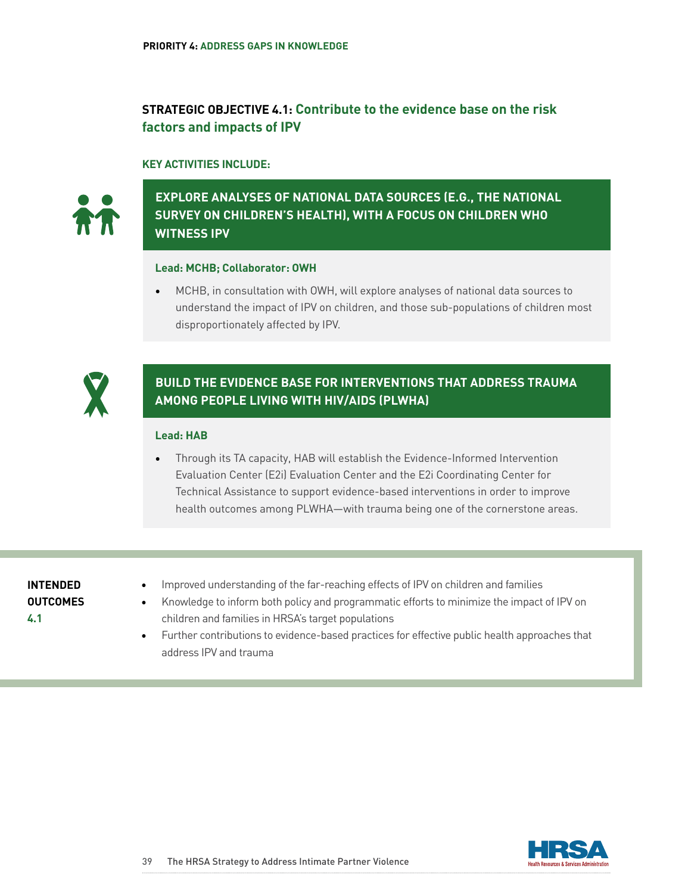PRIORITY 4: ADDRESS GAPS IN KNOWLEDGE

## STRATEGIC OBJECTIVE 4.1: Contribute to the evidence base on the risk factors and impacts of IPV

**KEY ACTIVITIES INCLUDE:**

### EXPLORE ANALYSES OF NATIONAL DATA SOURCES (E.G., THE NATIONAL SURVEY ON CHILDREN'S HEALTH), WITH A FOCUS ON CHILDREN WHO WITNESS IPV

**Lead: MCHB; Collaborator: OWH**

- MCHB, in consultation with OWH, will explore analyses of national data sources to understand the impact of IPV on children, and those sub-populations of children most disproportionately affected by IPV.

### BUILD THE EVIDENCE BASE FOR INTERVENTIONS THAT ADDRESS TRAUMA AMONG PEOPLE LIVING WITH HIV/AIDS (PLWHA)

**Lead: HAB**

- Through its TA capacity, HAB will establish the Evidence-Informed Intervention Evaluation Center (E2i) Evaluation Center and the E2i Coordinating Center for Technical Assistance to support evidence-based interventions in order to improve health outcomes among PLWHA—with trauma being one of the cornerstone areas.

**INTENDED OUTCOMES 4.1**

- Improved understanding of the far-reaching effects of IPV on children and families
- Knowledge to inform both policy and programmatic efforts to minimize the impact of IPV on children and families in HRSA's target populations
- Further contributions to evidence-based practices for effective public health approaches that address IPV and trauma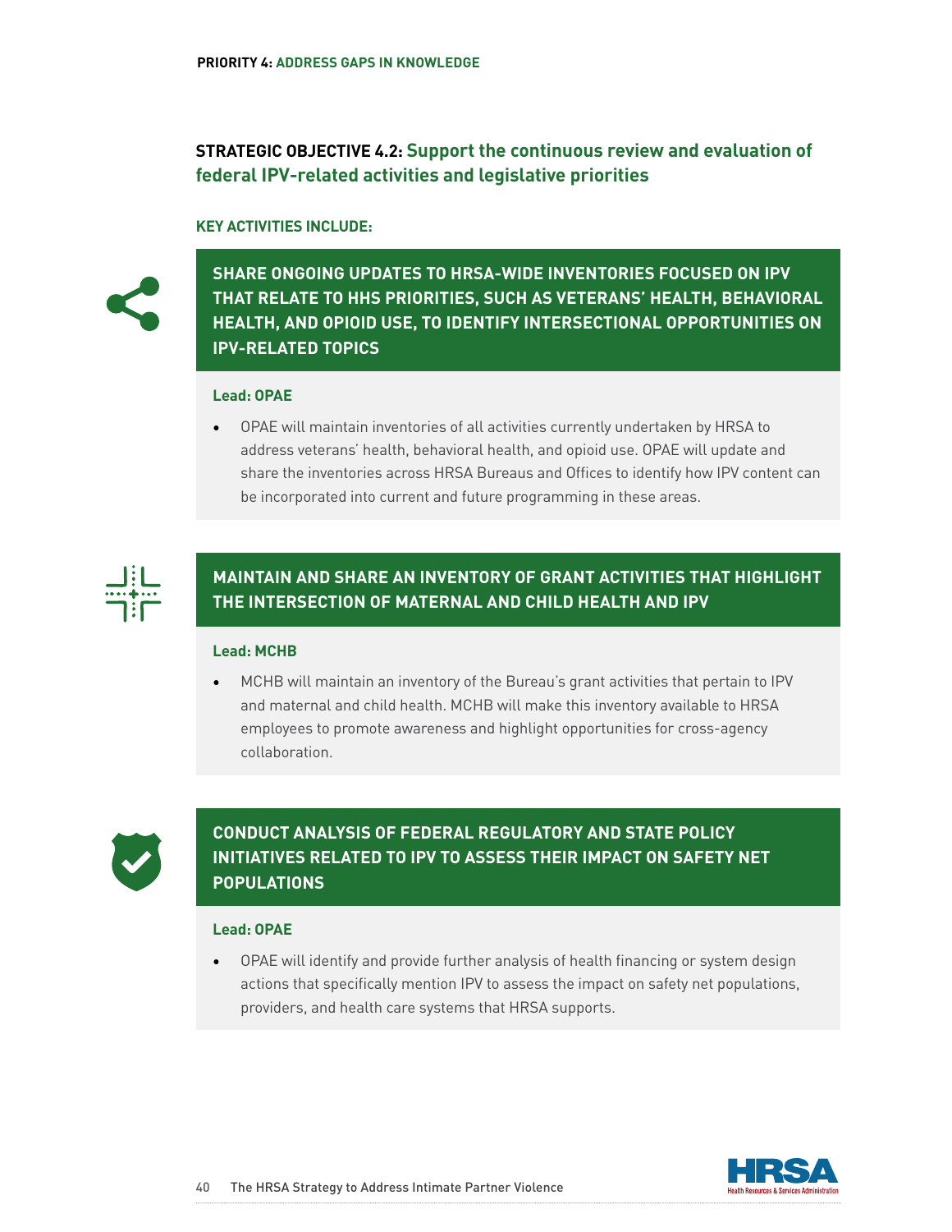**PRIORITY 4: ADDRESS GAPS IN KNOWLEDGE**

## STRATEGIC OBJECTIVE 4.2: Support the continuous review and evaluation of federal IPV-related activities and legislative priorities

**KEY ACTIVITIES INCLUDE:**

### SHARE ONGOING UPDATES TO HRSA-WIDE INVENTORIES FOCUSED ON IPV THAT RELATE TO HHS PRIORITIES, SUCH AS VETERANS' HEALTH, BEHAVIORAL HEALTH, AND OPIOID USE, TO IDENTIFY INTERSECTIONAL OPPORTUNITIES ON IPV-RELATED TOPICS

**Lead: OPAE**

- OPAE will maintain inventories of all activities currently undertaken by HRSA to address veterans' health, behavioral health, and opioid use. OPAE will update and share the inventories across HRSA Bureaus and Offices to identify how IPV content can be incorporated into current and future programming in these areas.

### MAINTAIN AND SHARE AN INVENTORY OF GRANT ACTIVITIES THAT HIGHLIGHT THE INTERSECTION OF MATERNAL AND CHILD HEALTH AND IPV

**Lead: MCHB**

- MCHB will maintain an inventory of the Bureau's grant activities that pertain to IPV and maternal and child health. MCHB will make this inventory available to HRSA employees to promote awareness and highlight opportunities for cross-agency collaboration.

### CONDUCT ANALYSIS OF FEDERAL REGULATORY AND STATE POLICY INITIATIVES RELATED TO IPV TO ASSESS THEIR IMPACT ON SAFETY NET POPULATIONS

**Lead: OPAE**

- OPAE will identify and provide further analysis of health financing or system design actions that specifically mention IPV to assess the impact on safety net populations, providers, and health care systems that HRSA supports.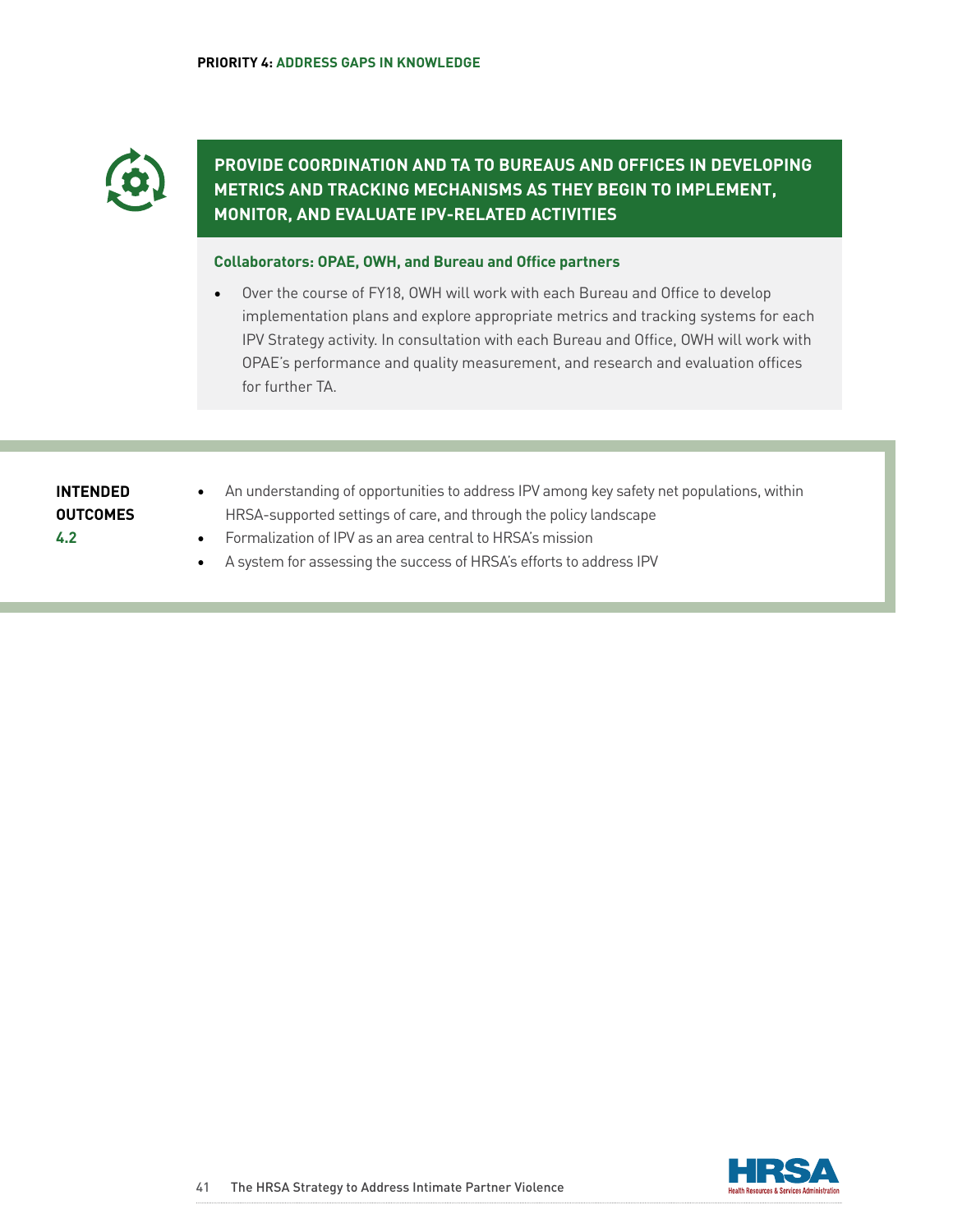## PROVIDE COORDINATION AND TA TO BUREAUS AND OFFICES IN DEVELOPING METRICS AND TRACKING MECHANISMS AS THEY BEGIN TO IMPLEMENT, MONITOR, AND EVALUATE IPV-RELATED ACTIVITIES

**Collaborators: OPAE, OWH, and Bureau and Office partners**

- Over the course of FY18, OWH will work with each Bureau and Office to develop implementation plans and explore appropriate metrics and tracking systems for each IPV Strategy activity. In consultation with each Bureau and Office, OWH will work with OPAE's performance and quality measurement, and research and evaluation offices for further TA.

**INTENDED OUTCOMES 4.2**

- An understanding of opportunities to address IPV among key safety net populations, within HRSA-supported settings of care, and through the policy landscape
- Formalization of IPV as an area central to HRSA's mission
- A system for assessing the success of HRSA's efforts to address IPV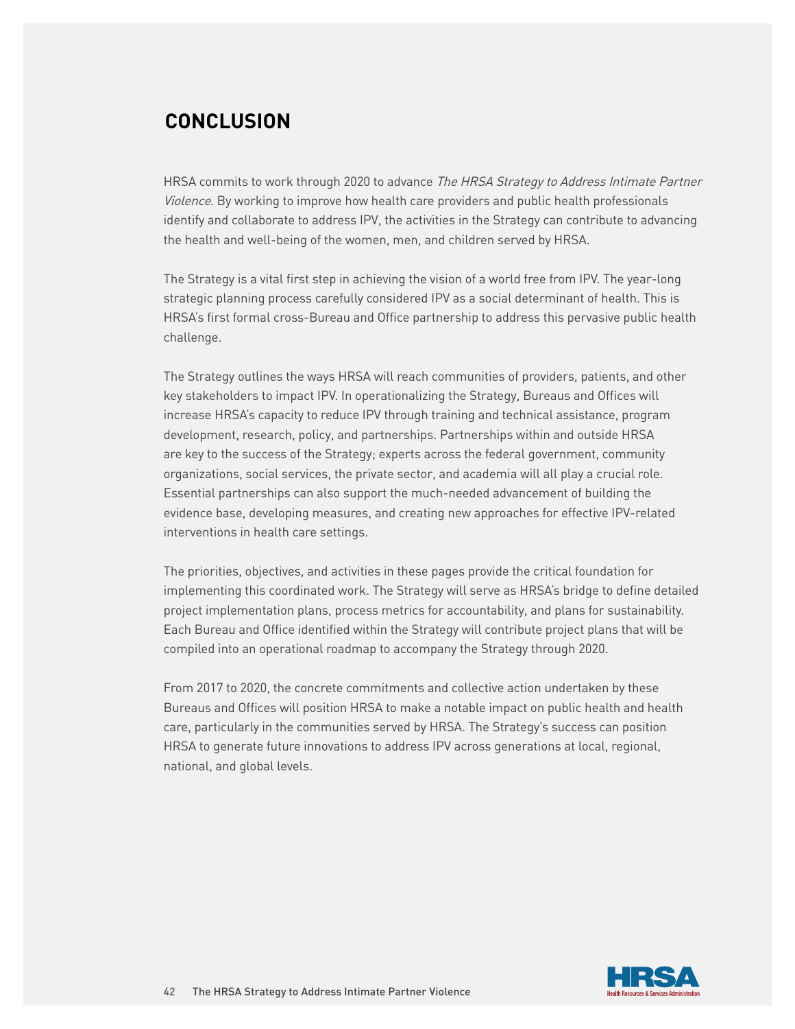## CONCLUSION

HRSA commits to work through 2020 to advance *The HRSA Strategy to Address Intimate Partner Violence*. By working to improve how health care providers and public health professionals identify and collaborate to address IPV, the activities in the Strategy can contribute to advancing the health and well-being of the women, men, and children served by HRSA.

The Strategy is a vital first step in achieving the vision of a world free from IPV. The year-long strategic planning process carefully considered IPV as a social determinant of health. This is HRSA's first formal cross-Bureau and Office partnership to address this pervasive public health challenge.

The Strategy outlines the ways HRSA will reach communities of providers, patients, and other key stakeholders to impact IPV. In operationalizing the Strategy, Bureaus and Offices will increase HRSA's capacity to reduce IPV through training and technical assistance, program development, research, policy, and partnerships. Partnerships within and outside HRSA are key to the success of the Strategy; experts across the federal government, community organizations, social services, the private sector, and academia will all play a crucial role. Essential partnerships can also support the much-needed advancement of building the evidence base, developing measures, and creating new approaches for effective IPV-related interventions in health care settings.

The priorities, objectives, and activities in these pages provide the critical foundation for implementing this coordinated work. The Strategy will serve as HRSA's bridge to define detailed project implementation plans, process metrics for accountability, and plans for sustainability. Each Bureau and Office identified within the Strategy will contribute project plans that will be compiled into an operational roadmap to accompany the Strategy through 2020.

From 2017 to 2020, the concrete commitments and collective action undertaken by these Bureaus and Offices will position HRSA to make a notable impact on public health and health care, particularly in the communities served by HRSA. The Strategy's success can position HRSA to generate future innovations to address IPV across generations at local, regional, national, and global levels.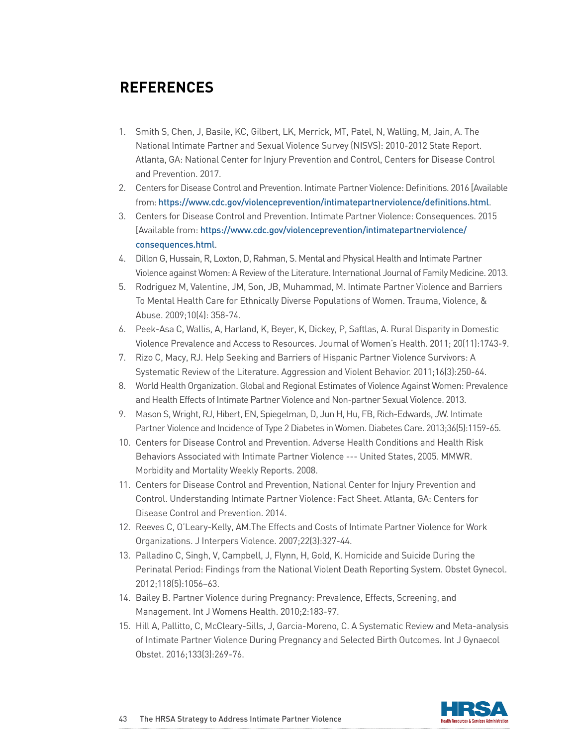## REFERENCES

1. Smith S, Chen, J, Basile, KC, Gilbert, LK, Merrick, MT, Patel, N, Walling, M, Jain, A. The National Intimate Partner and Sexual Violence Survey (NISVS): 2010-2012 State Report. Atlanta, GA: National Center for Injury Prevention and Control, Centers for Disease Control and Prevention. 2017.
2. Centers for Disease Control and Prevention. Intimate Partner Violence: Definitions. 2016 [Available from: https://www.cdc.gov/violenceprevention/intimatepartnerviolence/definitions.html.
3. Centers for Disease Control and Prevention. Intimate Partner Violence: Consequences. 2015 [Available from: https://www.cdc.gov/violenceprevention/intimatepartnerviolence/consequences.html.
4. Dillon G, Hussain, R, Loxton, D, Rahman, S. Mental and Physical Health and Intimate Partner Violence against Women: A Review of the Literature. International Journal of Family Medicine. 2013.
5. Rodriguez M, Valentine, JM, Son, JB, Muhammad, M. Intimate Partner Violence and Barriers To Mental Health Care for Ethnically Diverse Populations of Women. Trauma, Violence, & Abuse. 2009;10(4): 358-74.
6. Peek-Asa C, Wallis, A, Harland, K, Beyer, K, Dickey, P, Saftlas, A. Rural Disparity in Domestic Violence Prevalence and Access to Resources. Journal of Women's Health. 2011; 20(11):1743-9.
7. Rizo C, Macy, RJ. Help Seeking and Barriers of Hispanic Partner Violence Survivors: A Systematic Review of the Literature. Aggression and Violent Behavior. 2011;16(3):250-64.
8. World Health Organization. Global and Regional Estimates of Violence Against Women: Prevalence and Health Effects of Intimate Partner Violence and Non-partner Sexual Violence. 2013.
9. Mason S, Wright, RJ, Hibert, EN, Spiegelman, D, Jun H, Hu, FB, Rich-Edwards, JW. Intimate Partner Violence and Incidence of Type 2 Diabetes in Women. Diabetes Care. 2013;36(5):1159-65.
10. Centers for Disease Control and Prevention. Adverse Health Conditions and Health Risk Behaviors Associated with Intimate Partner Violence --- United States, 2005. MMWR. Morbidity and Mortality Weekly Reports. 2008.
11. Centers for Disease Control and Prevention, National Center for Injury Prevention and Control. Understanding Intimate Partner Violence: Fact Sheet. Atlanta, GA: Centers for Disease Control and Prevention. 2014.
12. Reeves C, O'Leary-Kelly, AM.The Effects and Costs of Intimate Partner Violence for Work Organizations. J Interpers Violence. 2007;22(3):327-44.
13. Palladino C, Singh, V, Campbell, J, Flynn, H, Gold, K. Homicide and Suicide During the Perinatal Period: Findings from the National Violent Death Reporting System. Obstet Gynecol. 2012;118(5):1056–63.
14. Bailey B. Partner Violence during Pregnancy: Prevalence, Effects, Screening, and Management. Int J Womens Health. 2010;2:183-97.
15. Hill A, Pallitto, C, McCleary-Sills, J, Garcia-Moreno, C. A Systematic Review and Meta-analysis of Intimate Partner Violence During Pregnancy and Selected Birth Outcomes. Int J Gynaecol Obstet. 2016;133(3):269-76.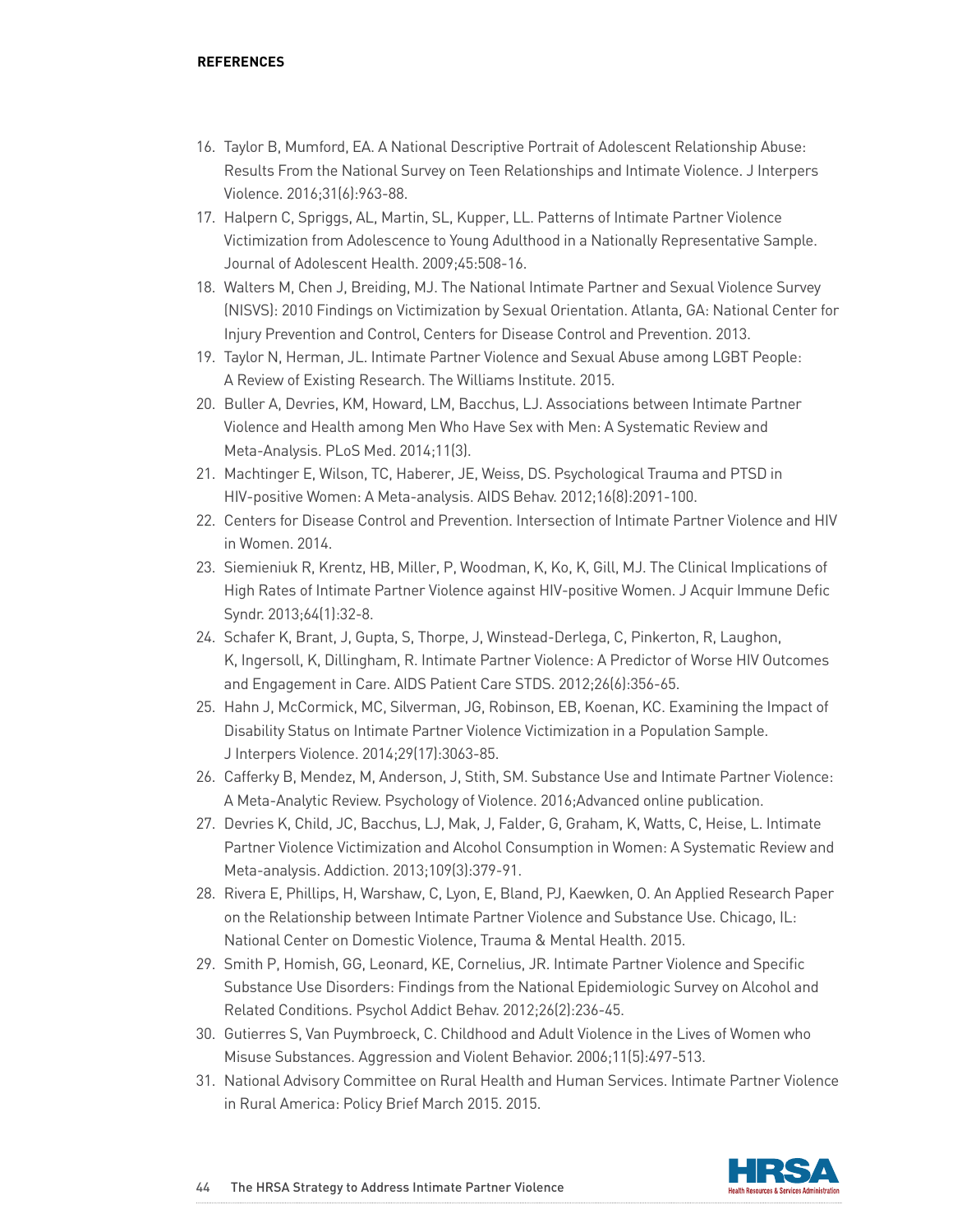**REFERENCES**

16. Taylor B, Mumford, EA. A National Descriptive Portrait of Adolescent Relationship Abuse: Results From the National Survey on Teen Relationships and Intimate Violence. J Interpers Violence. 2016;31(6):963-88.
17. Halpern C, Spriggs, AL, Martin, SL, Kupper, LL. Patterns of Intimate Partner Violence Victimization from Adolescence to Young Adulthood in a Nationally Representative Sample. Journal of Adolescent Health. 2009;45:508-16.
18. Walters M, Chen J, Breiding, MJ. The National Intimate Partner and Sexual Violence Survey (NISVS): 2010 Findings on Victimization by Sexual Orientation. Atlanta, GA: National Center for Injury Prevention and Control, Centers for Disease Control and Prevention. 2013.
19. Taylor N, Herman, JL. Intimate Partner Violence and Sexual Abuse among LGBT People: A Review of Existing Research. The Williams Institute. 2015.
20. Buller A, Devries, KM, Howard, LM, Bacchus, LJ. Associations between Intimate Partner Violence and Health among Men Who Have Sex with Men: A Systematic Review and Meta-Analysis. PLoS Med. 2014;11(3).
21. Machtinger E, Wilson, TC, Haberer, JE, Weiss, DS. Psychological Trauma and PTSD in HIV-positive Women: A Meta-analysis. AIDS Behav. 2012;16(8):2091-100.
22. Centers for Disease Control and Prevention. Intersection of Intimate Partner Violence and HIV in Women. 2014.
23. Siemieniuk R, Krentz, HB, Miller, P, Woodman, K, Ko, K, Gill, MJ. The Clinical Implications of High Rates of Intimate Partner Violence against HIV-positive Women. J Acquir Immune Defic Syndr. 2013;64(1):32-8.
24. Schafer K, Brant, J, Gupta, S, Thorpe, J, Winstead-Derlega, C, Pinkerton, R, Laughon, K, Ingersoll, K, Dillingham, R. Intimate Partner Violence: A Predictor of Worse HIV Outcomes and Engagement in Care. AIDS Patient Care STDS. 2012;26(6):356-65.
25. Hahn J, McCormick, MC, Silverman, JG, Robinson, EB, Koenan, KC. Examining the Impact of Disability Status on Intimate Partner Violence Victimization in a Population Sample. J Interpers Violence. 2014;29(17):3063-85.
26. Cafferky B, Mendez, M, Anderson, J, Stith, SM. Substance Use and Intimate Partner Violence: A Meta-Analytic Review. Psychology of Violence. 2016;Advanced online publication.
27. Devries K, Child, JC, Bacchus, LJ, Mak, J, Falder, G, Graham, K, Watts, C, Heise, L. Intimate Partner Violence Victimization and Alcohol Consumption in Women: A Systematic Review and Meta-analysis. Addiction. 2013;109(3):379-91.
28. Rivera E, Phillips, H, Warshaw, C, Lyon, E, Bland, PJ, Kaewken, O. An Applied Research Paper on the Relationship between Intimate Partner Violence and Substance Use. Chicago, IL: National Center on Domestic Violence, Trauma & Mental Health. 2015.
29. Smith P, Homish, GG, Leonard, KE, Cornelius, JR. Intimate Partner Violence and Specific Substance Use Disorders: Findings from the National Epidemiologic Survey on Alcohol and Related Conditions. Psychol Addict Behav. 2012;26(2):236-45.
30. Gutierres S, Van Puymbroeck, C. Childhood and Adult Violence in the Lives of Women who Misuse Substances. Aggression and Violent Behavior. 2006;11(5):497-513.
31. National Advisory Committee on Rural Health and Human Services. Intimate Partner Violence in Rural America: Policy Brief March 2015. 2015.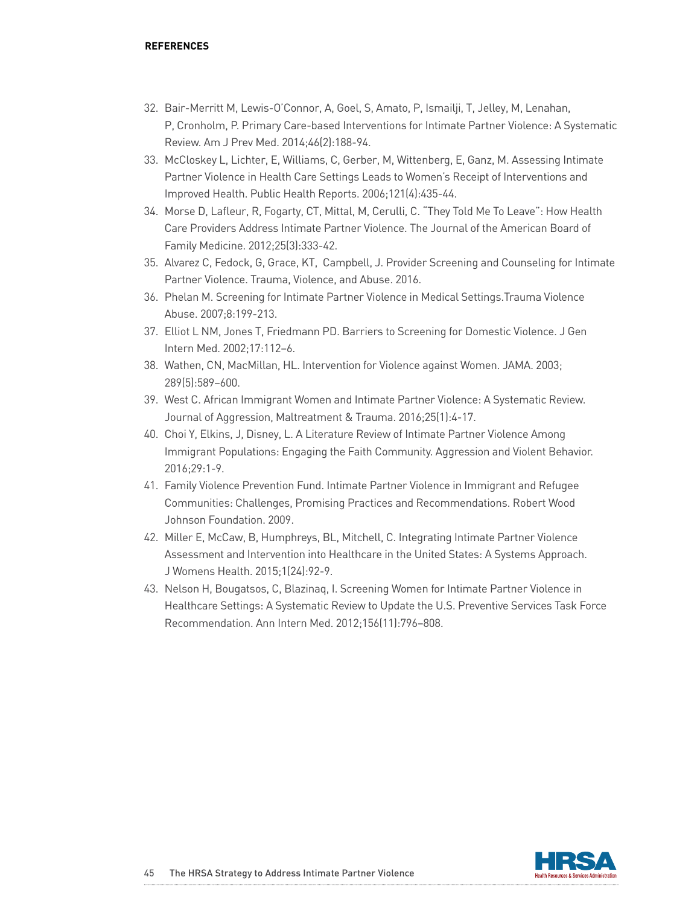**REFERENCES**

32. Bair-Merritt M, Lewis-O'Connor, A, Goel, S, Amato, P, Ismailji, T, Jelley, M, Lenahan, P, Cronholm, P. Primary Care-based Interventions for Intimate Partner Violence: A Systematic Review. Am J Prev Med. 2014;46(2):188-94.
33. McCloskey L, Lichter, E, Williams, C, Gerber, M, Wittenberg, E, Ganz, M. Assessing Intimate Partner Violence in Health Care Settings Leads to Women's Receipt of Interventions and Improved Health. Public Health Reports. 2006;121(4):435-44.
34. Morse D, Lafleur, R, Fogarty, CT, Mittal, M, Cerulli, C. "They Told Me To Leave": How Health Care Providers Address Intimate Partner Violence. The Journal of the American Board of Family Medicine. 2012;25(3):333-42.
35. Alvarez C, Fedock, G, Grace, KT, Campbell, J. Provider Screening and Counseling for Intimate Partner Violence. Trauma, Violence, and Abuse. 2016.
36. Phelan M. Screening for Intimate Partner Violence in Medical Settings.Trauma Violence Abuse. 2007;8:199-213.
37. Elliot L NM, Jones T, Friedmann PD. Barriers to Screening for Domestic Violence. J Gen Intern Med. 2002;17:112–6.
38. Wathen, CN, MacMillan, HL. Intervention for Violence against Women. JAMA. 2003; 289(5):589–600.
39. West C. African Immigrant Women and Intimate Partner Violence: A Systematic Review. Journal of Aggression, Maltreatment & Trauma. 2016;25(1):4-17.
40. Choi Y, Elkins, J, Disney, L. A Literature Review of Intimate Partner Violence Among Immigrant Populations: Engaging the Faith Community. Aggression and Violent Behavior. 2016;29:1-9.
41. Family Violence Prevention Fund. Intimate Partner Violence in Immigrant and Refugee Communities: Challenges, Promising Practices and Recommendations. Robert Wood Johnson Foundation. 2009.
42. Miller E, McCaw, B, Humphreys, BL, Mitchell, C. Integrating Intimate Partner Violence Assessment and Intervention into Healthcare in the United States: A Systems Approach. J Womens Health. 2015;1(24):92-9.
43. Nelson H, Bougatsos, C, Blazinaq, I. Screening Women for Intimate Partner Violence in Healthcare Settings: A Systematic Review to Update the U.S. Preventive Services Task Force Recommendation. Ann Intern Med. 2012;156(11):796–808.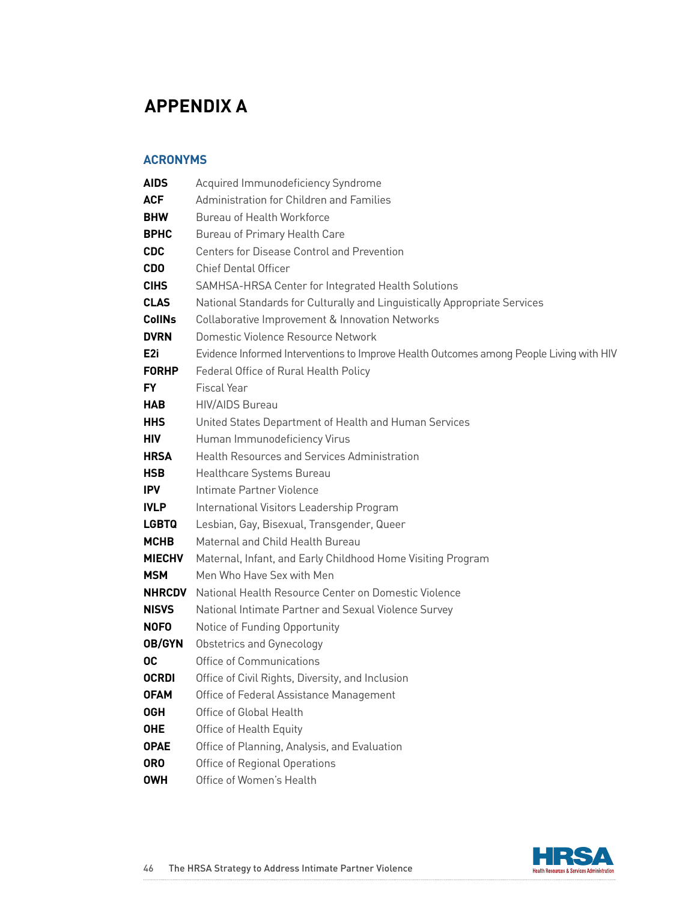# APPENDIX A

## ACRONYMS

**AIDS** Acquired Immunodeficiency Syndrome
**ACF** Administration for Children and Families
**BHW** Bureau of Health Workforce
**BPHC** Bureau of Primary Health Care
**CDC** Centers for Disease Control and Prevention
**CDO** Chief Dental Officer
**CIHS** SAMHSA-HRSA Center for Integrated Health Solutions
**CLAS** National Standards for Culturally and Linguistically Appropriate Services
**CoIINs** Collaborative Improvement & Innovation Networks
**DVRN** Domestic Violence Resource Network
**E2i** Evidence Informed Interventions to Improve Health Outcomes among People Living with HIV
**FORHP** Federal Office of Rural Health Policy
**FY** Fiscal Year
**HAB** HIV/AIDS Bureau
**HHS** United States Department of Health and Human Services
**HIV** Human Immunodeficiency Virus
**HRSA** Health Resources and Services Administration
**HSB** Healthcare Systems Bureau
**IPV** Intimate Partner Violence
**IVLP** International Visitors Leadership Program
**LGBTQ** Lesbian, Gay, Bisexual, Transgender, Queer
**MCHB** Maternal and Child Health Bureau
**MIECHV** Maternal, Infant, and Early Childhood Home Visiting Program
**MSM** Men Who Have Sex with Men
**NHRCDV** National Health Resource Center on Domestic Violence
**NISVS** National Intimate Partner and Sexual Violence Survey
**NOFO** Notice of Funding Opportunity
**OB/GYN** Obstetrics and Gynecology
**OC** Office of Communications
**OCRDI** Office of Civil Rights, Diversity, and Inclusion
**OFAM** Office of Federal Assistance Management
**OGH** Office of Global Health
**OHE** Office of Health Equity
**OPAE** Office of Planning, Analysis, and Evaluation
**ORO** Office of Regional Operations
**OWH** Office of Women's Health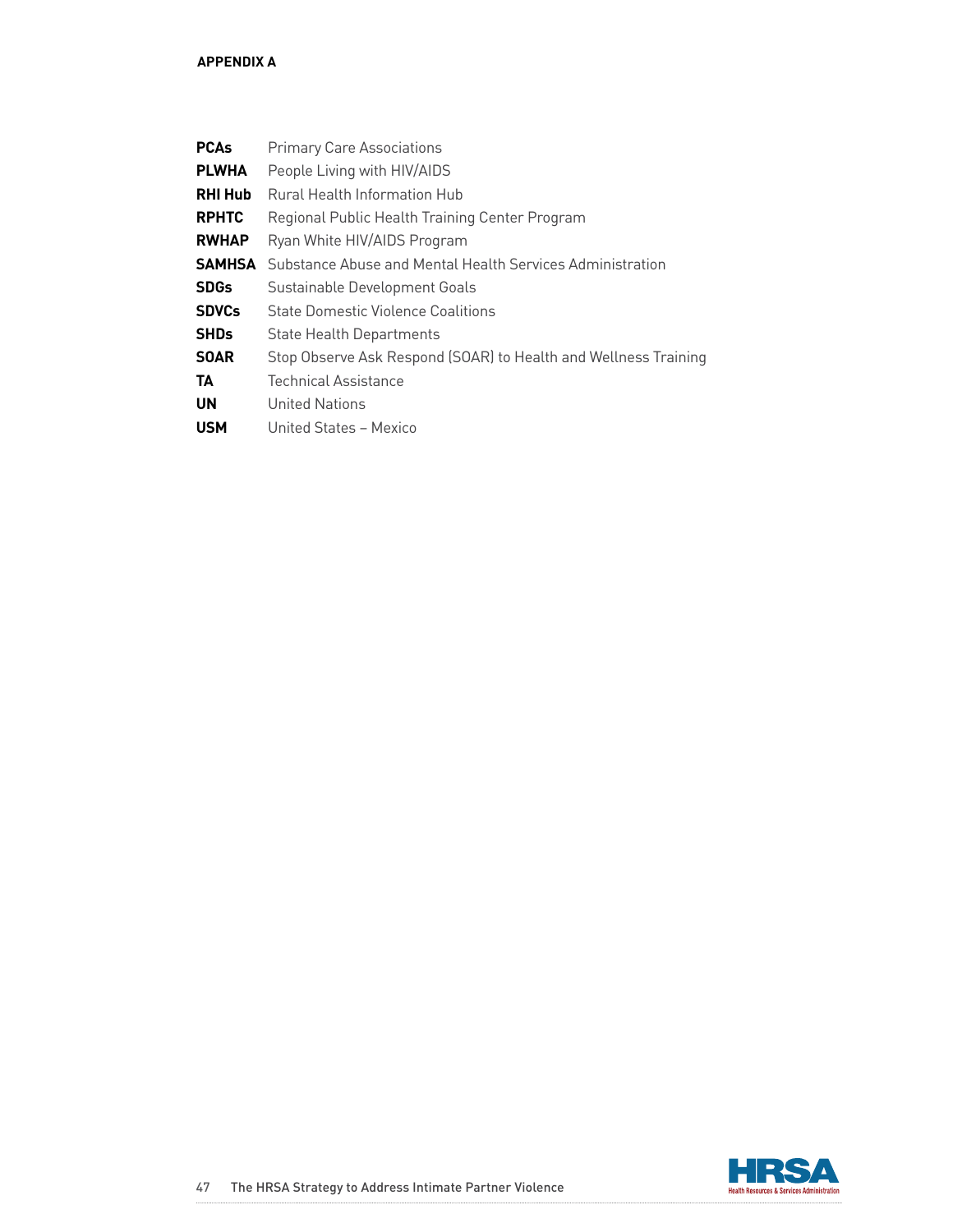**APPENDIX A**

| | |
|---|---|
| **PCAs** | Primary Care Associations |
| **PLWHA** | People Living with HIV/AIDS |
| **RHI Hub** | Rural Health Information Hub |
| **RPHTC** | Regional Public Health Training Center Program |
| **RWHAP** | Ryan White HIV/AIDS Program |
| **SAMHSA** | Substance Abuse and Mental Health Services Administration |
| **SDGs** | Sustainable Development Goals |
| **SDVCs** | State Domestic Violence Coalitions |
| **SHDs** | State Health Departments |
| **SOAR** | Stop Observe Ask Respond (SOAR) to Health and Wellness Training |
| **TA** | Technical Assistance |
| **UN** | United Nations |
| **USM** | United States – Mexico |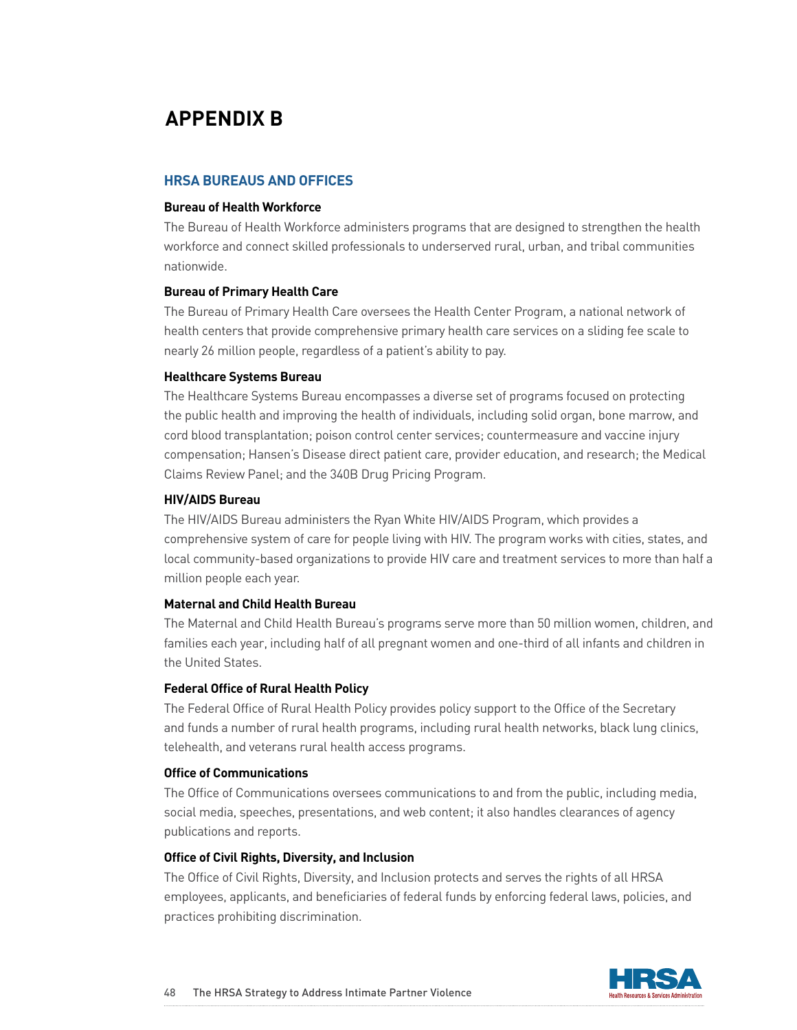# APPENDIX B

## HRSA BUREAUS AND OFFICES

### Bureau of Health Workforce

The Bureau of Health Workforce administers programs that are designed to strengthen the health workforce and connect skilled professionals to underserved rural, urban, and tribal communities nationwide.

### Bureau of Primary Health Care

The Bureau of Primary Health Care oversees the Health Center Program, a national network of health centers that provide comprehensive primary health care services on a sliding fee scale to nearly 26 million people, regardless of a patient's ability to pay.

### Healthcare Systems Bureau

The Healthcare Systems Bureau encompasses a diverse set of programs focused on protecting the public health and improving the health of individuals, including solid organ, bone marrow, and cord blood transplantation; poison control center services; countermeasure and vaccine injury compensation; Hansen's Disease direct patient care, provider education, and research; the Medical Claims Review Panel; and the 340B Drug Pricing Program.

### HIV/AIDS Bureau

The HIV/AIDS Bureau administers the Ryan White HIV/AIDS Program, which provides a comprehensive system of care for people living with HIV. The program works with cities, states, and local community-based organizations to provide HIV care and treatment services to more than half a million people each year.

### Maternal and Child Health Bureau

The Maternal and Child Health Bureau's programs serve more than 50 million women, children, and families each year, including half of all pregnant women and one-third of all infants and children in the United States.

### Federal Office of Rural Health Policy

The Federal Office of Rural Health Policy provides policy support to the Office of the Secretary and funds a number of rural health programs, including rural health networks, black lung clinics, telehealth, and veterans rural health access programs.

### Office of Communications

The Office of Communications oversees communications to and from the public, including media, social media, speeches, presentations, and web content; it also handles clearances of agency publications and reports.

### Office of Civil Rights, Diversity, and Inclusion

The Office of Civil Rights, Diversity, and Inclusion protects and serves the rights of all HRSA employees, applicants, and beneficiaries of federal funds by enforcing federal laws, policies, and practices prohibiting discrimination.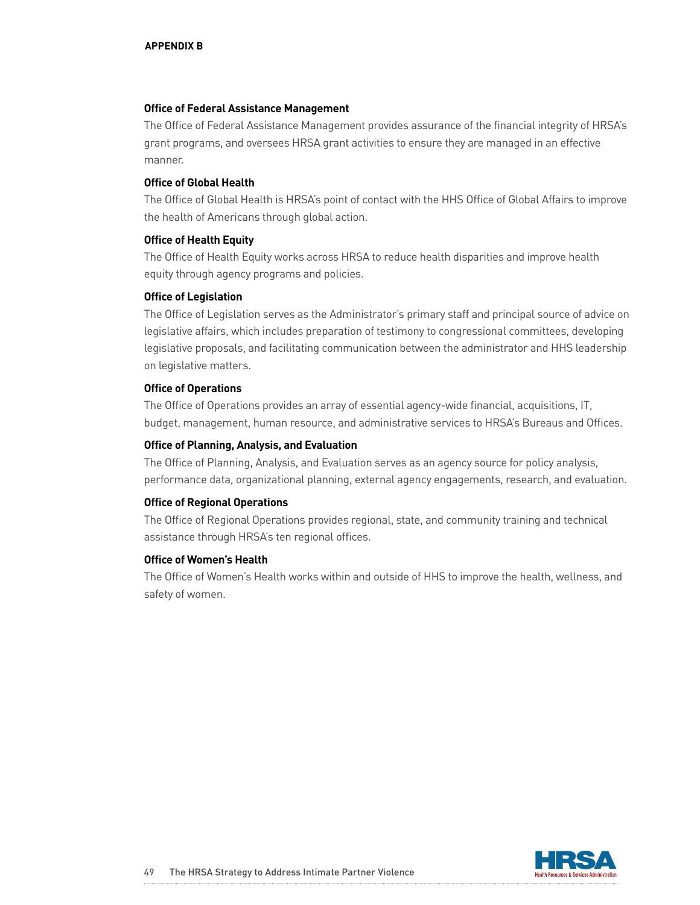**Office of Federal Assistance Management**

The Office of Federal Assistance Management provides assurance of the financial integrity of HRSA's grant programs, and oversees HRSA grant activities to ensure they are managed in an effective manner.

**Office of Global Health**

The Office of Global Health is HRSA's point of contact with the HHS Office of Global Affairs to improve the health of Americans through global action.

**Office of Health Equity**

The Office of Health Equity works across HRSA to reduce health disparities and improve health equity through agency programs and policies.

**Office of Legislation**

The Office of Legislation serves as the Administrator's primary staff and principal source of advice on legislative affairs, which includes preparation of testimony to congressional committees, developing legislative proposals, and facilitating communication between the administrator and HHS leadership on legislative matters.

**Office of Operations**

The Office of Operations provides an array of essential agency-wide financial, acquisitions, IT, budget, management, human resource, and administrative services to HRSA's Bureaus and Offices.

**Office of Planning, Analysis, and Evaluation**

The Office of Planning, Analysis, and Evaluation serves as an agency source for policy analysis, performance data, organizational planning, external agency engagements, research, and evaluation.

**Office of Regional Operations**

The Office of Regional Operations provides regional, state, and community training and technical assistance through HRSA's ten regional offices.

**Office of Women's Health**

The Office of Women's Health works within and outside of HHS to improve the health, wellness, and safety of women.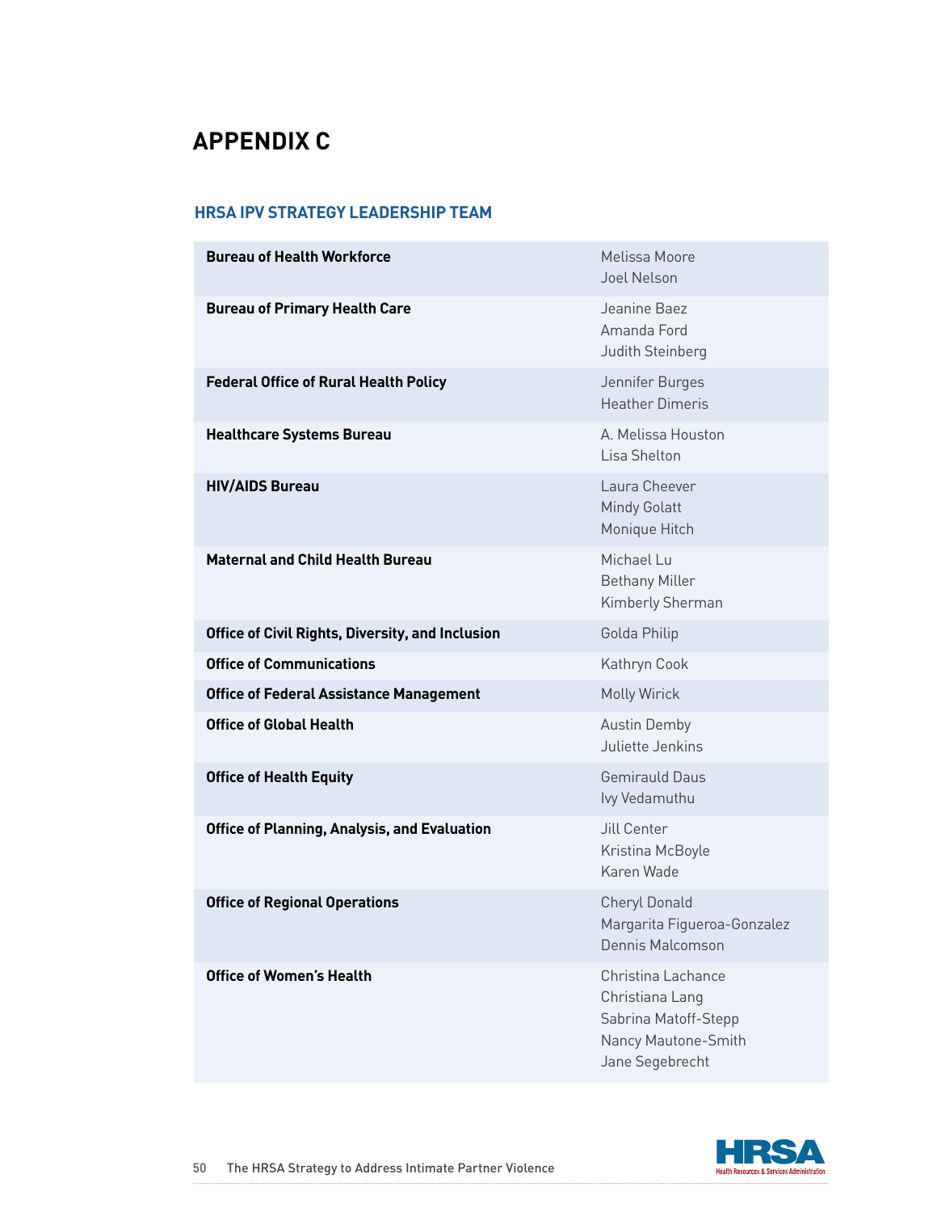# APPENDIX C

## HRSA IPV STRATEGY LEADERSHIP TEAM

| Office | Members |
|---|---|
| **Bureau of Health Workforce** | Melissa Moore<br>Joel Nelson |
| **Bureau of Primary Health Care** | Jeanine Baez<br>Amanda Ford<br>Judith Steinberg |
| **Federal Office of Rural Health Policy** | Jennifer Burges<br>Heather Dimeris |
| **Healthcare Systems Bureau** | A. Melissa Houston<br>Lisa Shelton |
| **HIV/AIDS Bureau** | Laura Cheever<br>Mindy Golatt<br>Monique Hitch |
| **Maternal and Child Health Bureau** | Michael Lu<br>Bethany Miller<br>Kimberly Sherman |
| **Office of Civil Rights, Diversity, and Inclusion** | Golda Philip |
| **Office of Communications** | Kathryn Cook |
| **Office of Federal Assistance Management** | Molly Wirick |
| **Office of Global Health** | Austin Demby<br>Juliette Jenkins |
| **Office of Health Equity** | Gemirauld Daus<br>Ivy Vedamuthu |
| **Office of Planning, Analysis, and Evaluation** | Jill Center<br>Kristina McBoyle<br>Karen Wade |
| **Office of Regional Operations** | Cheryl Donald<br>Margarita Figueroa-Gonzalez<br>Dennis Malcomson |
| **Office of Women's Health** | Christina Lachance<br>Christiana Lang<br>Sabrina Matoff-Stepp<br>Nancy Mautone-Smith<br>Jane Segebrecht |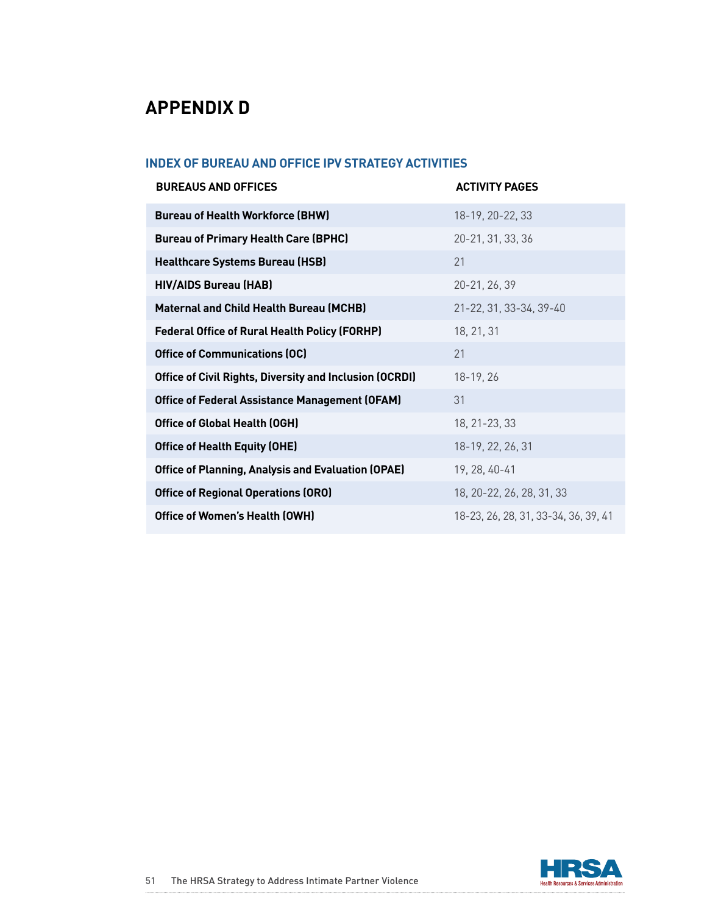# APPENDIX D

## INDEX OF BUREAU AND OFFICE IPV STRATEGY ACTIVITIES

| BUREAUS AND OFFICES | ACTIVITY PAGES |
|---|---|
| **Bureau of Health Workforce (BHW)** | 18-19, 20-22, 33 |
| **Bureau of Primary Health Care (BPHC)** | 20-21, 31, 33, 36 |
| **Healthcare Systems Bureau (HSB)** | 21 |
| **HIV/AIDS Bureau (HAB)** | 20-21, 26, 39 |
| **Maternal and Child Health Bureau (MCHB)** | 21-22, 31, 33-34, 39-40 |
| **Federal Office of Rural Health Policy (FORHP)** | 18, 21, 31 |
| **Office of Communications (OC)** | 21 |
| **Office of Civil Rights, Diversity and Inclusion (OCRDI)** | 18-19, 26 |
| **Office of Federal Assistance Management (OFAM)** | 31 |
| **Office of Global Health (OGH)** | 18, 21-23, 33 |
| **Office of Health Equity (OHE)** | 18-19, 22, 26, 31 |
| **Office of Planning, Analysis and Evaluation (OPAE)** | 19, 28, 40-41 |
| **Office of Regional Operations (ORO)** | 18, 20-22, 26, 28, 31, 33 |
| **Office of Women's Health (OWH)** | 18-23, 26, 28, 31, 33-34, 36, 39, 41 |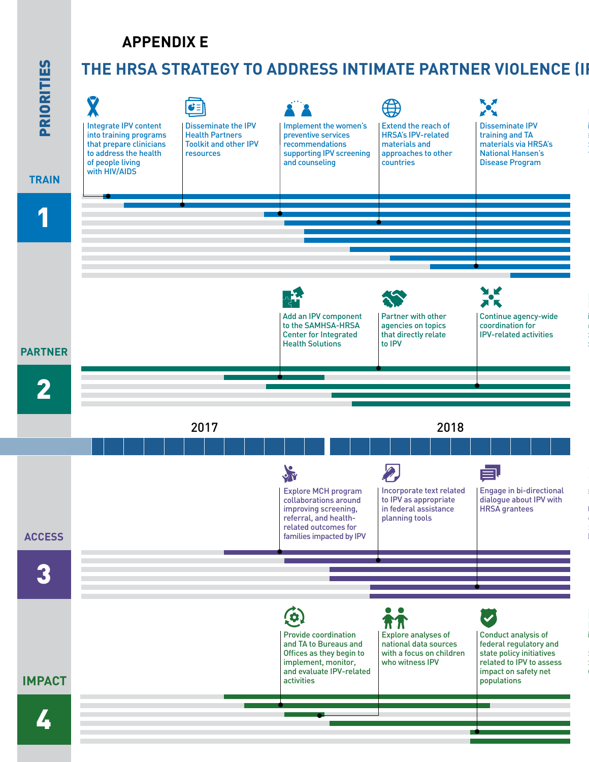## APPENDIX E

# THE HRSA STRATEGY TO ADDRESS INTIMATE PARTNER VIOLENCE (IP

**PRIORITIES**

### TRAIN 1

- Integrate IPV content into training programs that prepare clinicians to address the health of people living with HIV/AIDS
- Disseminate the IPV Health Partners Toolkit and other IPV resources
- Implement the women's preventive services recommendations supporting IPV screening and counseling
- Extend the reach of HRSA's IPV-related materials and approaches to other countries
- Disseminate IPV training and TA materials via HRSA's National Hansen's Disease Program

### PARTNER 2

- Add an IPV component to the SAMHSA-HRSA Center for Integrated Health Solutions
- Partner with other agencies on topics that directly relate to IPV
- Continue agency-wide coordination for IPV-related activities

2017 | 2018

### ACCESS 3

- Explore MCH program collaborations around improving screening, referral, and health-related outcomes for families impacted by IPV
- Incorporate text related to IPV as appropriate in federal assistance planning tools
- Engage in bi-directional dialogue about IPV with HRSA grantees

### IMPACT 4

- Provide coordination and TA to Bureaus and Offices as they begin to implement, monitor, and evaluate IPV-related activities
- Explore analyses of national data sources with a focus on children who witness IPV
- Conduct analysis of federal regulatory and state policy initiatives related to IPV to assess impact on safety net populations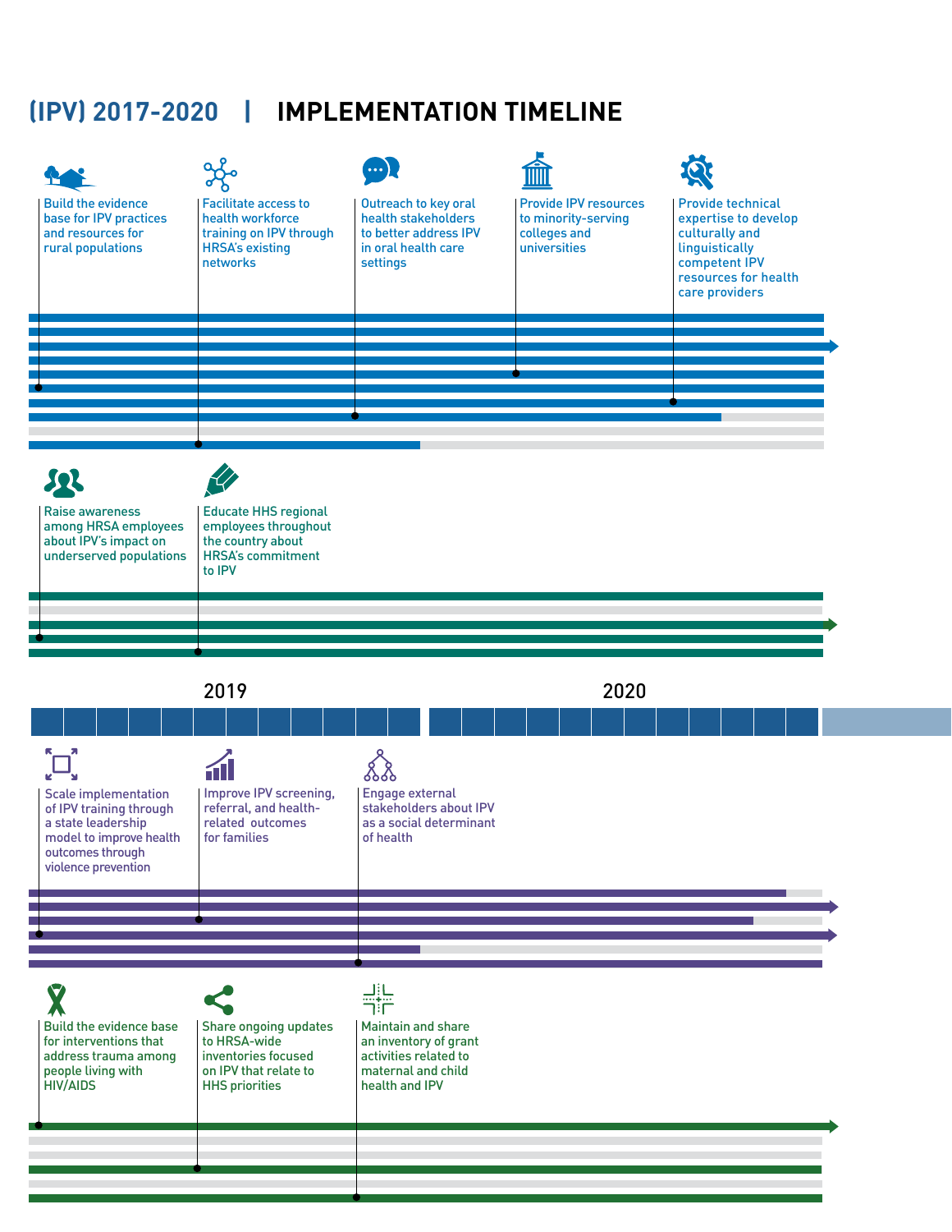# (IPV) 2017-2020 | IMPLEMENTATION TIMELINE

Build the evidence base for IPV practices and resources for rural populations

Facilitate access to health workforce training on IPV through HRSA's existing networks

Outreach to key oral health stakeholders to better address IPV in oral health care settings

Provide IPV resources to minority-serving colleges and universities

Provide technical expertise to develop culturally and linguistically competent IPV resources for health care providers

Raise awareness among HRSA employees about IPV's impact on underserved populations

Educate HHS regional employees throughout the country about HRSA's commitment to IPV

2019

2020

Scale implementation of IPV training through a state leadership model to improve health outcomes through violence prevention

Improve IPV screening, referral, and health-related outcomes for families

Engage external stakeholders about IPV as a social determinant of health

Build the evidence base for interventions that address trauma among people living with HIV/AIDS

Share ongoing updates to HRSA-wide inventories focused on IPV that relate to HHS priorities

Maintain and share an inventory of grant activities related to maternal and child health and IPV